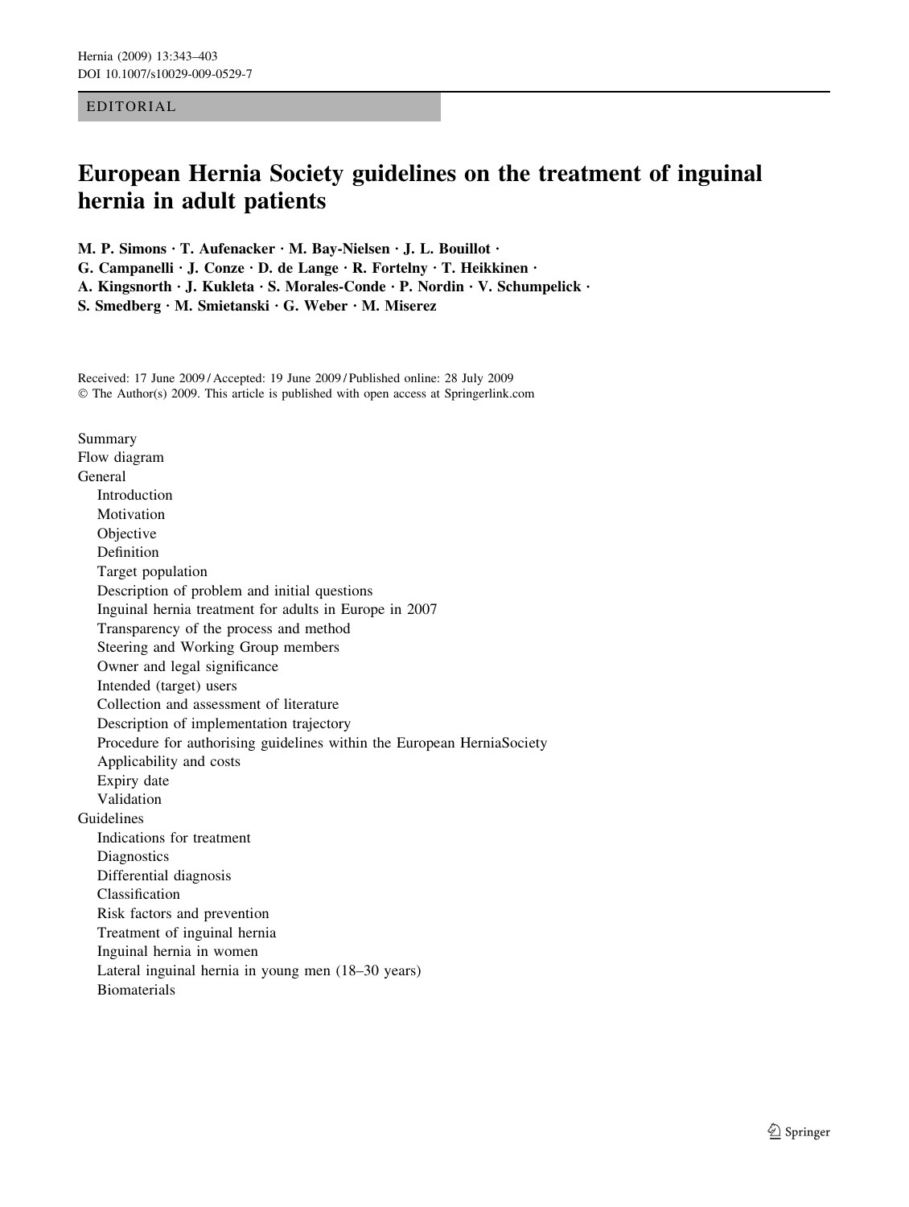EDITORIAL

# European Hernia Society guidelines on the treatment of inguinal hernia in adult patients

**M. P. Simons · T. Aufenacker · M. Bay-Nielsen · J. L. Bouillot · G. Campanelli · J. Conze · D. de Lange · R. Fortelny · T. Heikkinen · A. Kingsnorth · J. Kukleta · S. Morales-Conde · P. Nordin · V. Schumpelick · S. Smedberg · M. Smietanski · G. Weber · M. Miserez**

Received: 17 June 2009 / Accepted: 19 June 2009 / Published online: 28 July 2009
© The Author(s) 2009. This article is published with open access at Springerlink.com

Summary
Flow diagram
General
- Introduction
- Motivation
- Objective
- Definition
- Target population
- Description of problem and initial questions
- Inguinal hernia treatment for adults in Europe in 2007
- Transparency of the process and method
- Steering and Working Group members
- Owner and legal significance
- Intended (target) users
- Collection and assessment of literature
- Description of implementation trajectory
- Procedure for authorising guidelines within the European HerniaSociety
- Applicability and costs
- Expiry date
- Validation

Guidelines
- Indications for treatment
- Diagnostics
- Differential diagnosis
- Classification
- Risk factors and prevention
- Treatment of inguinal hernia
- Inguinal hernia in women
- Lateral inguinal hernia in young men (18–30 years)
- Biomaterials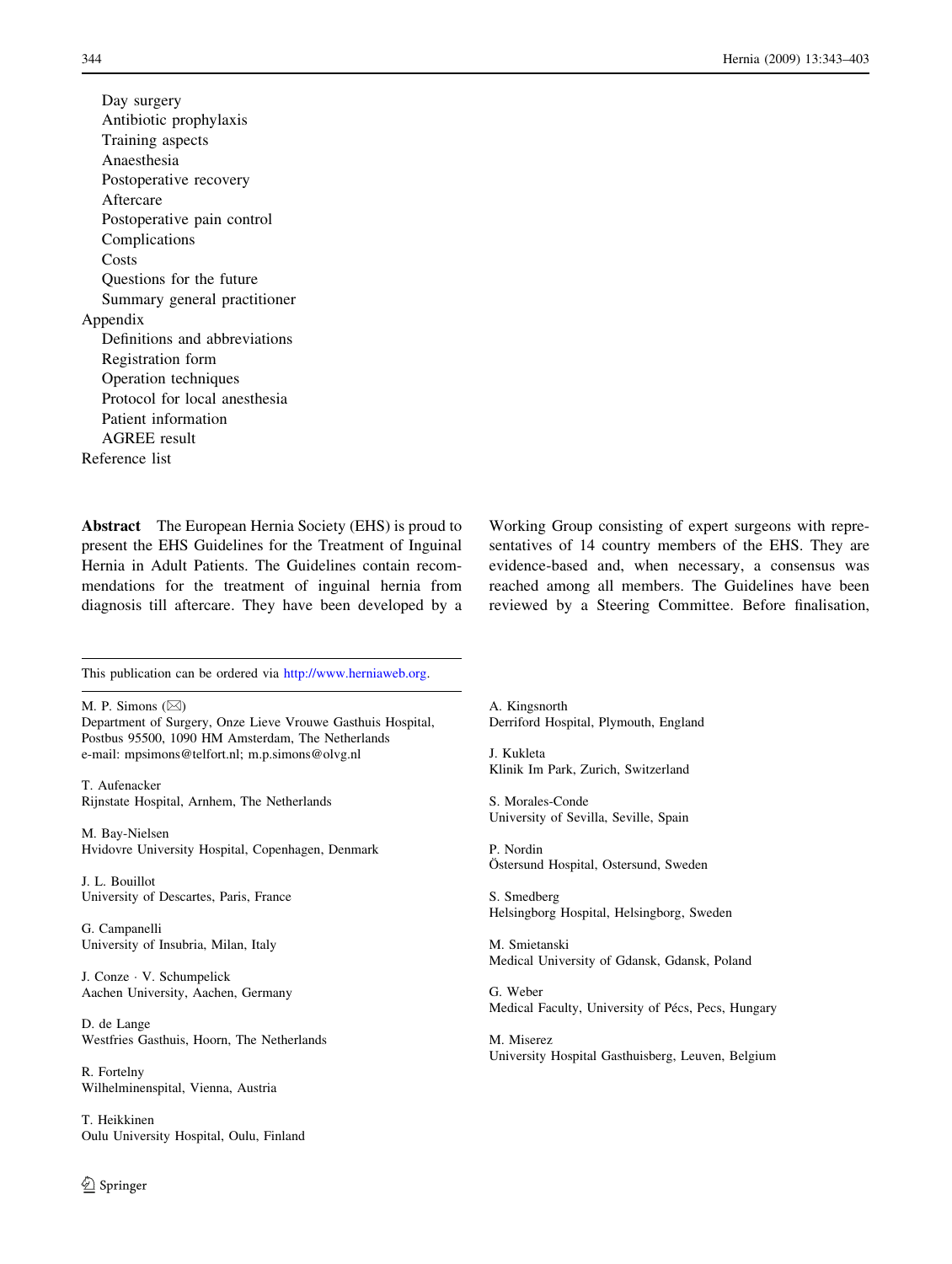Day surgery
Antibiotic prophylaxis
Training aspects
Anaesthesia
Postoperative recovery
Aftercare
Postoperative pain control
Complications
Costs
Questions for the future
Summary general practitioner

Appendix
Definitions and abbreviations
Registration form
Operation techniques
Protocol for local anesthesia
Patient information
AGREE result

Reference list

**Abstract** The European Hernia Society (EHS) is proud to present the EHS Guidelines for the Treatment of Inguinal Hernia in Adult Patients. The Guidelines contain recommendations for the treatment of inguinal hernia from diagnosis till aftercare. They have been developed by a Working Group consisting of expert surgeons with representatives of 14 country members of the EHS. They are evidence-based and, when necessary, a consensus was reached among all members. The Guidelines have been reviewed by a Steering Committee. Before finalisation,

---

This publication can be ordered via http://www.herniaweb.org.

M. P. Simons (✉)
Department of Surgery, Onze Lieve Vrouwe Gasthuis Hospital, Postbus 95500, 1090 HM Amsterdam, The Netherlands
e-mail: mpsimons@telfort.nl; m.p.simons@olvg.nl

T. Aufenacker
Rijnstate Hospital, Arnhem, The Netherlands

M. Bay-Nielsen
Hvidovre University Hospital, Copenhagen, Denmark

J. L. Bouillot
University of Descartes, Paris, France

G. Campanelli
University of Insubria, Milan, Italy

J. Conze · V. Schumpelick
Aachen University, Aachen, Germany

D. de Lange
Westfries Gasthuis, Hoorn, The Netherlands

R. Fortelny
Wilhelminenspital, Vienna, Austria

T. Heikkinen
Oulu University Hospital, Oulu, Finland

A. Kingsnorth
Derriford Hospital, Plymouth, England

J. Kukleta
Klinik Im Park, Zurich, Switzerland

S. Morales-Conde
University of Sevilla, Seville, Spain

P. Nordin
Östersund Hospital, Ostersund, Sweden

S. Smedberg
Helsingborg Hospital, Helsingborg, Sweden

M. Smietanski
Medical University of Gdansk, Gdansk, Poland

G. Weber
Medical Faculty, University of Pécs, Pecs, Hungary

M. Miserez
University Hospital Gasthuisberg, Leuven, Belgium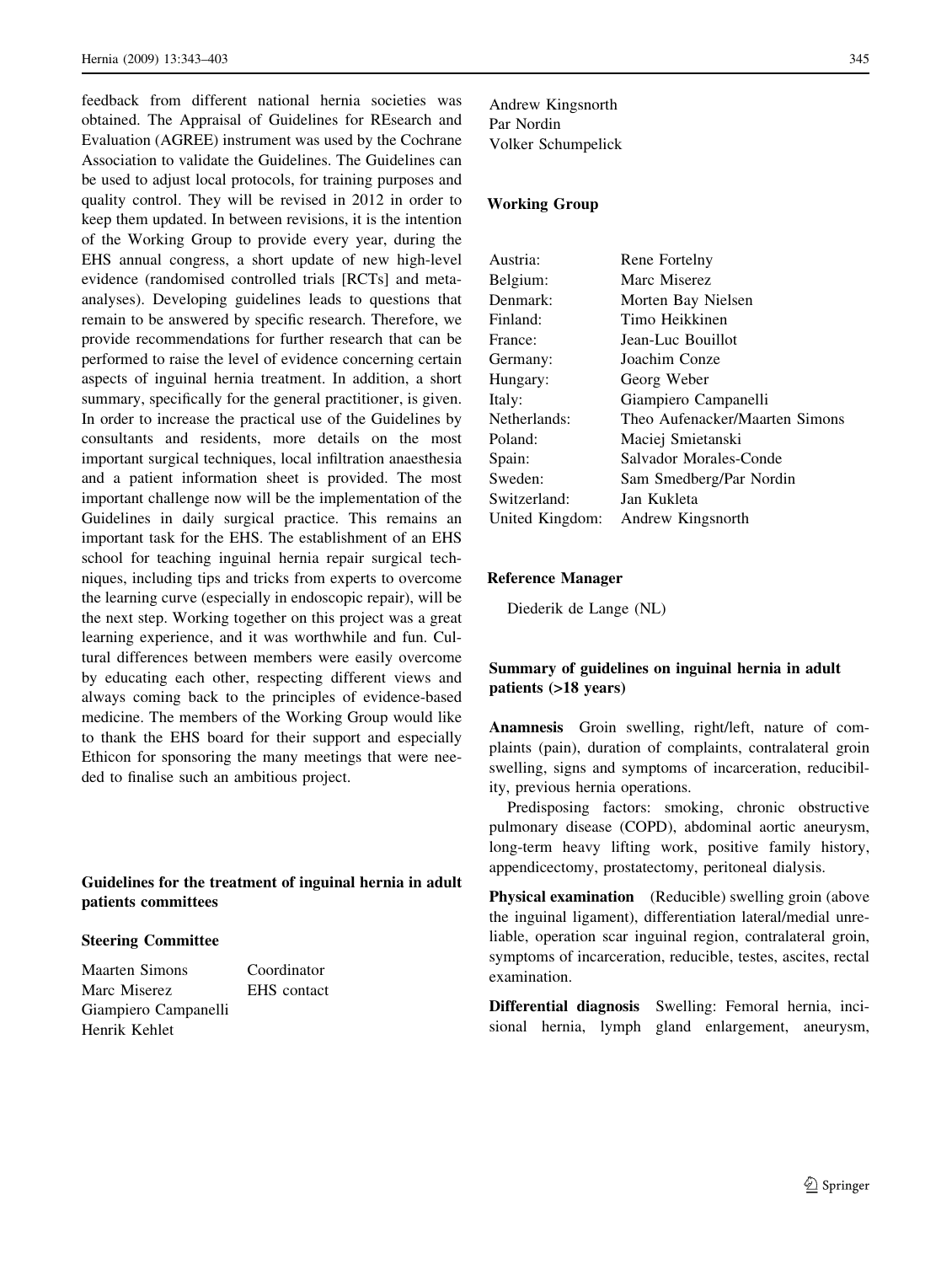feedback from different national hernia societies was obtained. The Appraisal of Guidelines for REsearch and Evaluation (AGREE) instrument was used by the Cochrane Association to validate the Guidelines. The Guidelines can be used to adjust local protocols, for training purposes and quality control. They will be revised in 2012 in order to keep them updated. In between revisions, it is the intention of the Working Group to provide every year, during the EHS annual congress, a short update of new high-level evidence (randomised controlled trials [RCTs] and meta-analyses). Developing guidelines leads to questions that remain to be answered by specific research. Therefore, we provide recommendations for further research that can be performed to raise the level of evidence concerning certain aspects of inguinal hernia treatment. In addition, a short summary, specifically for the general practitioner, is given. In order to increase the practical use of the Guidelines by consultants and residents, more details on the most important surgical techniques, local infiltration anaesthesia and a patient information sheet is provided. The most important challenge now will be the implementation of the Guidelines in daily surgical practice. This remains an important task for the EHS. The establishment of an EHS school for teaching inguinal hernia repair surgical techniques, including tips and tricks from experts to overcome the learning curve (especially in endoscopic repair), will be the next step. Working together on this project was a great learning experience, and it was worthwhile and fun. Cultural differences between members were easily overcome by educating each other, respecting different views and always coming back to the principles of evidence-based medicine. The members of the Working Group would like to thank the EHS board for their support and especially Ethicon for sponsoring the many meetings that were needed to finalise such an ambitious project.

## Guidelines for the treatment of inguinal hernia in adult patients committees

### Steering Committee

| | |
|---|---|
| Maarten Simons | Coordinator |
| Marc Miserez | EHS contact |
| Giampiero Campanelli | |
| Henrik Kehlet | |
| Andrew Kingsnorth | |
| Par Nordin | |
| Volker Schumpelick | |

### Working Group

| | |
|---|---|
| Austria: | Rene Fortelny |
| Belgium: | Marc Miserez |
| Denmark: | Morten Bay Nielsen |
| Finland: | Timo Heikkinen |
| France: | Jean-Luc Bouillot |
| Germany: | Joachim Conze |
| Hungary: | Georg Weber |
| Italy: | Giampiero Campanelli |
| Netherlands: | Theo Aufenacker/Maarten Simons |
| Poland: | Maciej Smietanski |
| Spain: | Salvador Morales-Conde |
| Sweden: | Sam Smedberg/Par Nordin |
| Switzerland: | Jan Kukleta |
| United Kingdom: | Andrew Kingsnorth |

### Reference Manager

Diederik de Lange (NL)

### Summary of guidelines on inguinal hernia in adult patients (>18 years)

**Anamnesis** Groin swelling, right/left, nature of complaints (pain), duration of complaints, contralateral groin swelling, signs and symptoms of incarceration, reducibility, previous hernia operations.

Predisposing factors: smoking, chronic obstructive pulmonary disease (COPD), abdominal aortic aneurysm, long-term heavy lifting work, positive family history, appendicectomy, prostatectomy, peritoneal dialysis.

**Physical examination** (Reducible) swelling groin (above the inguinal ligament), differentiation lateral/medial unreliable, operation scar inguinal region, contralateral groin, symptoms of incarceration, reducible, testes, ascites, rectal examination.

**Differential diagnosis** Swelling: Femoral hernia, incisional hernia, lymph gland enlargement, aneurysm,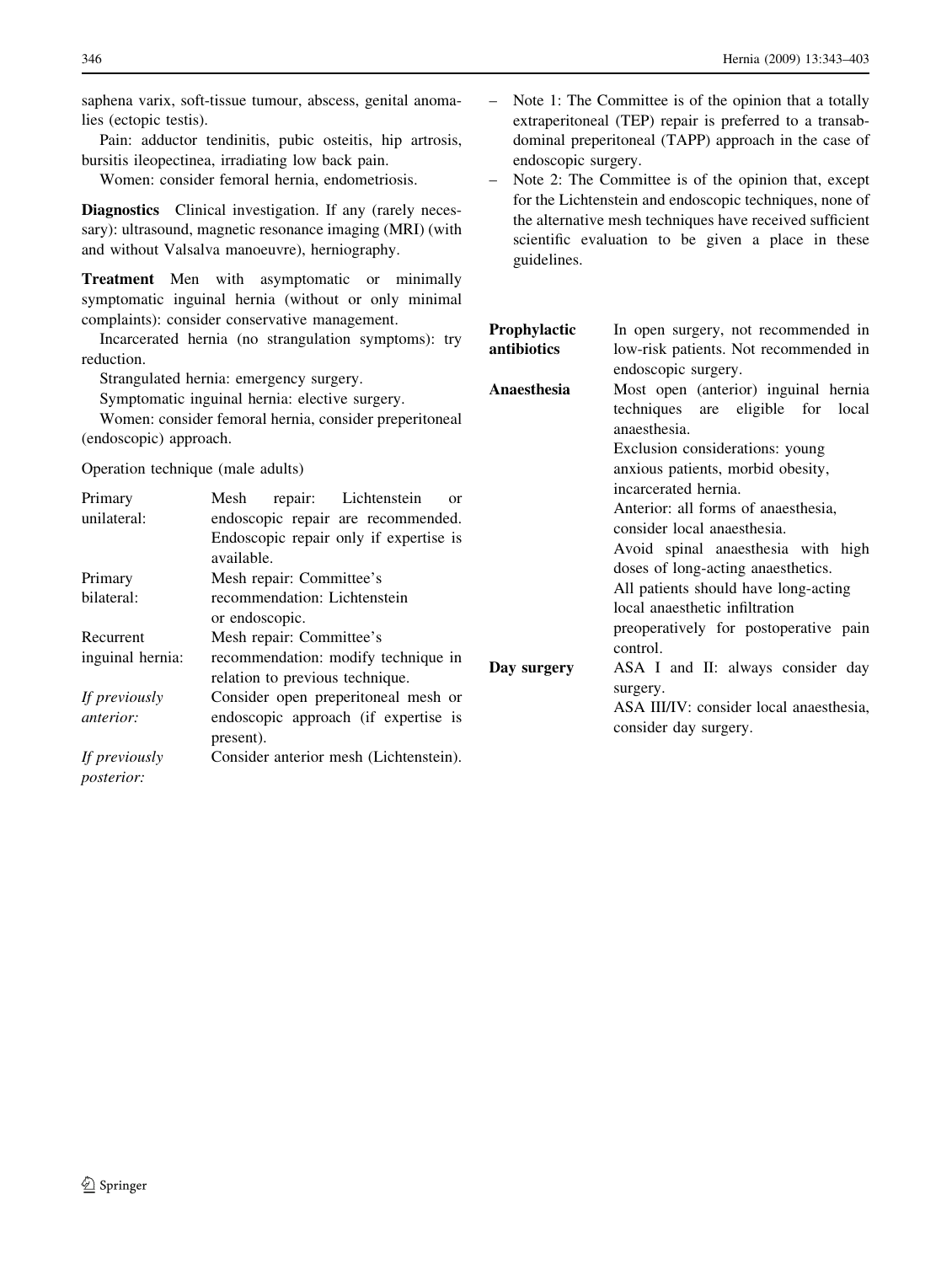saphena varix, soft-tissue tumour, abscess, genital anomalies (ectopic testis).

Pain: adductor tendinitis, pubic osteitis, hip artrosis, bursitis ileopectinea, irradiating low back pain.

Women: consider femoral hernia, endometriosis.

**Diagnostics** Clinical investigation. If any (rarely necessary): ultrasound, magnetic resonance imaging (MRI) (with and without Valsalva manoeuvre), herniography.

**Treatment** Men with asymptomatic or minimally symptomatic inguinal hernia (without or only minimal complaints): consider conservative management.

Incarcerated hernia (no strangulation symptoms): try reduction.

Strangulated hernia: emergency surgery.

Symptomatic inguinal hernia: elective surgery.

Women: consider femoral hernia, consider preperitoneal (endoscopic) approach.

Operation technique (male adults)

| | |
|---|---|
| Primary unilateral: | Mesh repair: Lichtenstein or endoscopic repair are recommended. Endoscopic repair only if expertise is available. |
| Primary bilateral: | Mesh repair: Committee's recommendation: Lichtenstein or endoscopic. |
| Recurrent inguinal hernia: | Mesh repair: Committee's recommendation: modify technique in relation to previous technique. |
| *If previously anterior:* | Consider open preperitoneal mesh or endoscopic approach (if expertise is present). |
| *If previously posterior:* | Consider anterior mesh (Lichtenstein). |

- Note 1: The Committee is of the opinion that a totally extraperitoneal (TEP) repair is preferred to a transabdominal preperitoneal (TAPP) approach in the case of endoscopic surgery.
- Note 2: The Committee is of the opinion that, except for the Lichtenstein and endoscopic techniques, none of the alternative mesh techniques have received sufficient scientific evaluation to be given a place in these guidelines.

| | |
|---|---|
| **Prophylactic antibiotics** | In open surgery, not recommended in low-risk patients. Not recommended in endoscopic surgery. |
| **Anaesthesia** | Most open (anterior) inguinal hernia techniques are eligible for local anaesthesia.<br>Exclusion considerations: young anxious patients, morbid obesity, incarcerated hernia.<br>Anterior: all forms of anaesthesia, consider local anaesthesia.<br>Avoid spinal anaesthesia with high doses of long-acting anaesthetics.<br>All patients should have long-acting local anaesthetic infiltration preoperatively for postoperative pain control. |
| **Day surgery** | ASA I and II: always consider day surgery.<br>ASA III/IV: consider local anaesthesia, consider day surgery. |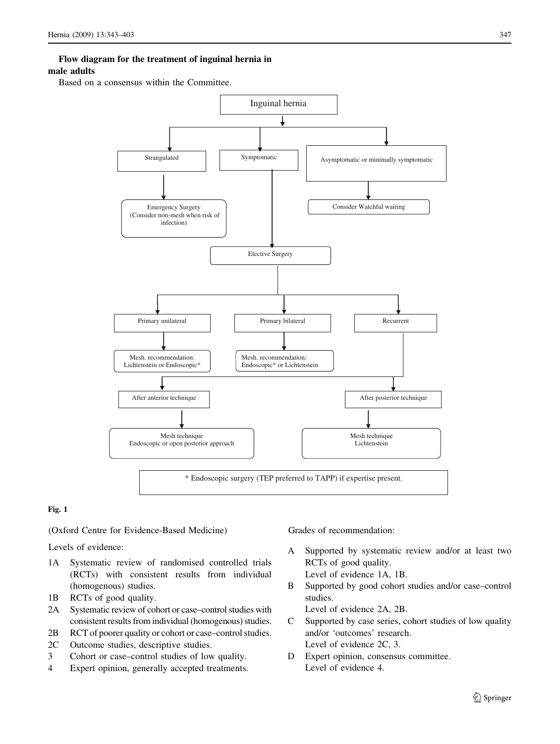**Flow diagram for the treatment of inguinal hernia in male adults**

Based on a consensus within the Committee.

Inguinal hernia

Strangulated

Symptomatic

Asymptomatic or minimally symptomatic

Emergency Surgery (Consider non-mesh when risk of infection)

Consider Watchful waiting

Elective Surgery

Primary unilateral

Primary bilateral

Recurrent

Mesh. recommendation: Lichtenstein or Endoscopic*

Mesh. recommendation: Endoscopic* or Lichtenstein

After anterior technique

After posterior technique

Mesh technique Endoscopic or open posterior approach

Mesh technique Lichtenstein

* Endoscopic surgery (TEP preferred to TAPP) if expertise present.

**Fig. 1**

(Oxford Centre for Evidence-Based Medicine)

Levels of evidence:

- 1A Systematic review of randomised controlled trials (RCTs) with consistent results from individual (homogenous) studies.
- 1B RCTs of good quality.
- 2A Systematic review of cohort or case–control studies with consistent results from individual (homogenous) studies.
- 2B RCT of poorer quality or cohort or case–control studies.
- 2C Outcome studies, descriptive studies.
- 3 Cohort or case–control studies of low quality.
- 4 Expert opinion, generally accepted treatments.

Grades of recommendation:

- A Supported by systematic review and/or at least two RCTs of good quality.
  Level of evidence 1A, 1B.
- B Supported by good cohort studies and/or case–control studies.
  Level of evidence 2A, 2B.
- C Supported by case series, cohort studies of low quality and/or 'outcomes' research.
  Level of evidence 2C, 3.
- D Expert opinion, consensus committee.
  Level of evidence 4.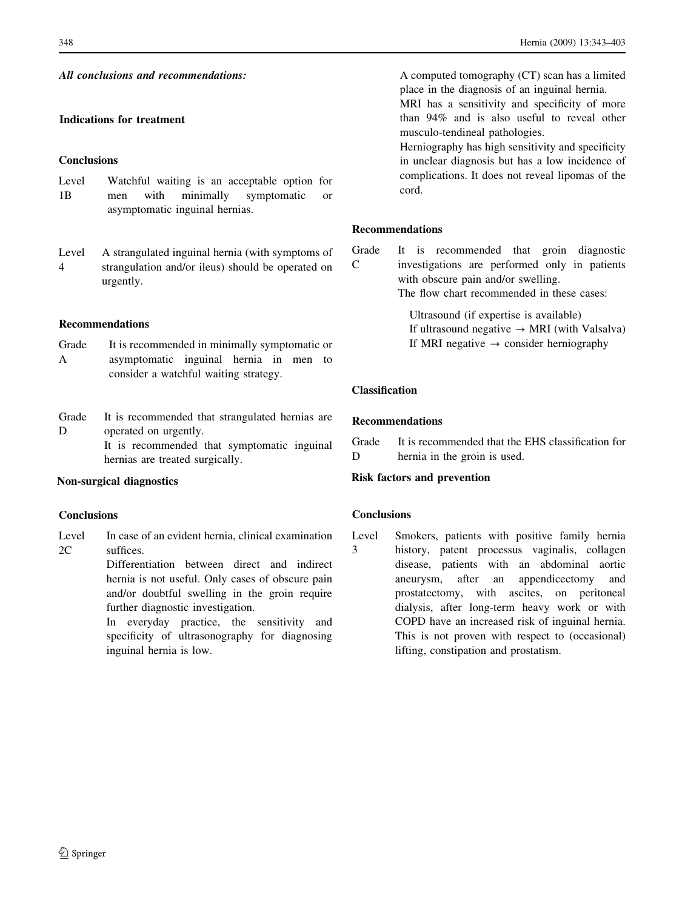***All conclusions and recommendations:***

## Indications for treatment

### Conclusions

Level 1B — Watchful waiting is an acceptable option for men with minimally symptomatic or asymptomatic inguinal hernias.

Level 4 — A strangulated inguinal hernia (with symptoms of strangulation and/or ileus) should be operated on urgently.

### Recommendations

Grade A — It is recommended in minimally symptomatic or asymptomatic inguinal hernia in men to consider a watchful waiting strategy.

Grade D — It is recommended that strangulated hernias are operated on urgently.
It is recommended that symptomatic inguinal hernias are treated surgically.

## Non-surgical diagnostics

### Conclusions

Level 2C — In case of an evident hernia, clinical examination suffices.
Differentiation between direct and indirect hernia is not useful. Only cases of obscure pain and/or doubtful swelling in the groin require further diagnostic investigation.
In everyday practice, the sensitivity and specificity of ultrasonography for diagnosing inguinal hernia is low.
A computed tomography (CT) scan has a limited place in the diagnosis of an inguinal hernia.
MRI has a sensitivity and specificity of more than 94% and is also useful to reveal other musculo-tendineal pathologies.
Herniography has high sensitivity and specificity in unclear diagnosis but has a low incidence of complications. It does not reveal lipomas of the cord.

### Recommendations

Grade C — It is recommended that groin diagnostic investigations are performed only in patients with obscure pain and/or swelling.
The flow chart recommended in these cases:

Ultrasound (if expertise is available)
If ultrasound negative → MRI (with Valsalva)
If MRI negative → consider herniography

## Classification

### Recommendations

Grade D — It is recommended that the EHS classification for hernia in the groin is used.

## Risk factors and prevention

### Conclusions

Level 3 — Smokers, patients with positive family hernia history, patent processus vaginalis, collagen disease, patients with an abdominal aortic aneurysm, after an appendicectomy and prostatectomy, with ascites, on peritoneal dialysis, after long-term heavy work or with COPD have an increased risk of inguinal hernia. This is not proven with respect to (occasional) lifting, constipation and prostatism.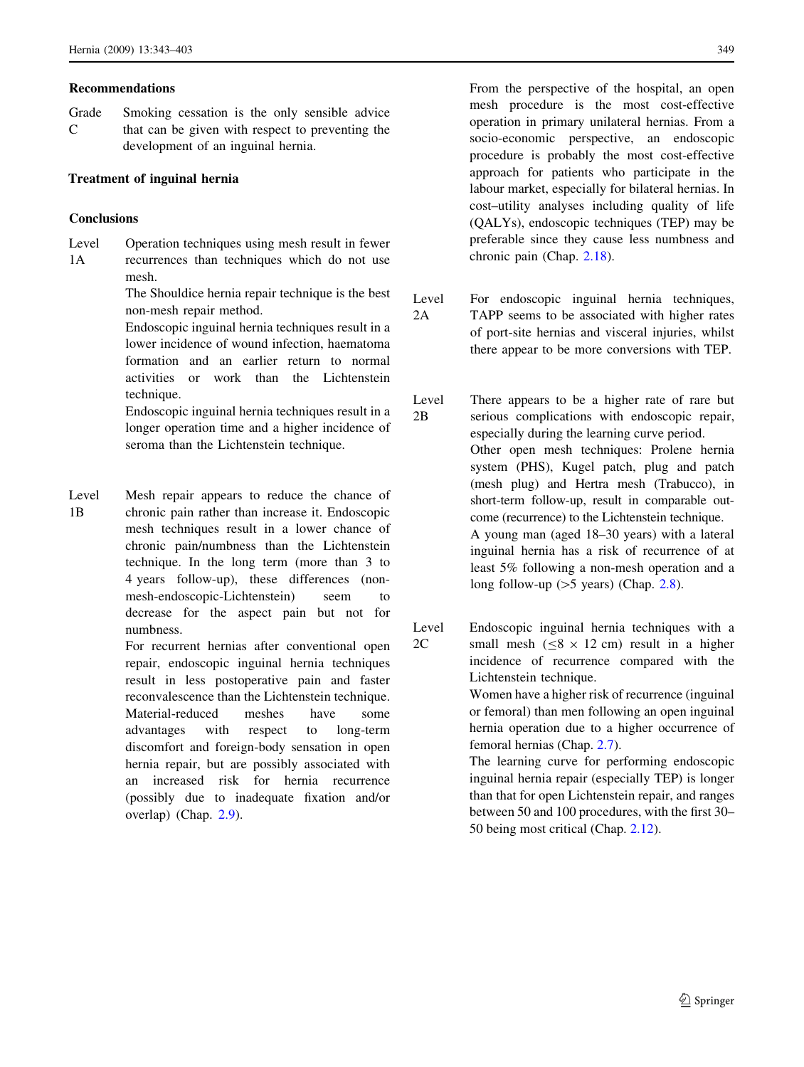### Recommendations

Grade C — Smoking cessation is the only sensible advice that can be given with respect to preventing the development of an inguinal hernia.

## Treatment of inguinal hernia

### Conclusions

**Level 1A**

Operation techniques using mesh result in fewer recurrences than techniques which do not use mesh.

The Shouldice hernia repair technique is the best non-mesh repair method.

Endoscopic inguinal hernia techniques result in a lower incidence of wound infection, haematoma formation and an earlier return to normal activities or work than the Lichtenstein technique.

Endoscopic inguinal hernia techniques result in a longer operation time and a higher incidence of seroma than the Lichtenstein technique.

**Level 1B**

Mesh repair appears to reduce the chance of chronic pain rather than increase it. Endoscopic mesh techniques result in a lower chance of chronic pain/numbness than the Lichtenstein technique. In the long term (more than 3 to 4 years follow-up), these differences (non-mesh-endoscopic-Lichtenstein) seem to decrease for the aspect pain but not for numbness.

For recurrent hernias after conventional open repair, endoscopic inguinal hernia techniques result in less postoperative pain and faster reconvalescence than the Lichtenstein technique.

Material-reduced meshes have some advantages with respect to long-term discomfort and foreign-body sensation in open hernia repair, but are possibly associated with an increased risk for hernia recurrence (possibly due to inadequate fixation and/or overlap) (Chap. 2.9).

From the perspective of the hospital, an open mesh procedure is the most cost-effective operation in primary unilateral hernias. From a socio-economic perspective, an endoscopic procedure is probably the most cost-effective approach for patients who participate in the labour market, especially for bilateral hernias. In cost–utility analyses including quality of life (QALYs), endoscopic techniques (TEP) may be preferable since they cause less numbness and chronic pain (Chap. 2.18).

**Level 2A**

For endoscopic inguinal hernia techniques, TAPP seems to be associated with higher rates of port-site hernias and visceral injuries, whilst there appear to be more conversions with TEP.

**Level 2B**

There appears to be a higher rate of rare but serious complications with endoscopic repair, especially during the learning curve period.

Other open mesh techniques: Prolene hernia system (PHS), Kugel patch, plug and patch (mesh plug) and Hertra mesh (Trabucco), in short-term follow-up, result in comparable outcome (recurrence) to the Lichtenstein technique.

A young man (aged 18–30 years) with a lateral inguinal hernia has a risk of recurrence of at least 5% following a non-mesh operation and a long follow-up (>5 years) (Chap. 2.8).

**Level 2C**

Endoscopic inguinal hernia techniques with a small mesh ($\leq 8 \times 12$ cm) result in a higher incidence of recurrence compared with the Lichtenstein technique.

Women have a higher risk of recurrence (inguinal or femoral) than men following an open inguinal hernia operation due to a higher occurrence of femoral hernias (Chap. 2.7).

The learning curve for performing endoscopic inguinal hernia repair (especially TEP) is longer than that for open Lichtenstein repair, and ranges between 50 and 100 procedures, with the first 30–50 being most critical (Chap. 2.12).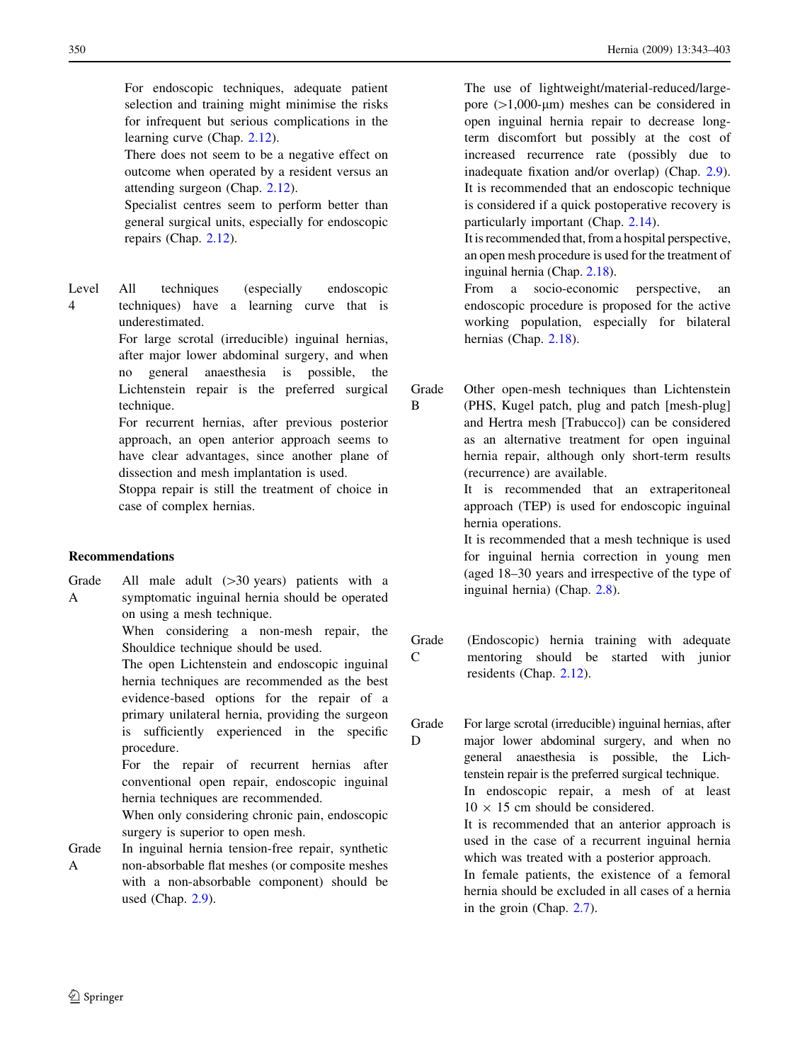For endoscopic techniques, adequate patient selection and training might minimise the risks for infrequent but serious complications in the learning curve (Chap. 2.12).

There does not seem to be a negative effect on outcome when operated by a resident versus an attending surgeon (Chap. 2.12).

Specialist centres seem to perform better than general surgical units, especially for endoscopic repairs (Chap. 2.12).

Level 4

All techniques (especially endoscopic techniques) have a learning curve that is underestimated.

For large scrotal (irreducible) inguinal hernias, after major lower abdominal surgery, and when no general anaesthesia is possible, the Lichtenstein repair is the preferred surgical technique.

For recurrent hernias, after previous posterior approach, an open anterior approach seems to have clear advantages, since another plane of dissection and mesh implantation is used.

Stoppa repair is still the treatment of choice in case of complex hernias.

**Recommendations**

Grade A

All male adult (>30 years) patients with a symptomatic inguinal hernia should be operated on using a mesh technique.

When considering a non-mesh repair, the Shouldice technique should be used.

The open Lichtenstein and endoscopic inguinal hernia techniques are recommended as the best evidence-based options for the repair of a primary unilateral hernia, providing the surgeon is sufficiently experienced in the specific procedure.

For the repair of recurrent hernias after conventional open repair, endoscopic inguinal hernia techniques are recommended.

When only considering chronic pain, endoscopic surgery is superior to open mesh.

Grade A

In inguinal hernia tension-free repair, synthetic non-absorbable flat meshes (or composite meshes with a non-absorbable component) should be used (Chap. 2.9).

The use of lightweight/material-reduced/large-pore (>1,000-μm) meshes can be considered in open inguinal hernia repair to decrease long-term discomfort but possibly at the cost of increased recurrence rate (possibly due to inadequate fixation and/or overlap) (Chap. 2.9).

It is recommended that an endoscopic technique is considered if a quick postoperative recovery is particularly important (Chap. 2.14).

It is recommended that, from a hospital perspective, an open mesh procedure is used for the treatment of inguinal hernia (Chap. 2.18).

From a socio-economic perspective, an endoscopic procedure is proposed for the active working population, especially for bilateral hernias (Chap. 2.18).

Grade B

Other open-mesh techniques than Lichtenstein (PHS, Kugel patch, plug and patch [mesh-plug] and Hertra mesh [Trabucco]) can be considered as an alternative treatment for open inguinal hernia repair, although only short-term results (recurrence) are available.

It is recommended that an extraperitoneal approach (TEP) is used for endoscopic inguinal hernia operations.

It is recommended that a mesh technique is used for inguinal hernia correction in young men (aged 18–30 years and irrespective of the type of inguinal hernia) (Chap. 2.8).

Grade C

(Endoscopic) hernia training with adequate mentoring should be started with junior residents (Chap. 2.12).

Grade D

For large scrotal (irreducible) inguinal hernias, after major lower abdominal surgery, and when no general anaesthesia is possible, the Lichtenstein repair is the preferred surgical technique.

In endoscopic repair, a mesh of at least 10 × 15 cm should be considered.

It is recommended that an anterior approach is used in the case of a recurrent inguinal hernia which was treated with a posterior approach.

In female patients, the existence of a femoral hernia should be excluded in all cases of a hernia in the groin (Chap. 2.7).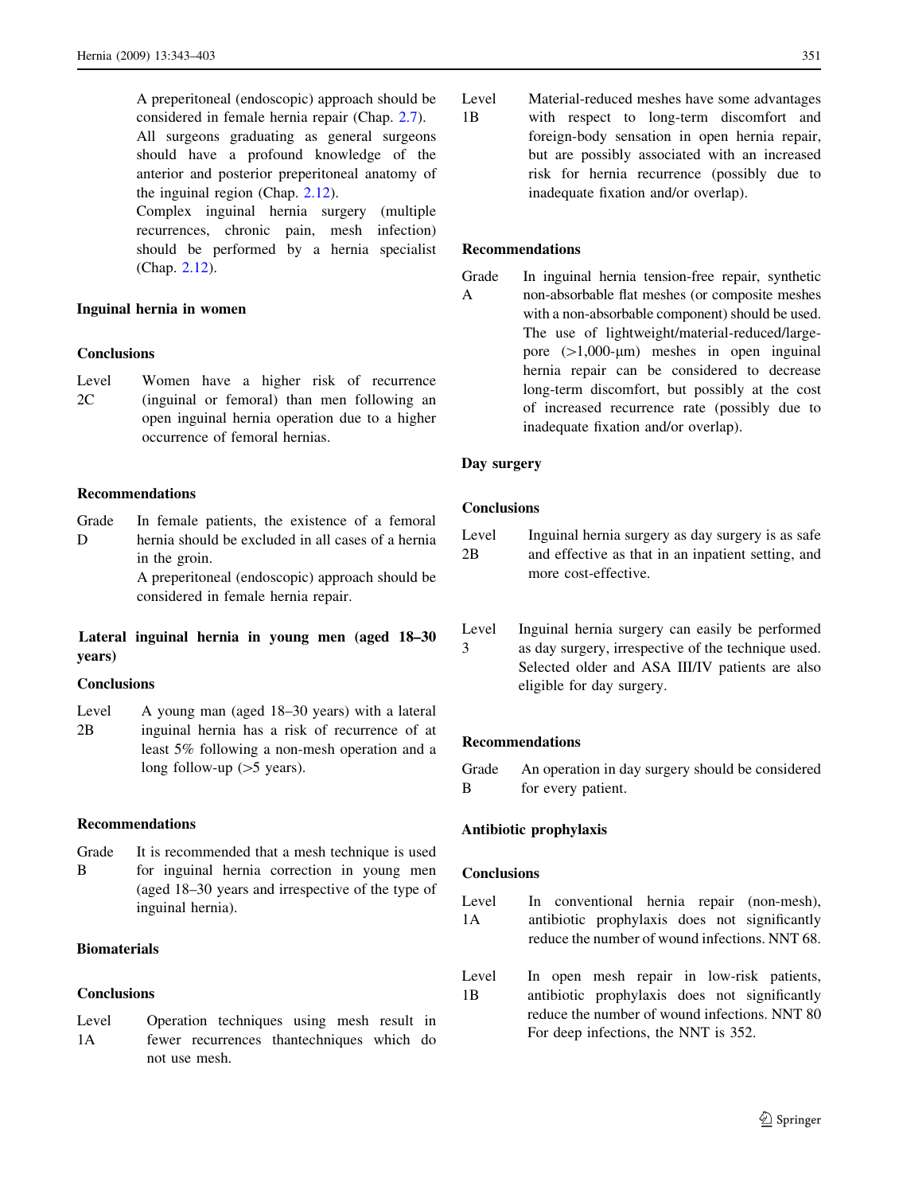A preperitoneal (endoscopic) approach should be considered in female hernia repair (Chap. 2.7).

All surgeons graduating as general surgeons should have a profound knowledge of the anterior and posterior preperitoneal anatomy of the inguinal region (Chap. 2.12).

Complex inguinal hernia surgery (multiple recurrences, chronic pain, mesh infection) should be performed by a hernia specialist (Chap. 2.12).

**Inguinal hernia in women**

**Conclusions**

| | |
|---|---|
| Level 2C | Women have a higher risk of recurrence (inguinal or femoral) than men following an open inguinal hernia operation due to a higher occurrence of femoral hernias. |

**Recommendations**

| | |
|---|---|
| Grade D | In female patients, the existence of a femoral hernia should be excluded in all cases of a hernia in the groin. A preperitoneal (endoscopic) approach should be considered in female hernia repair. |

**Lateral inguinal hernia in young men (aged 18–30 years)**

**Conclusions**

| | |
|---|---|
| Level 2B | A young man (aged 18–30 years) with a lateral inguinal hernia has a risk of recurrence of at least 5% following a non-mesh operation and a long follow-up (>5 years). |

**Recommendations**

| | |
|---|---|
| Grade B | It is recommended that a mesh technique is used for inguinal hernia correction in young men (aged 18–30 years and irrespective of the type of inguinal hernia). |

**Biomaterials**

**Conclusions**

| | |
|---|---|
| Level 1A | Operation techniques using mesh result in fewer recurrences thantechniques which do not use mesh. |
| Level 1B | Material-reduced meshes have some advantages with respect to long-term discomfort and foreign-body sensation in open hernia repair, but are possibly associated with an increased risk for hernia recurrence (possibly due to inadequate fixation and/or overlap). |

**Recommendations**

| | |
|---|---|
| Grade A | In inguinal hernia tension-free repair, synthetic non-absorbable flat meshes (or composite meshes with a non-absorbable component) should be used. The use of lightweight/material-reduced/large-pore (>1,000-μm) meshes in open inguinal hernia repair can be considered to decrease long-term discomfort, but possibly at the cost of increased recurrence rate (possibly due to inadequate fixation and/or overlap). |

**Day surgery**

**Conclusions**

| | |
|---|---|
| Level 2B | Inguinal hernia surgery as day surgery is as safe and effective as that in an inpatient setting, and more cost-effective. |
| Level 3 | Inguinal hernia surgery can easily be performed as day surgery, irrespective of the technique used. Selected older and ASA III/IV patients are also eligible for day surgery. |

**Recommendations**

| | |
|---|---|
| Grade B | An operation in day surgery should be considered for every patient. |

**Antibiotic prophylaxis**

**Conclusions**

| | |
|---|---|
| Level 1A | In conventional hernia repair (non-mesh), antibiotic prophylaxis does not significantly reduce the number of wound infections. NNT 68. |
| Level 1B | In open mesh repair in low-risk patients, antibiotic prophylaxis does not significantly reduce the number of wound infections. NNT 80 For deep infections, the NNT is 352. |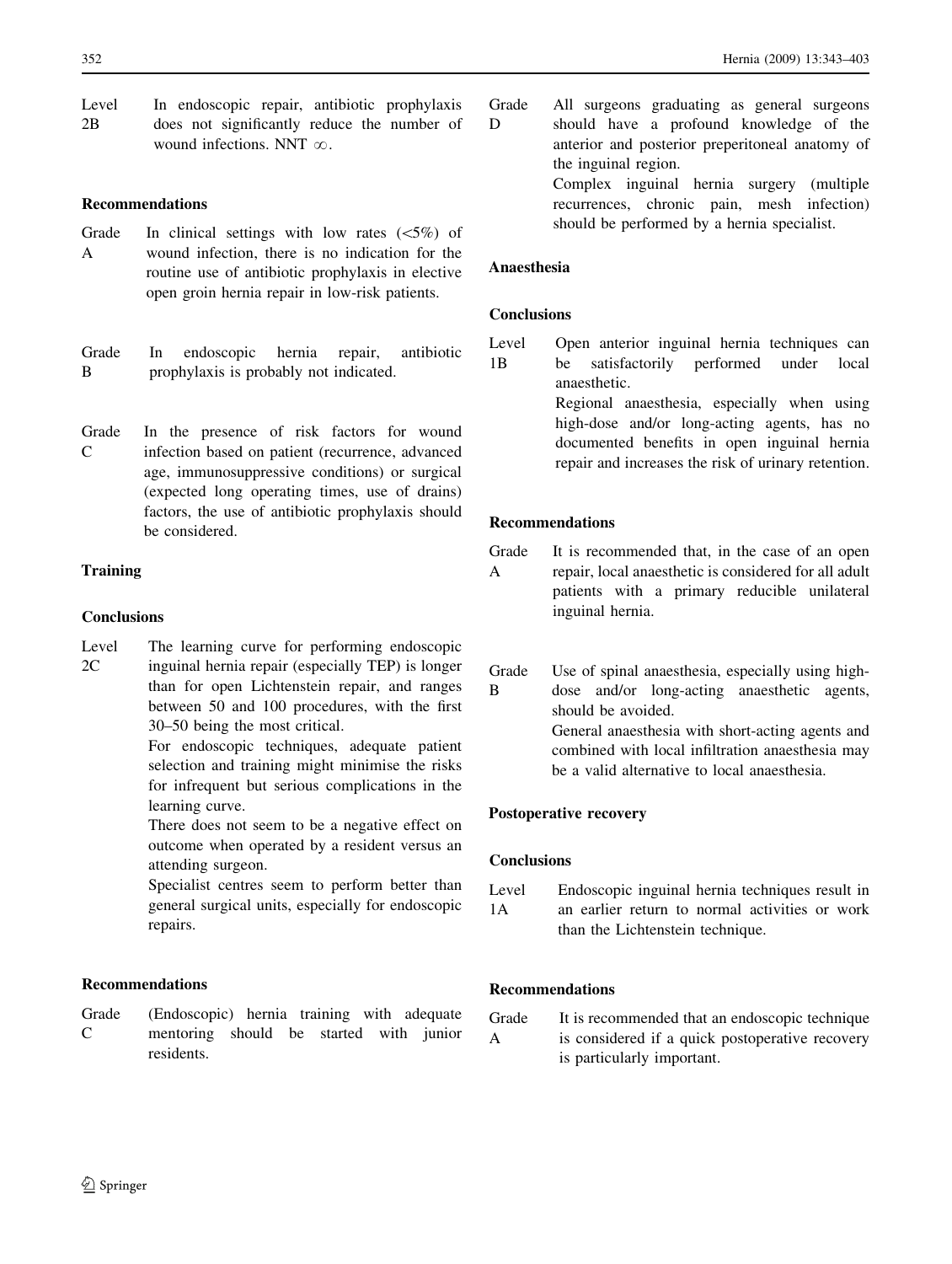Level 2B — In endoscopic repair, antibiotic prophylaxis does not significantly reduce the number of wound infections. NNT $\infty$.

### Recommendations

Grade A — In clinical settings with low rates (<5%) of wound infection, there is no indication for the routine use of antibiotic prophylaxis in elective open groin hernia repair in low-risk patients.

Grade B — In endoscopic hernia repair, antibiotic prophylaxis is probably not indicated.

Grade C — In the presence of risk factors for wound infection based on patient (recurrence, advanced age, immunosuppressive conditions) or surgical (expected long operating times, use of drains) factors, the use of antibiotic prophylaxis should be considered.

## Training

### Conclusions

Level 2C — The learning curve for performing endoscopic inguinal hernia repair (especially TEP) is longer than for open Lichtenstein repair, and ranges between 50 and 100 procedures, with the first 30–50 being the most critical.

For endoscopic techniques, adequate patient selection and training might minimise the risks for infrequent but serious complications in the learning curve.

There does not seem to be a negative effect on outcome when operated by a resident versus an attending surgeon.

Specialist centres seem to perform better than general surgical units, especially for endoscopic repairs.

### Recommendations

Grade C — (Endoscopic) hernia training with adequate mentoring should be started with junior residents.

Grade D — All surgeons graduating as general surgeons should have a profound knowledge of the anterior and posterior preperitoneal anatomy of the inguinal region.

Complex inguinal hernia surgery (multiple recurrences, chronic pain, mesh infection) should be performed by a hernia specialist.

## Anaesthesia

### Conclusions

Level 1B — Open anterior inguinal hernia techniques can be satisfactorily performed under local anaesthetic.

Regional anaesthesia, especially when using high-dose and/or long-acting agents, has no documented benefits in open inguinal hernia repair and increases the risk of urinary retention.

### Recommendations

Grade A — It is recommended that, in the case of an open repair, local anaesthetic is considered for all adult patients with a primary reducible unilateral inguinal hernia.

Grade B — Use of spinal anaesthesia, especially using high-dose and/or long-acting anaesthetic agents, should be avoided.

General anaesthesia with short-acting agents and combined with local infiltration anaesthesia may be a valid alternative to local anaesthesia.

## Postoperative recovery

### Conclusions

Level 1A — Endoscopic inguinal hernia techniques result in an earlier return to normal activities or work than the Lichtenstein technique.

### Recommendations

Grade A — It is recommended that an endoscopic technique is considered if a quick postoperative recovery is particularly important.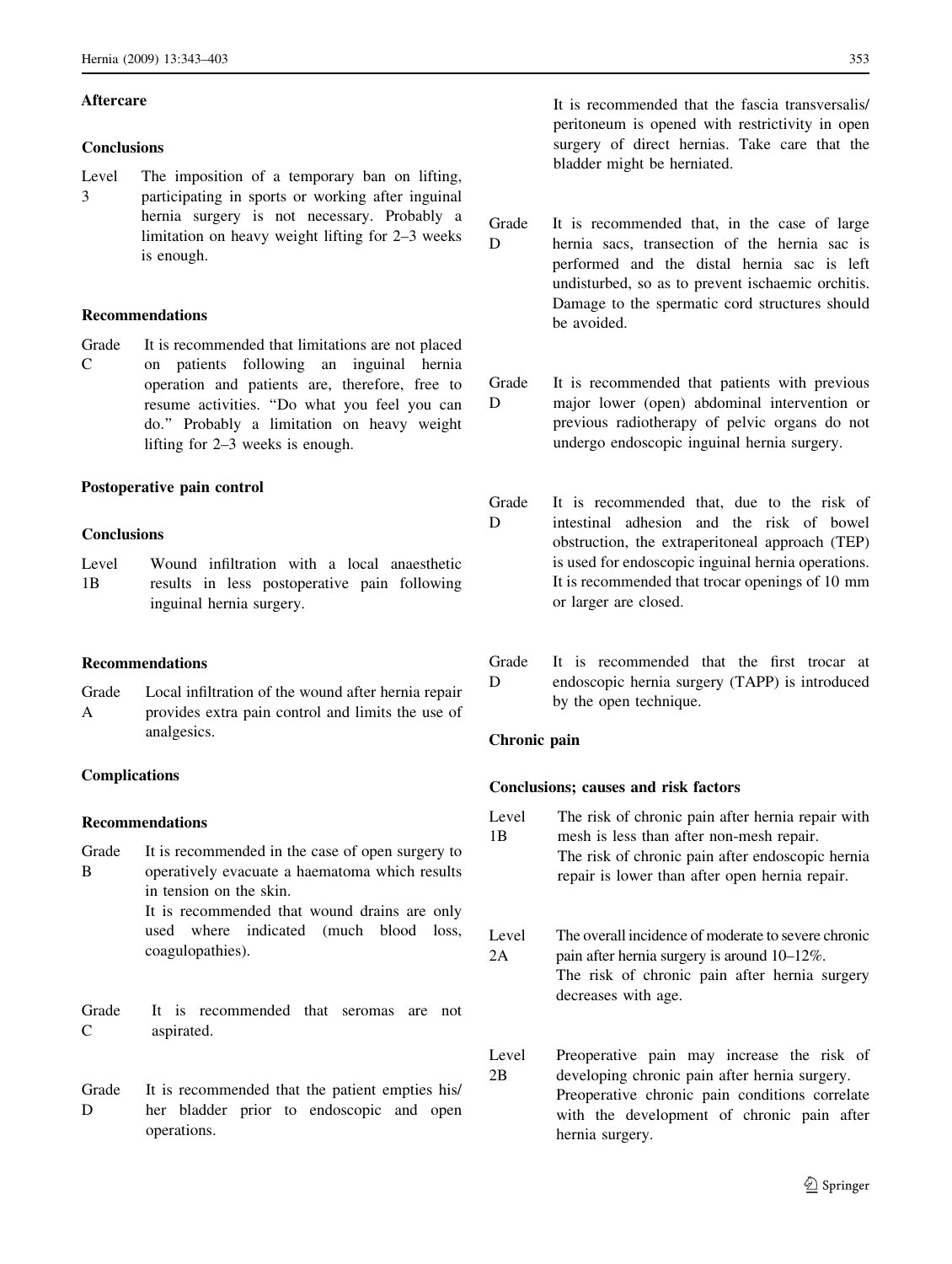### Aftercare

#### Conclusions

Level 3 — The imposition of a temporary ban on lifting, participating in sports or working after inguinal hernia surgery is not necessary. Probably a limitation on heavy weight lifting for 2–3 weeks is enough.

#### Recommendations

Grade C — It is recommended that limitations are not placed on patients following an inguinal hernia operation and patients are, therefore, free to resume activities. "Do what you feel you can do." Probably a limitation on heavy weight lifting for 2–3 weeks is enough.

### Postoperative pain control

#### Conclusions

Level 1B — Wound infiltration with a local anaesthetic results in less postoperative pain following inguinal hernia surgery.

#### Recommendations

Grade A — Local infiltration of the wound after hernia repair provides extra pain control and limits the use of analgesics.

### Complications

#### Recommendations

Grade B — It is recommended in the case of open surgery to operatively evacuate a haematoma which results in tension on the skin.
It is recommended that wound drains are only used where indicated (much blood loss, coagulopathies).

Grade C — It is recommended that seromas are not aspirated.

Grade D — It is recommended that the patient empties his/her bladder prior to endoscopic and open operations.
It is recommended that the fascia transversalis/peritoneum is opened with restrictivity in open surgery of direct hernias. Take care that the bladder might be herniated.

Grade D — It is recommended that, in the case of large hernia sacs, transection of the hernia sac is performed and the distal hernia sac is left undisturbed, so as to prevent ischaemic orchitis. Damage to the spermatic cord structures should be avoided.

Grade D — It is recommended that patients with previous major lower (open) abdominal intervention or previous radiotherapy of pelvic organs do not undergo endoscopic inguinal hernia surgery.

Grade D — It is recommended that, due to the risk of intestinal adhesion and the risk of bowel obstruction, the extraperitoneal approach (TEP) is used for endoscopic inguinal hernia operations. It is recommended that trocar openings of 10 mm or larger are closed.

Grade D — It is recommended that the first trocar at endoscopic hernia surgery (TAPP) is introduced by the open technique.

### Chronic pain

#### Conclusions; causes and risk factors

Level 1B — The risk of chronic pain after hernia repair with mesh is less than after non-mesh repair.
The risk of chronic pain after endoscopic hernia repair is lower than after open hernia repair.

Level 2A — The overall incidence of moderate to severe chronic pain after hernia surgery is around 10–12%.
The risk of chronic pain after hernia surgery decreases with age.

Level 2B — Preoperative pain may increase the risk of developing chronic pain after hernia surgery.
Preoperative chronic pain conditions correlate with the development of chronic pain after hernia surgery.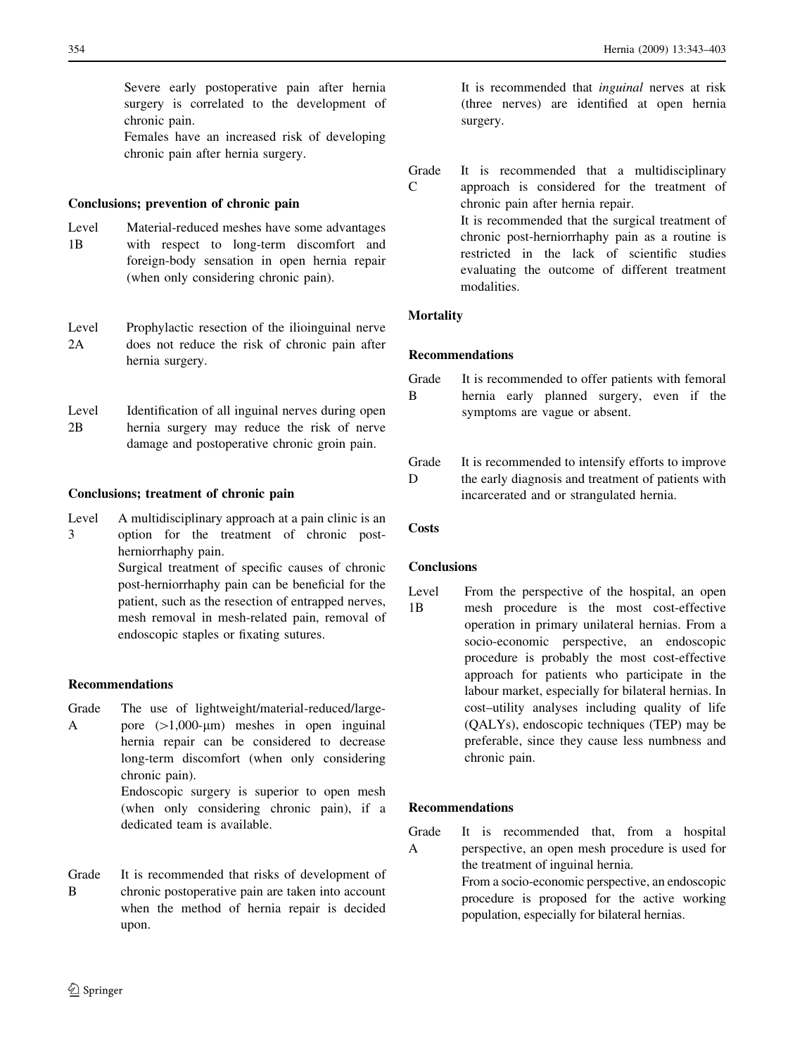Severe early postoperative pain after hernia surgery is correlated to the development of chronic pain.

Females have an increased risk of developing chronic pain after hernia surgery.

### Conclusions; prevention of chronic pain

Level 1B — Material-reduced meshes have some advantages with respect to long-term discomfort and foreign-body sensation in open hernia repair (when only considering chronic pain).

Level 2A — Prophylactic resection of the ilioinguinal nerve does not reduce the risk of chronic pain after hernia surgery.

Level 2B — Identification of all inguinal nerves during open hernia surgery may reduce the risk of nerve damage and postoperative chronic groin pain.

### Conclusions; treatment of chronic pain

Level 3 — A multidisciplinary approach at a pain clinic is an option for the treatment of chronic post-herniorrhaphy pain.

Surgical treatment of specific causes of chronic post-herniorrhaphy pain can be beneficial for the patient, such as the resection of entrapped nerves, mesh removal in mesh-related pain, removal of endoscopic staples or fixating sutures.

### Recommendations

Grade A — The use of lightweight/material-reduced/large-pore (>1,000-μm) meshes in open inguinal hernia repair can be considered to decrease long-term discomfort (when only considering chronic pain).

Endoscopic surgery is superior to open mesh (when only considering chronic pain), if a dedicated team is available.

Grade B — It is recommended that risks of development of chronic postoperative pain are taken into account when the method of hernia repair is decided upon.

It is recommended that *inguinal* nerves at risk (three nerves) are identified at open hernia surgery.

Grade C — It is recommended that a multidisciplinary approach is considered for the treatment of chronic pain after hernia repair.

It is recommended that the surgical treatment of chronic post-herniorrhaphy pain as a routine is restricted in the lack of scientific studies evaluating the outcome of different treatment modalities.

## Mortality

### Recommendations

Grade B — It is recommended to offer patients with femoral hernia early planned surgery, even if the symptoms are vague or absent.

Grade D — It is recommended to intensify efforts to improve the early diagnosis and treatment of patients with incarcerated and or strangulated hernia.

## Costs

### Conclusions

Level 1B — From the perspective of the hospital, an open mesh procedure is the most cost-effective operation in primary unilateral hernias. From a socio-economic perspective, an endoscopic procedure is probably the most cost-effective approach for patients who participate in the labour market, especially for bilateral hernias. In cost–utility analyses including quality of life (QALYs), endoscopic techniques (TEP) may be preferable, since they cause less numbness and chronic pain.

### Recommendations

Grade A — It is recommended that, from a hospital perspective, an open mesh procedure is used for the treatment of inguinal hernia.

From a socio-economic perspective, an endoscopic procedure is proposed for the active working population, especially for bilateral hernias.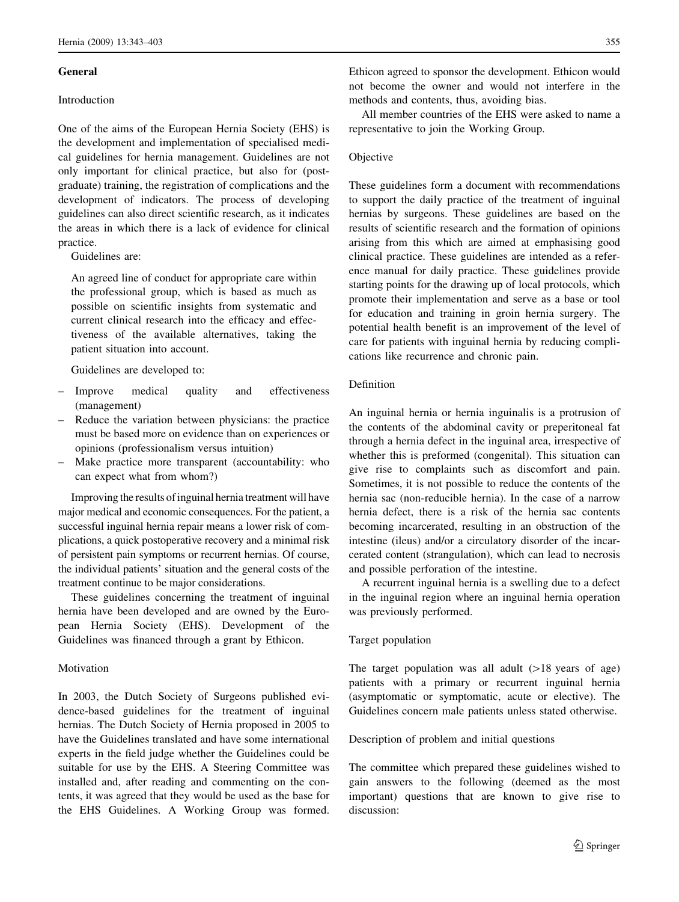## General

### Introduction

One of the aims of the European Hernia Society (EHS) is the development and implementation of specialised medical guidelines for hernia management. Guidelines are not only important for clinical practice, but also for (postgraduate) training, the registration of complications and the development of indicators. The process of developing guidelines can also direct scientific research, as it indicates the areas in which there is a lack of evidence for clinical practice.

Guidelines are:

> An agreed line of conduct for appropriate care within the professional group, which is based as much as possible on scientific insights from systematic and current clinical research into the efficacy and effectiveness of the available alternatives, taking the patient situation into account.

Guidelines are developed to:

- Improve medical quality and effectiveness (management)
- Reduce the variation between physicians: the practice must be based more on evidence than on experiences or opinions (professionalism versus intuition)
- Make practice more transparent (accountability: who can expect what from whom?)

Improving the results of inguinal hernia treatment will have major medical and economic consequences. For the patient, a successful inguinal hernia repair means a lower risk of complications, a quick postoperative recovery and a minimal risk of persistent pain symptoms or recurrent hernias. Of course, the individual patients' situation and the general costs of the treatment continue to be major considerations.

These guidelines concerning the treatment of inguinal hernia have been developed and are owned by the European Hernia Society (EHS). Development of the Guidelines was financed through a grant by Ethicon.

### Motivation

In 2003, the Dutch Society of Surgeons published evidence-based guidelines for the treatment of inguinal hernias. The Dutch Society of Hernia proposed in 2005 to have the Guidelines translated and have some international experts in the field judge whether the Guidelines could be suitable for use by the EHS. A Steering Committee was installed and, after reading and commenting on the contents, it was agreed that they would be used as the base for the EHS Guidelines. A Working Group was formed. Ethicon agreed to sponsor the development. Ethicon would not become the owner and would not interfere in the methods and contents, thus, avoiding bias.

All member countries of the EHS were asked to name a representative to join the Working Group.

### Objective

These guidelines form a document with recommendations to support the daily practice of the treatment of inguinal hernias by surgeons. These guidelines are based on the results of scientific research and the formation of opinions arising from this which are aimed at emphasising good clinical practice. These guidelines are intended as a reference manual for daily practice. These guidelines provide starting points for the drawing up of local protocols, which promote their implementation and serve as a base or tool for education and training in groin hernia surgery. The potential health benefit is an improvement of the level of care for patients with inguinal hernia by reducing complications like recurrence and chronic pain.

### Definition

An inguinal hernia or hernia inguinalis is a protrusion of the contents of the abdominal cavity or preperitoneal fat through a hernia defect in the inguinal area, irrespective of whether this is preformed (congenital). This situation can give rise to complaints such as discomfort and pain. Sometimes, it is not possible to reduce the contents of the hernia sac (non-reducible hernia). In the case of a narrow hernia defect, there is a risk of the hernia sac contents becoming incarcerated, resulting in an obstruction of the intestine (ileus) and/or a circulatory disorder of the incarcerated content (strangulation), which can lead to necrosis and possible perforation of the intestine.

A recurrent inguinal hernia is a swelling due to a defect in the inguinal region where an inguinal hernia operation was previously performed.

### Target population

The target population was all adult (>18 years of age) patients with a primary or recurrent inguinal hernia (asymptomatic or symptomatic, acute or elective). The Guidelines concern male patients unless stated otherwise.

### Description of problem and initial questions

The committee which prepared these guidelines wished to gain answers to the following (deemed as the most important) questions that are known to give rise to discussion: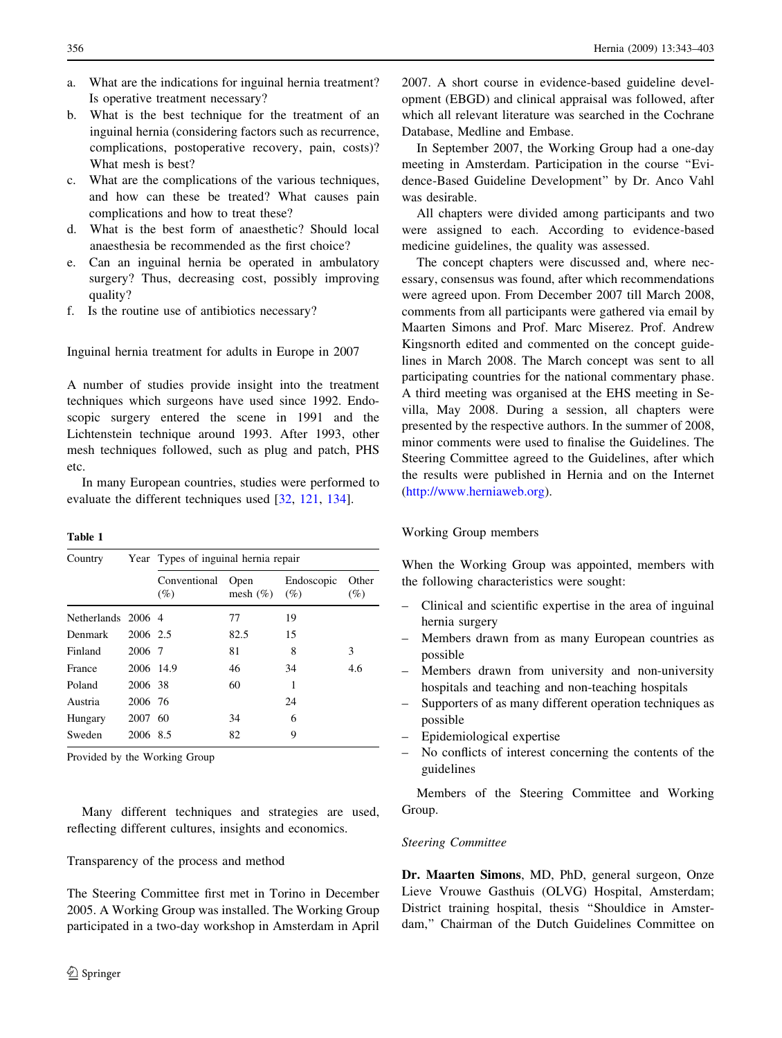a. What are the indications for inguinal hernia treatment? Is operative treatment necessary?
b. What is the best technique for the treatment of an inguinal hernia (considering factors such as recurrence, complications, postoperative recovery, pain, costs)? What mesh is best?
c. What are the complications of the various techniques, and how can these be treated? What causes pain complications and how to treat these?
d. What is the best form of anaesthetic? Should local anaesthesia be recommended as the first choice?
e. Can an inguinal hernia be operated in ambulatory surgery? Thus, decreasing cost, possibly improving quality?
f. Is the routine use of antibiotics necessary?

## Inguinal hernia treatment for adults in Europe in 2007

A number of studies provide insight into the treatment techniques which surgeons have used since 1992. Endoscopic surgery entered the scene in 1991 and the Lichtenstein technique around 1993. After 1993, other mesh techniques followed, such as plug and patch, PHS etc.

In many European countries, studies were performed to evaluate the different techniques used [32, 121, 134].

**Table 1**

| Country | Year | Types of inguinal hernia repair | | | |
|---|---|---|---|---|---|
| | | Conventional (%) | Open mesh (%) | Endoscopic (%) | Other (%) |
| Netherlands | 2006 | 4 | 77 | 19 | |
| Denmark | 2006 | 2.5 | 82.5 | 15 | |
| Finland | 2006 | 7 | 81 | 8 | 3 |
| France | 2006 | 14.9 | 46 | 34 | 4.6 |
| Poland | 2006 | 38 | 60 | 1 | |
| Austria | 2006 | 76 | | 24 | |
| Hungary | 2007 | 60 | 34 | 6 | |
| Sweden | 2006 | 8.5 | 82 | 9 | |

Provided by the Working Group

Many different techniques and strategies are used, reflecting different cultures, insights and economics.

## Transparency of the process and method

The Steering Committee first met in Torino in December 2005. A Working Group was installed. The Working Group participated in a two-day workshop in Amsterdam in April 2007. A short course in evidence-based guideline development (EBGD) and clinical appraisal was followed, after which all relevant literature was searched in the Cochrane Database, Medline and Embase.

In September 2007, the Working Group had a one-day meeting in Amsterdam. Participation in the course "Evidence-Based Guideline Development" by Dr. Anco Vahl was desirable.

All chapters were divided among participants and two were assigned to each. According to evidence-based medicine guidelines, the quality was assessed.

The concept chapters were discussed and, where necessary, consensus was found, after which recommendations were agreed upon. From December 2007 till March 2008, comments from all participants were gathered via email by Maarten Simons and Prof. Marc Miserez. Prof. Andrew Kingsnorth edited and commented on the concept guidelines in March 2008. The March concept was sent to all participating countries for the national commentary phase. A third meeting was organised at the EHS meeting in Sevilla, May 2008. During a session, all chapters were presented by the respective authors. In the summer of 2008, minor comments were used to finalise the Guidelines. The Steering Committee agreed to the Guidelines, after which the results were published in Hernia and on the Internet (http://www.herniaweb.org).

## Working Group members

When the Working Group was appointed, members with the following characteristics were sought:

- Clinical and scientific expertise in the area of inguinal hernia surgery
- Members drawn from as many European countries as possible
- Members drawn from university and non-university hospitals and teaching and non-teaching hospitals
- Supporters of as many different operation techniques as possible
- Epidemiological expertise
- No conflicts of interest concerning the contents of the guidelines

Members of the Steering Committee and Working Group.

### *Steering Committee*

**Dr. Maarten Simons**, MD, PhD, general surgeon, Onze Lieve Vrouwe Gasthuis (OLVG) Hospital, Amsterdam; District training hospital, thesis "Shouldice in Amsterdam," Chairman of the Dutch Guidelines Committee on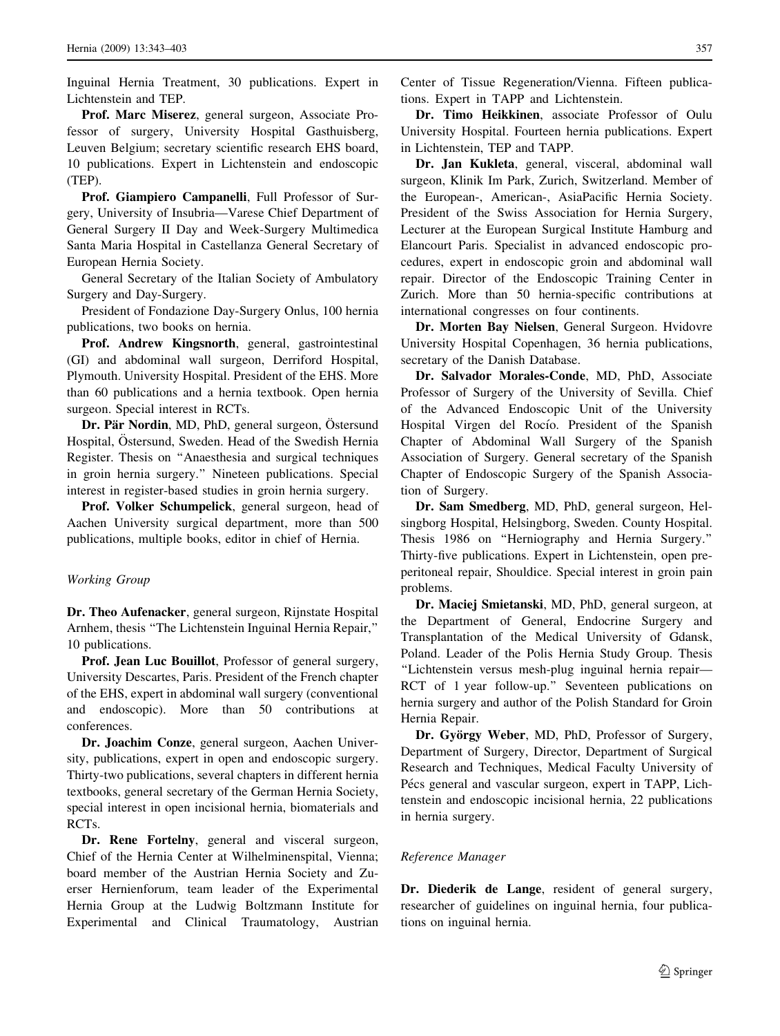Inguinal Hernia Treatment, 30 publications. Expert in Lichtenstein and TEP.

**Prof. Marc Miserez**, general surgeon, Associate Professor of surgery, University Hospital Gasthuisberg, Leuven Belgium; secretary scientific research EHS board, 10 publications. Expert in Lichtenstein and endoscopic (TEP).

**Prof. Giampiero Campanelli**, Full Professor of Surgery, University of Insubria—Varese Chief Department of General Surgery II Day and Week-Surgery Multimedica Santa Maria Hospital in Castellanza General Secretary of European Hernia Society.

General Secretary of the Italian Society of Ambulatory Surgery and Day-Surgery.

President of Fondazione Day-Surgery Onlus, 100 hernia publications, two books on hernia.

**Prof. Andrew Kingsnorth**, general, gastrointestinal (GI) and abdominal wall surgeon, Derriford Hospital, Plymouth. University Hospital. President of the EHS. More than 60 publications and a hernia textbook. Open hernia surgeon. Special interest in RCTs.

**Dr. Pär Nordin**, MD, PhD, general surgeon, Östersund Hospital, Östersund, Sweden. Head of the Swedish Hernia Register. Thesis on "Anaesthesia and surgical techniques in groin hernia surgery." Nineteen publications. Special interest in register-based studies in groin hernia surgery.

**Prof. Volker Schumpelick**, general surgeon, head of Aachen University surgical department, more than 500 publications, multiple books, editor in chief of Hernia.

*Working Group*

**Dr. Theo Aufenacker**, general surgeon, Rijnstate Hospital Arnhem, thesis "The Lichtenstein Inguinal Hernia Repair," 10 publications.

**Prof. Jean Luc Bouillot**, Professor of general surgery, University Descartes, Paris. President of the French chapter of the EHS, expert in abdominal wall surgery (conventional and endoscopic). More than 50 contributions at conferences.

**Dr. Joachim Conze**, general surgeon, Aachen University, publications, expert in open and endoscopic surgery. Thirty-two publications, several chapters in different hernia textbooks, general secretary of the German Hernia Society, special interest in open incisional hernia, biomaterials and RCTs.

**Dr. Rene Fortelny**, general and visceral surgeon, Chief of the Hernia Center at Wilhelminenspital, Vienna; board member of the Austrian Hernia Society and Zuerser Hernienforum, team leader of the Experimental Hernia Group at the Ludwig Boltzmann Institute for Experimental and Clinical Traumatology, Austrian Center of Tissue Regeneration/Vienna. Fifteen publications. Expert in TAPP and Lichtenstein.

**Dr. Timo Heikkinen**, associate Professor of Oulu University Hospital. Fourteen hernia publications. Expert in Lichtenstein, TEP and TAPP.

**Dr. Jan Kukleta**, general, visceral, abdominal wall surgeon, Klinik Im Park, Zurich, Switzerland. Member of the European-, American-, AsiaPacific Hernia Society. President of the Swiss Association for Hernia Surgery, Lecturer at the European Surgical Institute Hamburg and Elancourt Paris. Specialist in advanced endoscopic procedures, expert in endoscopic groin and abdominal wall repair. Director of the Endoscopic Training Center in Zurich. More than 50 hernia-specific contributions at international congresses on four continents.

**Dr. Morten Bay Nielsen**, General Surgeon. Hvidovre University Hospital Copenhagen, 36 hernia publications, secretary of the Danish Database.

**Dr. Salvador Morales-Conde**, MD, PhD, Associate Professor of Surgery of the University of Sevilla. Chief of the Advanced Endoscopic Unit of the University Hospital Virgen del Rocío. President of the Spanish Chapter of Abdominal Wall Surgery of the Spanish Association of Surgery. General secretary of the Spanish Chapter of Endoscopic Surgery of the Spanish Association of Surgery.

**Dr. Sam Smedberg**, MD, PhD, general surgeon, Helsingborg Hospital, Helsingborg, Sweden. County Hospital. Thesis 1986 on "Herniography and Hernia Surgery." Thirty-five publications. Expert in Lichtenstein, open preperitoneal repair, Shouldice. Special interest in groin pain problems.

**Dr. Maciej Smietanski**, MD, PhD, general surgeon, at the Department of General, Endocrine Surgery and Transplantation of the Medical University of Gdansk, Poland. Leader of the Polis Hernia Study Group. Thesis "Lichtenstein versus mesh-plug inguinal hernia repair—RCT of 1 year follow-up." Seventeen publications on hernia surgery and author of the Polish Standard for Groin Hernia Repair.

**Dr. György Weber**, MD, PhD, Professor of Surgery, Department of Surgery, Director, Department of Surgical Research and Techniques, Medical Faculty University of Pécs general and vascular surgeon, expert in TAPP, Lichtenstein and endoscopic incisional hernia, 22 publications in hernia surgery.

*Reference Manager*

**Dr. Diederik de Lange**, resident of general surgery, researcher of guidelines on inguinal hernia, four publications on inguinal hernia.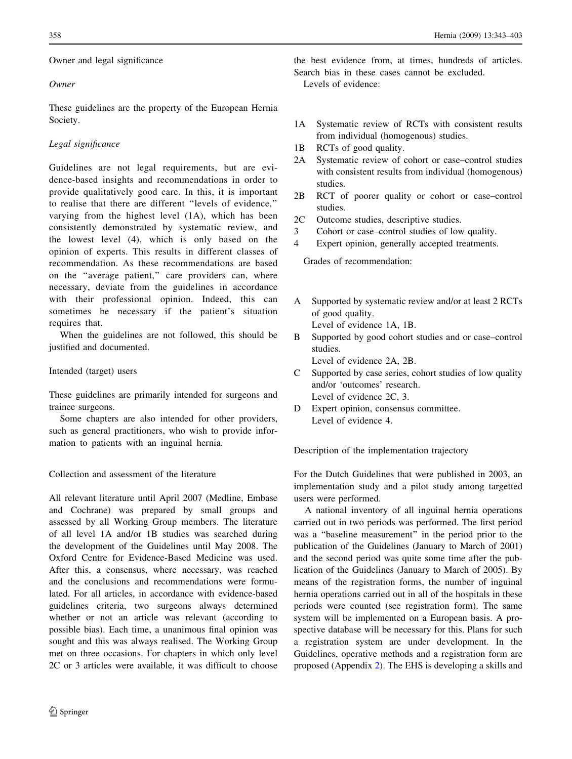## Owner and legal significance

### *Owner*

These guidelines are the property of the European Hernia Society.

### *Legal significance*

Guidelines are not legal requirements, but are evidence-based insights and recommendations in order to provide qualitatively good care. In this, it is important to realise that there are different "levels of evidence," varying from the highest level (1A), which has been consistently demonstrated by systematic review, and the lowest level (4), which is only based on the opinion of experts. This results in different classes of recommendation. As these recommendations are based on the "average patient," care providers can, where necessary, deviate from the guidelines in accordance with their professional opinion. Indeed, this can sometimes be necessary if the patient's situation requires that.

When the guidelines are not followed, this should be justified and documented.

## Intended (target) users

These guidelines are primarily intended for surgeons and trainee surgeons.

Some chapters are also intended for other providers, such as general practitioners, who wish to provide information to patients with an inguinal hernia.

## Collection and assessment of the literature

All relevant literature until April 2007 (Medline, Embase and Cochrane) was prepared by small groups and assessed by all Working Group members. The literature of all level 1A and/or 1B studies was searched during the development of the Guidelines until May 2008. The Oxford Centre for Evidence-Based Medicine was used. After this, a consensus, where necessary, was reached and the conclusions and recommendations were formulated. For all articles, in accordance with evidence-based guidelines criteria, two surgeons always determined whether or not an article was relevant (according to possible bias). Each time, a unanimous final opinion was sought and this was always realised. The Working Group met on three occasions. For chapters in which only level 2C or 3 articles were available, it was difficult to choose the best evidence from, at times, hundreds of articles. Search bias in these cases cannot be excluded.

Levels of evidence:

- 1A Systematic review of RCTs with consistent results from individual (homogenous) studies.
- 1B RCTs of good quality.
- 2A Systematic review of cohort or case–control studies with consistent results from individual (homogenous) studies.
- 2B RCT of poorer quality or cohort or case–control studies.
- 2C Outcome studies, descriptive studies.
- 3 Cohort or case–control studies of low quality.
- 4 Expert opinion, generally accepted treatments.

Grades of recommendation:

- A Supported by systematic review and/or at least 2 RCTs of good quality.
  Level of evidence 1A, 1B.
- B Supported by good cohort studies and or case–control studies.
  Level of evidence 2A, 2B.
- C Supported by case series, cohort studies of low quality and/or 'outcomes' research.
  Level of evidence 2C, 3.
- D Expert opinion, consensus committee.
  Level of evidence 4.

## Description of the implementation trajectory

For the Dutch Guidelines that were published in 2003, an implementation study and a pilot study among targetted users were performed.

A national inventory of all inguinal hernia operations carried out in two periods was performed. The first period was a "baseline measurement" in the period prior to the publication of the Guidelines (January to March of 2001) and the second period was quite some time after the publication of the Guidelines (January to March of 2005). By means of the registration forms, the number of inguinal hernia operations carried out in all of the hospitals in these periods were counted (see registration form). The same system will be implemented on a European basis. A prospective database will be necessary for this. Plans for such a registration system are under development. In the Guidelines, operative methods and a registration form are proposed (Appendix 2). The EHS is developing a skills and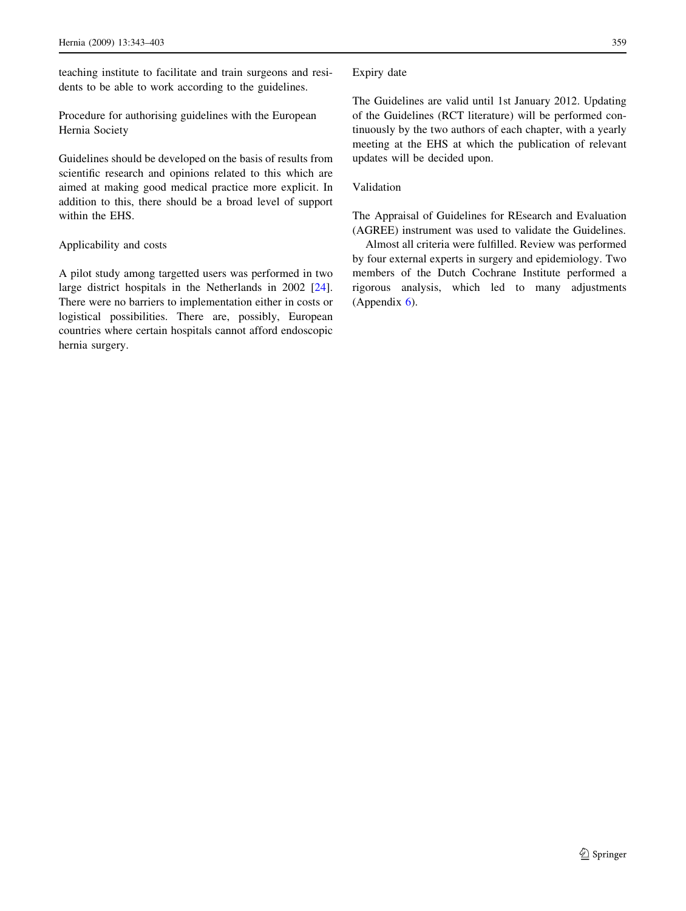teaching institute to facilitate and train surgeons and residents to be able to work according to the guidelines.

### Procedure for authorising guidelines with the European Hernia Society

Guidelines should be developed on the basis of results from scientific research and opinions related to this which are aimed at making good medical practice more explicit. In addition to this, there should be a broad level of support within the EHS.

### Applicability and costs

A pilot study among targetted users was performed in two large district hospitals in the Netherlands in 2002 [24]. There were no barriers to implementation either in costs or logistical possibilities. There are, possibly, European countries where certain hospitals cannot afford endoscopic hernia surgery.

### Expiry date

The Guidelines are valid until 1st January 2012. Updating of the Guidelines (RCT literature) will be performed continuously by the two authors of each chapter, with a yearly meeting at the EHS at which the publication of relevant updates will be decided upon.

### Validation

The Appraisal of Guidelines for REsearch and Evaluation (AGREE) instrument was used to validate the Guidelines.

Almost all criteria were fulfilled. Review was performed by four external experts in surgery and epidemiology. Two members of the Dutch Cochrane Institute performed a rigorous analysis, which led to many adjustments (Appendix 6).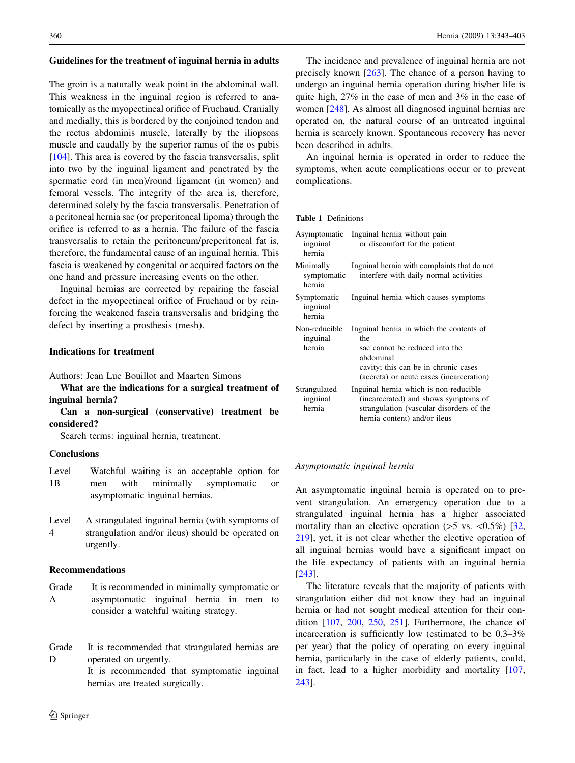## Guidelines for the treatment of inguinal hernia in adults

The groin is a naturally weak point in the abdominal wall. This weakness in the inguinal region is referred to anatomically as the myopectineal orifice of Fruchaud. Cranially and medially, this is bordered by the conjoined tendon and the rectus abdominis muscle, laterally by the iliopsoas muscle and caudally by the superior ramus of the os pubis [104]. This area is covered by the fascia transversalis, split into two by the inguinal ligament and penetrated by the spermatic cord (in men)/round ligament (in women) and femoral vessels. The integrity of the area is, therefore, determined solely by the fascia transversalis. Penetration of a peritoneal hernia sac (or preperitoneal lipoma) through the orifice is referred to as a hernia. The failure of the fascia transversalis to retain the peritoneum/preperitoneal fat is, therefore, the fundamental cause of an inguinal hernia. This fascia is weakened by congenital or acquired factors on the one hand and pressure increasing events on the other.

Inguinal hernias are corrected by repairing the fascial defect in the myopectineal orifice of Fruchaud or by reinforcing the weakened fascia transversalis and bridging the defect by inserting a prosthesis (mesh).

### Indications for treatment

Authors: Jean Luc Bouillot and Maarten Simons

**What are the indications for a surgical treatment of inguinal hernia?**

**Can a non-surgical (conservative) treatment be considered?**

Search terms: inguinal hernia, treatment.

#### Conclusions

| | |
|---|---|
| Level 1B | Watchful waiting is an acceptable option for men with minimally symptomatic or asymptomatic inguinal hernias. |
| Level 4 | A strangulated inguinal hernia (with symptoms of strangulation and/or ileus) should be operated on urgently. |

#### Recommendations

| | |
|---|---|
| Grade A | It is recommended in minimally symptomatic or asymptomatic inguinal hernia in men to consider a watchful waiting strategy. |
| Grade D | It is recommended that strangulated hernias are operated on urgently. It is recommended that symptomatic inguinal hernias are treated surgically. |

The incidence and prevalence of inguinal hernia are not precisely known [263]. The chance of a person having to undergo an inguinal hernia operation during his/her life is quite high, 27% in the case of men and 3% in the case of women [248]. As almost all diagnosed inguinal hernias are operated on, the natural course of an untreated inguinal hernia is scarcely known. Spontaneous recovery has never been described in adults.

An inguinal hernia is operated in order to reduce the symptoms, when acute complications occur or to prevent complications.

**Table 1** Definitions

| | |
|---|---|
| Asymptomatic inguinal hernia | Inguinal hernia without pain or discomfort for the patient |
| Minimally symptomatic hernia | Inguinal hernia with complaints that do not interfere with daily normal activities |
| Symptomatic inguinal hernia | Inguinal hernia which causes symptoms |
| Non-reducible inguinal hernia | Inguinal hernia in which the contents of the sac cannot be reduced into the abdominal cavity; this can be in chronic cases (accreta) or acute cases (incarceration) |
| Strangulated inguinal hernia | Inguinal hernia which is non-reducible (incarcerated) and shows symptoms of strangulation (vascular disorders of the hernia content) and/or ileus |

*Asymptomatic inguinal hernia*

An asymptomatic inguinal hernia is operated on to prevent strangulation. An emergency operation due to a strangulated inguinal hernia has a higher associated mortality than an elective operation (>5 vs. <0.5%) [32, 219], yet, it is not clear whether the elective operation of all inguinal hernias would have a significant impact on the life expectancy of patients with an inguinal hernia [243].

The literature reveals that the majority of patients with strangulation either did not know they had an inguinal hernia or had not sought medical attention for their condition [107, 200, 250, 251]. Furthermore, the chance of incarceration is sufficiently low (estimated to be 0.3–3% per year) that the policy of operating on every inguinal hernia, particularly in the case of elderly patients, could, in fact, lead to a higher morbidity and mortality [107, 243].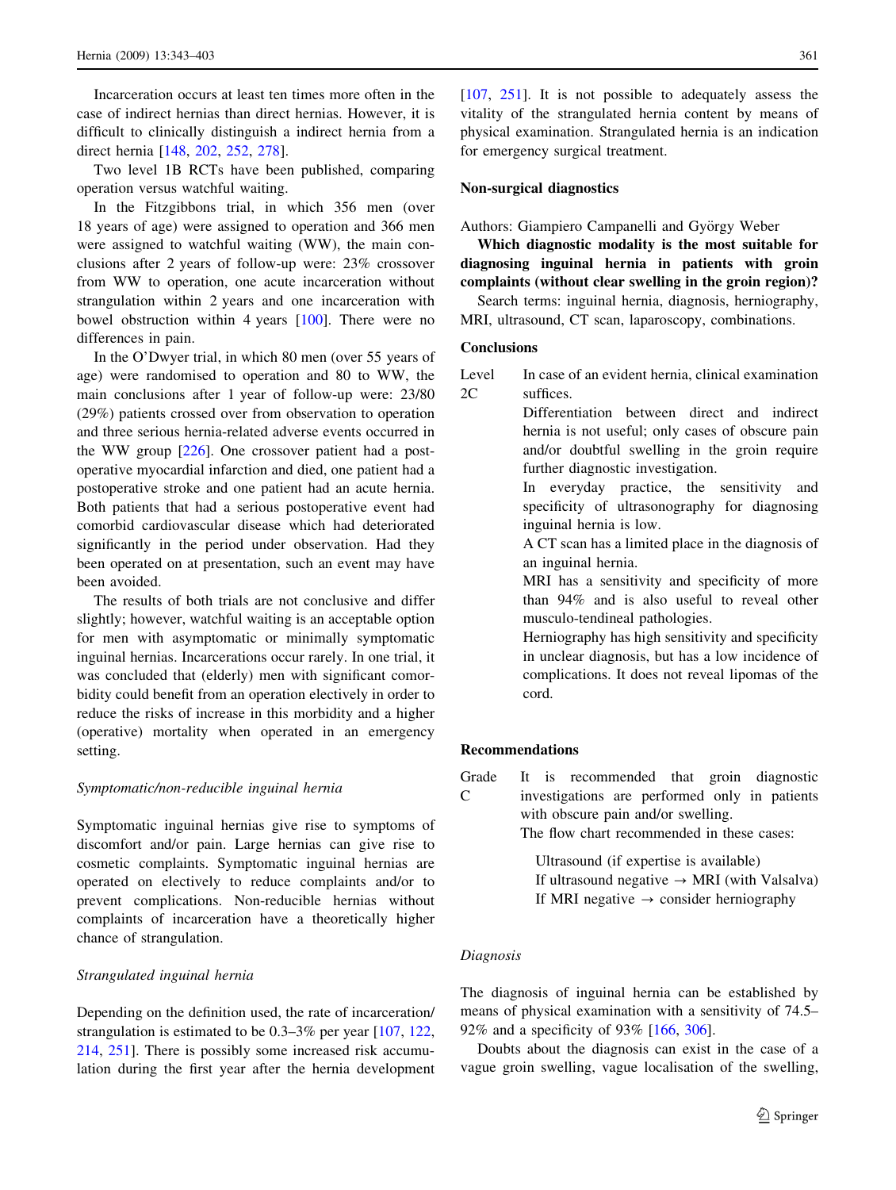Incarceration occurs at least ten times more often in the case of indirect hernias than direct hernias. However, it is difficult to clinically distinguish a indirect hernia from a direct hernia [148, 202, 252, 278].

Two level 1B RCTs have been published, comparing operation versus watchful waiting.

In the Fitzgibbons trial, in which 356 men (over 18 years of age) were assigned to operation and 366 men were assigned to watchful waiting (WW), the main conclusions after 2 years of follow-up were: 23% crossover from WW to operation, one acute incarceration without strangulation within 2 years and one incarceration with bowel obstruction within 4 years [100]. There were no differences in pain.

In the O'Dwyer trial, in which 80 men (over 55 years of age) were randomised to operation and 80 to WW, the main conclusions after 1 year of follow-up were: 23/80 (29%) patients crossed over from observation to operation and three serious hernia-related adverse events occurred in the WW group [226]. One crossover patient had a post-operative myocardial infarction and died, one patient had a postoperative stroke and one patient had an acute hernia. Both patients that had a serious postoperative event had comorbid cardiovascular disease which had deteriorated significantly in the period under observation. Had they been operated on at presentation, such an event may have been avoided.

The results of both trials are not conclusive and differ slightly; however, watchful waiting is an acceptable option for men with asymptomatic or minimally symptomatic inguinal hernias. Incarcerations occur rarely. In one trial, it was concluded that (elderly) men with significant comorbidity could benefit from an operation electively in order to reduce the risks of increase in this morbidity and a higher (operative) mortality when operated in an emergency setting.

*Symptomatic/non-reducible inguinal hernia*

Symptomatic inguinal hernias give rise to symptoms of discomfort and/or pain. Large hernias can give rise to cosmetic complaints. Symptomatic inguinal hernias are operated on electively to reduce complaints and/or to prevent complications. Non-reducible hernias without complaints of incarceration have a theoretically higher chance of strangulation.

*Strangulated inguinal hernia*

Depending on the definition used, the rate of incarceration/strangulation is estimated to be 0.3–3% per year [107, 122, 214, 251]. There is possibly some increased risk accumulation during the first year after the hernia development [107, 251]. It is not possible to adequately assess the vitality of the strangulated hernia content by means of physical examination. Strangulated hernia is an indication for emergency surgical treatment.

## Non-surgical diagnostics

Authors: Giampiero Campanelli and György Weber

**Which diagnostic modality is the most suitable for diagnosing inguinal hernia in patients with groin complaints (without clear swelling in the groin region)?**

Search terms: inguinal hernia, diagnosis, herniography, MRI, ultrasound, CT scan, laparoscopy, combinations.

### Conclusions

Level 2C

In case of an evident hernia, clinical examination suffices.

Differentiation between direct and indirect hernia is not useful; only cases of obscure pain and/or doubtful swelling in the groin require further diagnostic investigation.

In everyday practice, the sensitivity and specificity of ultrasonography for diagnosing inguinal hernia is low.

A CT scan has a limited place in the diagnosis of an inguinal hernia.

MRI has a sensitivity and specificity of more than 94% and is also useful to reveal other musculo-tendineal pathologies.

Herniography has high sensitivity and specificity in unclear diagnosis, but has a low incidence of complications. It does not reveal lipomas of the cord.

### Recommendations

Grade C

It is recommended that groin diagnostic investigations are performed only in patients with obscure pain and/or swelling.

The flow chart recommended in these cases:

Ultrasound (if expertise is available)
If ultrasound negative → MRI (with Valsalva)
If MRI negative → consider herniography

*Diagnosis*

The diagnosis of inguinal hernia can be established by means of physical examination with a sensitivity of 74.5–92% and a specificity of 93% [166, 306].

Doubts about the diagnosis can exist in the case of a vague groin swelling, vague localisation of the swelling,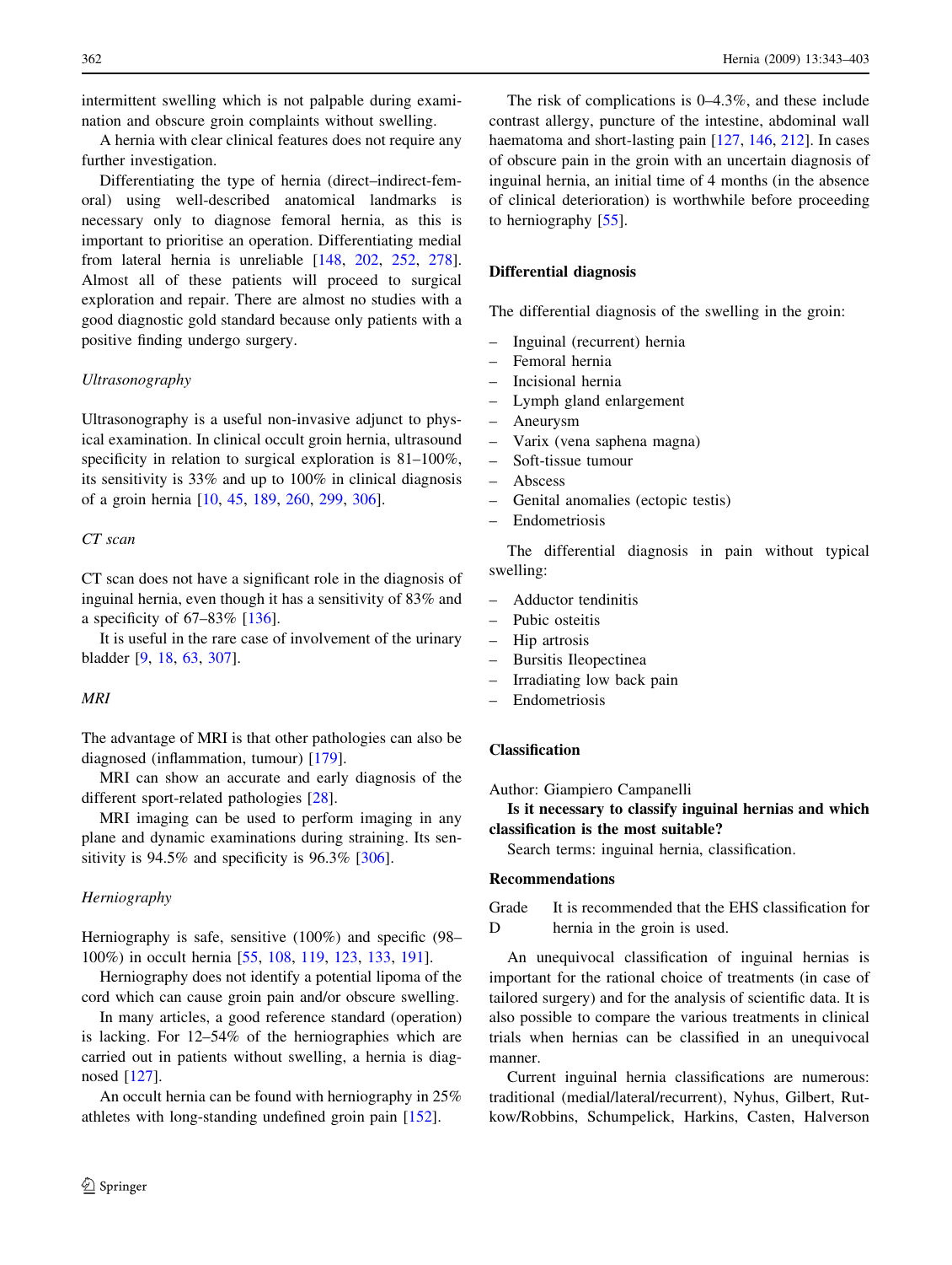intermittent swelling which is not palpable during examination and obscure groin complaints without swelling.

A hernia with clear clinical features does not require any further investigation.

Differentiating the type of hernia (direct–indirect-femoral) using well-described anatomical landmarks is necessary only to diagnose femoral hernia, as this is important to prioritise an operation. Differentiating medial from lateral hernia is unreliable [148, 202, 252, 278]. Almost all of these patients will proceed to surgical exploration and repair. There are almost no studies with a good diagnostic gold standard because only patients with a positive finding undergo surgery.

*Ultrasonography*

Ultrasonography is a useful non-invasive adjunct to physical examination. In clinical occult groin hernia, ultrasound specificity in relation to surgical exploration is 81–100%, its sensitivity is 33% and up to 100% in clinical diagnosis of a groin hernia [10, 45, 189, 260, 299, 306].

*CT scan*

CT scan does not have a significant role in the diagnosis of inguinal hernia, even though it has a sensitivity of 83% and a specificity of 67–83% [136].

It is useful in the rare case of involvement of the urinary bladder [9, 18, 63, 307].

*MRI*

The advantage of MRI is that other pathologies can also be diagnosed (inflammation, tumour) [179].

MRI can show an accurate and early diagnosis of the different sport-related pathologies [28].

MRI imaging can be used to perform imaging in any plane and dynamic examinations during straining. Its sensitivity is 94.5% and specificity is 96.3% [306].

*Herniography*

Herniography is safe, sensitive (100%) and specific (98–100%) in occult hernia [55, 108, 119, 123, 133, 191].

Herniography does not identify a potential lipoma of the cord which can cause groin pain and/or obscure swelling.

In many articles, a good reference standard (operation) is lacking. For 12–54% of the herniographies which are carried out in patients without swelling, a hernia is diagnosed [127].

An occult hernia can be found with herniography in 25% athletes with long-standing undefined groin pain [152].

The risk of complications is 0–4.3%, and these include contrast allergy, puncture of the intestine, abdominal wall haematoma and short-lasting pain [127, 146, 212]. In cases of obscure pain in the groin with an uncertain diagnosis of inguinal hernia, an initial time of 4 months (in the absence of clinical deterioration) is worthwhile before proceeding to herniography [55].

### Differential diagnosis

The differential diagnosis of the swelling in the groin:

- Inguinal (recurrent) hernia
- Femoral hernia
- Incisional hernia
- Lymph gland enlargement
- Aneurysm
- Varix (vena saphena magna)
- Soft-tissue tumour
- Abscess
- Genital anomalies (ectopic testis)
- Endometriosis

The differential diagnosis in pain without typical swelling:

- Adductor tendinitis
- Pubic osteitis
- Hip artrosis
- Bursitis Ileopectinea
- Irradiating low back pain
- Endometriosis

## Classification

Author: Giampiero Campanelli

**Is it necessary to classify inguinal hernias and which classification is the most suitable?**

Search terms: inguinal hernia, classification.

### Recommendations

| Grade D | It is recommended that the EHS classification for hernia in the groin is used. |
|---|---|

An unequivocal classification of inguinal hernias is important for the rational choice of treatments (in case of tailored surgery) and for the analysis of scientific data. It is also possible to compare the various treatments in clinical trials when hernias can be classified in an unequivocal manner.

Current inguinal hernia classifications are numerous: traditional (medial/lateral/recurrent), Nyhus, Gilbert, Rutkow/Robbins, Schumpelick, Harkins, Casten, Halverson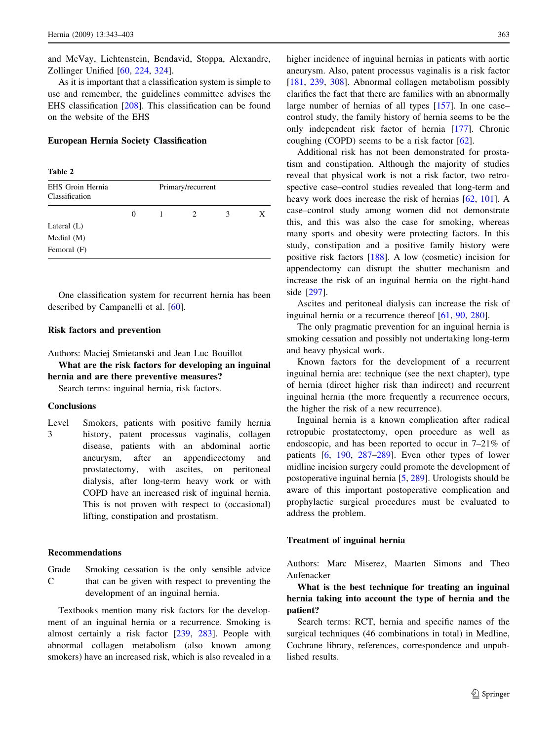and McVay, Lichtenstein, Bendavid, Stoppa, Alexandre, Zollinger Unified [60, 224, 324].

As it is important that a classification system is simple to use and remember, the guidelines committee advises the EHS classification [208]. This classification can be found on the website of the EHS

### European Hernia Society Classification

**Table 2**

| EHS Groin Hernia Classification | Primary/recurrent | | | | |
|---|---|---|---|---|---|
| | 0 | 1 | 2 | 3 | X |
| Lateral (L) | | | | | |
| Medial (M) | | | | | |
| Femoral (F) | | | | | |

One classification system for recurrent hernia has been described by Campanelli et al. [60].

### Risk factors and prevention

Authors: Maciej Smietanski and Jean Luc Bouillot

**What are the risk factors for developing an inguinal hernia and are there preventive measures?**

Search terms: inguinal hernia, risk factors.

#### Conclusions

Level 3 — Smokers, patients with positive family hernia history, patent processus vaginalis, collagen disease, patients with an abdominal aortic aneurysm, after an appendicectomy and prostatectomy, with ascites, on peritoneal dialysis, after long-term heavy work or with COPD have an increased risk of inguinal hernia. This is not proven with respect to (occasional) lifting, constipation and prostatism.

#### Recommendations

Grade C — Smoking cessation is the only sensible advice that can be given with respect to preventing the development of an inguinal hernia.

Textbooks mention many risk factors for the development of an inguinal hernia or a recurrence. Smoking is almost certainly a risk factor [239, 283]. People with abnormal collagen metabolism (also known among smokers) have an increased risk, which is also revealed in a higher incidence of inguinal hernias in patients with aortic aneurysm. Also, patent processus vaginalis is a risk factor [181, 239, 308]. Abnormal collagen metabolism possibly clarifies the fact that there are families with an abnormally large number of hernias of all types [157]. In one case–control study, the family history of hernia seems to be the only independent risk factor of hernia [177]. Chronic coughing (COPD) seems to be a risk factor [62].

Additional risk has not been demonstrated for prostatism and constipation. Although the majority of studies reveal that physical work is not a risk factor, two retrospective case–control studies revealed that long-term and heavy work does increase the risk of hernias [62, 101]. A case–control study among women did not demonstrate this, and this was also the case for smoking, whereas many sports and obesity were protecting factors. In this study, constipation and a positive family history were positive risk factors [188]. A low (cosmetic) incision for appendectomy can disrupt the shutter mechanism and increase the risk of an inguinal hernia on the right-hand side [297].

Ascites and peritoneal dialysis can increase the risk of inguinal hernia or a recurrence thereof [61, 90, 280].

The only pragmatic prevention for an inguinal hernia is smoking cessation and possibly not undertaking long-term and heavy physical work.

Known factors for the development of a recurrent inguinal hernia are: technique (see the next chapter), type of hernia (direct higher risk than indirect) and recurrent inguinal hernia (the more frequently a recurrence occurs, the higher the risk of a new recurrence).

Inguinal hernia is a known complication after radical retropubic prostatectomy, open procedure as well as endoscopic, and has been reported to occur in 7–21% of patients [6, 190, 287–289]. Even other types of lower midline incision surgery could promote the development of postoperative inguinal hernia [5, 289]. Urologists should be aware of this important postoperative complication and prophylactic surgical procedures must be evaluated to address the problem.

### Treatment of inguinal hernia

Authors: Marc Miserez, Maarten Simons and Theo Aufenacker

**What is the best technique for treating an inguinal hernia taking into account the type of hernia and the patient?**

Search terms: RCT, hernia and specific names of the surgical techniques (46 combinations in total) in Medline, Cochrane library, references, correspondence and unpublished results.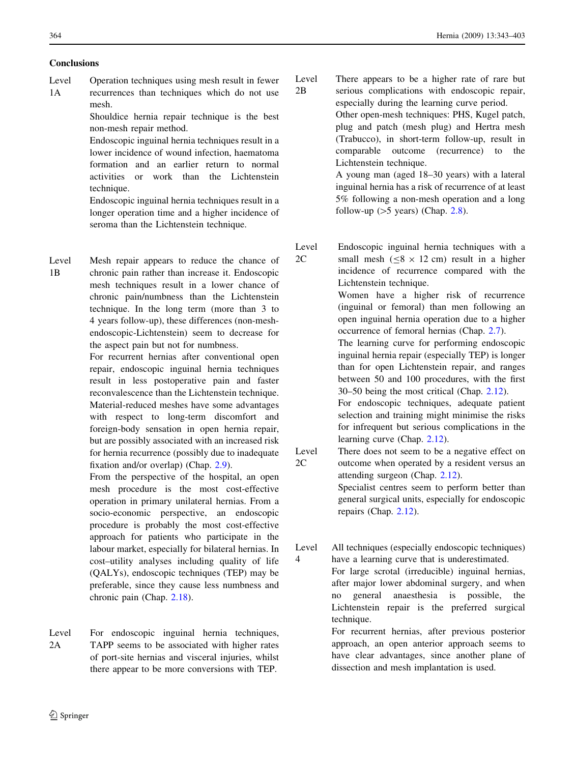### Conclusions

**Level 1A** Operation techniques using mesh result in fewer recurrences than techniques which do not use mesh.

Shouldice hernia repair technique is the best non-mesh repair method.

Endoscopic inguinal hernia techniques result in a lower incidence of wound infection, haematoma formation and an earlier return to normal activities or work than the Lichtenstein technique.

Endoscopic inguinal hernia techniques result in a longer operation time and a higher incidence of seroma than the Lichtenstein technique.

**Level 1B** Mesh repair appears to reduce the chance of chronic pain rather than increase it. Endoscopic mesh techniques result in a lower chance of chronic pain/numbness than the Lichtenstein technique. In the long term (more than 3 to 4 years follow-up), these differences (non-mesh-endoscopic-Lichtenstein) seem to decrease for the aspect pain but not for numbness.

For recurrent hernias after conventional open repair, endoscopic inguinal hernia techniques result in less postoperative pain and faster reconvalescence than the Lichtenstein technique.

Material-reduced meshes have some advantages with respect to long-term discomfort and foreign-body sensation in open hernia repair, but are possibly associated with an increased risk for hernia recurrence (possibly due to inadequate fixation and/or overlap) (Chap. 2.9).

From the perspective of the hospital, an open mesh procedure is the most cost-effective operation in primary unilateral hernias. From a socio-economic perspective, an endoscopic procedure is probably the most cost-effective approach for patients who participate in the labour market, especially for bilateral hernias. In cost–utility analyses including quality of life (QALYs), endoscopic techniques (TEP) may be preferable, since they cause less numbness and chronic pain (Chap. 2.18).

**Level 2A** For endoscopic inguinal hernia techniques, TAPP seems to be associated with higher rates of port-site hernias and visceral injuries, whilst there appear to be more conversions with TEP.

**Level 2B** There appears to be a higher rate of rare but serious complications with endoscopic repair, especially during the learning curve period.

Other open-mesh techniques: PHS, Kugel patch, plug and patch (mesh plug) and Hertra mesh (Trabucco), in short-term follow-up, result in comparable outcome (recurrence) to the Lichtenstein technique.

A young man (aged 18–30 years) with a lateral inguinal hernia has a risk of recurrence of at least 5% following a non-mesh operation and a long follow-up (>5 years) (Chap. 2.8).

**Level 2C** Endoscopic inguinal hernia techniques with a small mesh ($\leq 8 \times 12$ cm) result in a higher incidence of recurrence compared with the Lichtenstein technique.

Women have a higher risk of recurrence (inguinal or femoral) than men following an open inguinal hernia operation due to a higher occurrence of femoral hernias (Chap. 2.7).

The learning curve for performing endoscopic inguinal hernia repair (especially TEP) is longer than for open Lichtenstein repair, and ranges between 50 and 100 procedures, with the first 30–50 being the most critical (Chap. 2.12).

For endoscopic techniques, adequate patient selection and training might minimise the risks for infrequent but serious complications in the learning curve (Chap. 2.12).

**Level 2C** There does not seem to be a negative effect on outcome when operated by a resident versus an attending surgeon (Chap. 2.12).

Specialist centres seem to perform better than general surgical units, especially for endoscopic repairs (Chap. 2.12).

**Level 4** All techniques (especially endoscopic techniques) have a learning curve that is underestimated.

For large scrotal (irreducible) inguinal hernias, after major lower abdominal surgery, and when no general anaesthesia is possible, the Lichtenstein repair is the preferred surgical technique.

For recurrent hernias, after previous posterior approach, an open anterior approach seems to have clear advantages, since another plane of dissection and mesh implantation is used.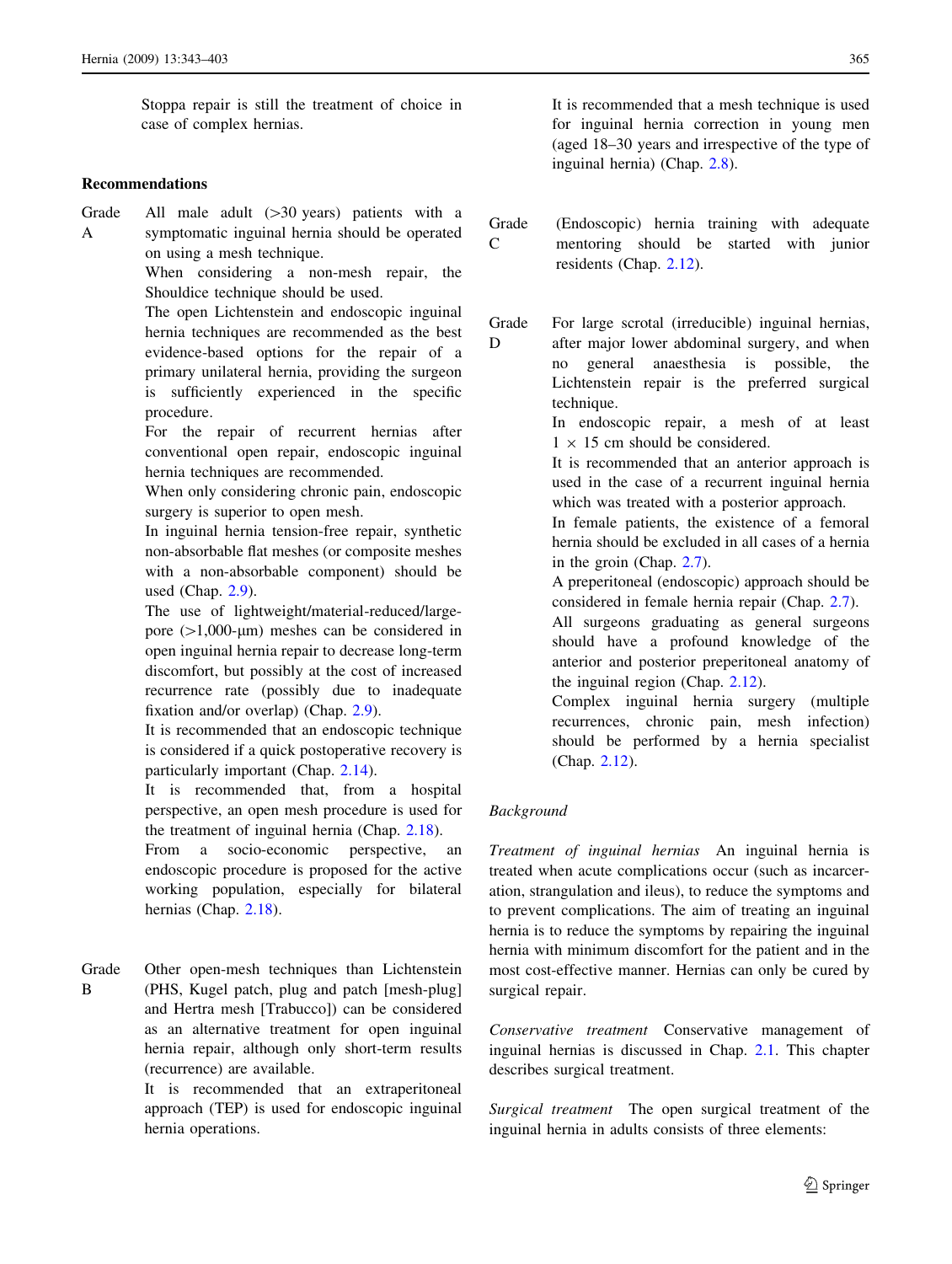Stoppa repair is still the treatment of choice in case of complex hernias.

**Recommendations**

Grade A

All male adult (>30 years) patients with a symptomatic inguinal hernia should be operated on using a mesh technique.

When considering a non-mesh repair, the Shouldice technique should be used.

The open Lichtenstein and endoscopic inguinal hernia techniques are recommended as the best evidence-based options for the repair of a primary unilateral hernia, providing the surgeon is sufficiently experienced in the specific procedure.

For the repair of recurrent hernias after conventional open repair, endoscopic inguinal hernia techniques are recommended.

When only considering chronic pain, endoscopic surgery is superior to open mesh.

In inguinal hernia tension-free repair, synthetic non-absorbable flat meshes (or composite meshes with a non-absorbable component) should be used (Chap. 2.9).

The use of lightweight/material-reduced/large-pore (>1,000-μm) meshes can be considered in open inguinal hernia repair to decrease long-term discomfort, but possibly at the cost of increased recurrence rate (possibly due to inadequate fixation and/or overlap) (Chap. 2.9).

It is recommended that an endoscopic technique is considered if a quick postoperative recovery is particularly important (Chap. 2.14).

It is recommended that, from a hospital perspective, an open mesh procedure is used for the treatment of inguinal hernia (Chap. 2.18).

From a socio-economic perspective, an endoscopic procedure is proposed for the active working population, especially for bilateral hernias (Chap. 2.18).

Grade B

Other open-mesh techniques than Lichtenstein (PHS, Kugel patch, plug and patch [mesh-plug] and Hertra mesh [Trabucco]) can be considered as an alternative treatment for open inguinal hernia repair, although only short-term results (recurrence) are available.

It is recommended that an extraperitoneal approach (TEP) is used for endoscopic inguinal hernia operations.

It is recommended that a mesh technique is used for inguinal hernia correction in young men (aged 18–30 years and irrespective of the type of inguinal hernia) (Chap. 2.8).

Grade C

(Endoscopic) hernia training with adequate mentoring should be started with junior residents (Chap. 2.12).

Grade D

For large scrotal (irreducible) inguinal hernias, after major lower abdominal surgery, and when no general anaesthesia is possible, the Lichtenstein repair is the preferred surgical technique.

In endoscopic repair, a mesh of at least 1 × 15 cm should be considered.

It is recommended that an anterior approach is used in the case of a recurrent inguinal hernia which was treated with a posterior approach.

In female patients, the existence of a femoral hernia should be excluded in all cases of a hernia in the groin (Chap. 2.7).

A preperitoneal (endoscopic) approach should be considered in female hernia repair (Chap. 2.7).

All surgeons graduating as general surgeons should have a profound knowledge of the anterior and posterior preperitoneal anatomy of the inguinal region (Chap. 2.12).

Complex inguinal hernia surgery (multiple recurrences, chronic pain, mesh infection) should be performed by a hernia specialist (Chap. 2.12).

*Background*

*Treatment of inguinal hernias* An inguinal hernia is treated when acute complications occur (such as incarceration, strangulation and ileus), to reduce the symptoms and to prevent complications. The aim of treating an inguinal hernia is to reduce the symptoms by repairing the inguinal hernia with minimum discomfort for the patient and in the most cost-effective manner. Hernias can only be cured by surgical repair.

*Conservative treatment* Conservative management of inguinal hernias is discussed in Chap. 2.1. This chapter describes surgical treatment.

*Surgical treatment* The open surgical treatment of the inguinal hernia in adults consists of three elements: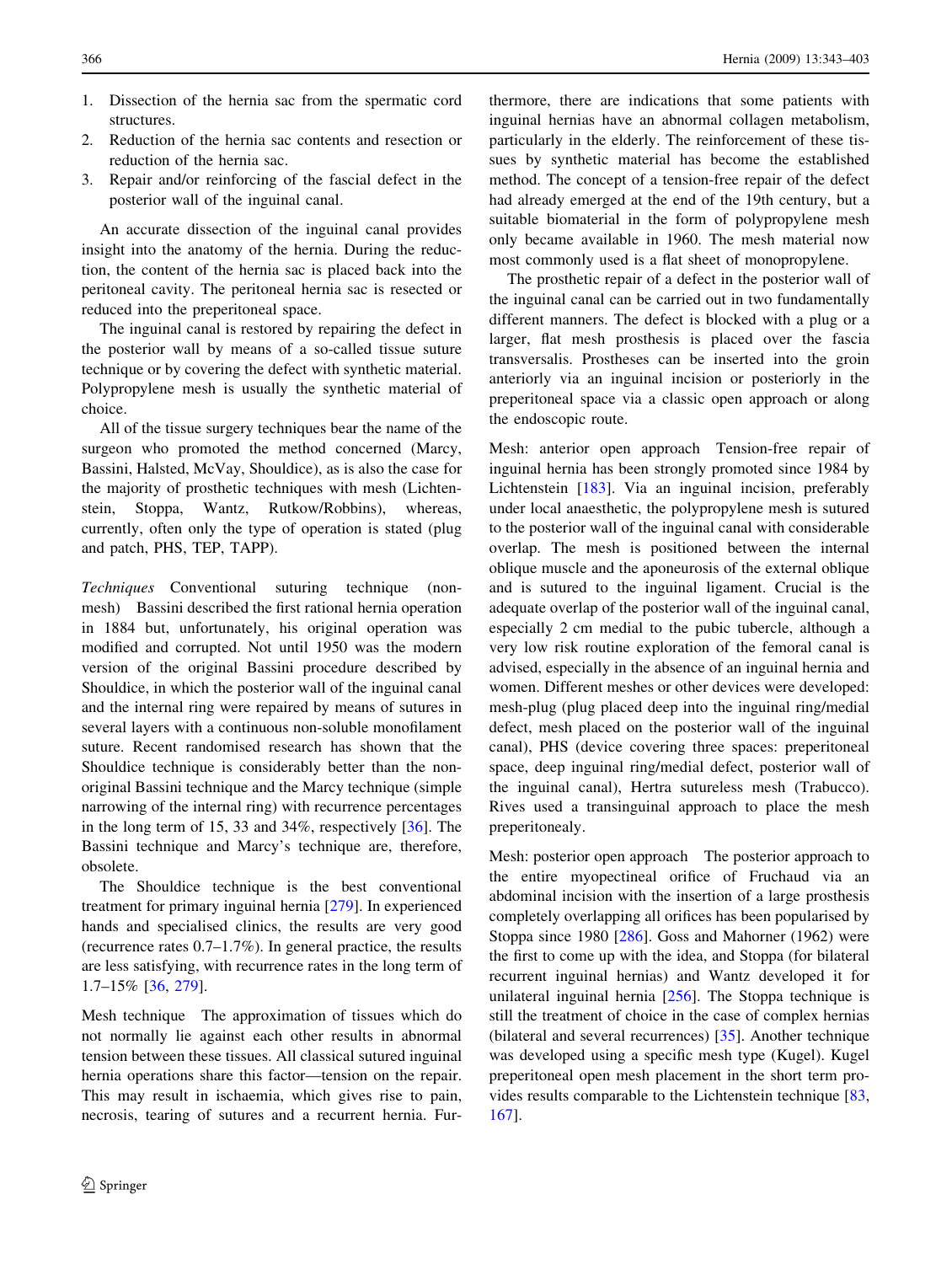1. Dissection of the hernia sac from the spermatic cord structures.
2. Reduction of the hernia sac contents and resection or reduction of the hernia sac.
3. Repair and/or reinforcing of the fascial defect in the posterior wall of the inguinal canal.

An accurate dissection of the inguinal canal provides insight into the anatomy of the hernia. During the reduction, the content of the hernia sac is placed back into the peritoneal cavity. The peritoneal hernia sac is resected or reduced into the preperitoneal space.

The inguinal canal is restored by repairing the defect in the posterior wall by means of a so-called tissue suture technique or by covering the defect with synthetic material. Polypropylene mesh is usually the synthetic material of choice.

All of the tissue surgery techniques bear the name of the surgeon who promoted the method concerned (Marcy, Bassini, Halsted, McVay, Shouldice), as is also the case for the majority of prosthetic techniques with mesh (Lichtenstein, Stoppa, Wantz, Rutkow/Robbins), whereas, currently, often only the type of operation is stated (plug and patch, PHS, TEP, TAPP).

*Techniques* Conventional suturing technique (non-mesh) Bassini described the first rational hernia operation in 1884 but, unfortunately, his original operation was modified and corrupted. Not until 1950 was the modern version of the original Bassini procedure described by Shouldice, in which the posterior wall of the inguinal canal and the internal ring were repaired by means of sutures in several layers with a continuous non-soluble monofilament suture. Recent randomised research has shown that the Shouldice technique is considerably better than the non-original Bassini technique and the Marcy technique (simple narrowing of the internal ring) with recurrence percentages in the long term of 15, 33 and 34%, respectively [36]. The Bassini technique and Marcy's technique are, therefore, obsolete.

The Shouldice technique is the best conventional treatment for primary inguinal hernia [279]. In experienced hands and specialised clinics, the results are very good (recurrence rates 0.7–1.7%). In general practice, the results are less satisfying, with recurrence rates in the long term of 1.7–15% [36, 279].

Mesh technique The approximation of tissues which do not normally lie against each other results in abnormal tension between these tissues. All classical sutured inguinal hernia operations share this factor—tension on the repair. This may result in ischaemia, which gives rise to pain, necrosis, tearing of sutures and a recurrent hernia. Furthermore, there are indications that some patients with inguinal hernias have an abnormal collagen metabolism, particularly in the elderly. The reinforcement of these tissues by synthetic material has become the established method. The concept of a tension-free repair of the defect had already emerged at the end of the 19th century, but a suitable biomaterial in the form of polypropylene mesh only became available in 1960. The mesh material now most commonly used is a flat sheet of monopropylene.

The prosthetic repair of a defect in the posterior wall of the inguinal canal can be carried out in two fundamentally different manners. The defect is blocked with a plug or a larger, flat mesh prosthesis is placed over the fascia transversalis. Prostheses can be inserted into the groin anteriorly via an inguinal incision or posteriorly in the preperitoneal space via a classic open approach or along the endoscopic route.

Mesh: anterior open approach Tension-free repair of inguinal hernia has been strongly promoted since 1984 by Lichtenstein [183]. Via an inguinal incision, preferably under local anaesthetic, the polypropylene mesh is sutured to the posterior wall of the inguinal canal with considerable overlap. The mesh is positioned between the internal oblique muscle and the aponeurosis of the external oblique and is sutured to the inguinal ligament. Crucial is the adequate overlap of the posterior wall of the inguinal canal, especially 2 cm medial to the pubic tubercle, although a very low risk routine exploration of the femoral canal is advised, especially in the absence of an inguinal hernia and women. Different meshes or other devices were developed: mesh-plug (plug placed deep into the inguinal ring/medial defect, mesh placed on the posterior wall of the inguinal canal), PHS (device covering three spaces: preperitoneal space, deep inguinal ring/medial defect, posterior wall of the inguinal canal), Hertra sutureless mesh (Trabucco). Rives used a transinguinal approach to place the mesh preperitonealy.

Mesh: posterior open approach The posterior approach to the entire myopectineal orifice of Fruchaud via an abdominal incision with the insertion of a large prosthesis completely overlapping all orifices has been popularised by Stoppa since 1980 [286]. Goss and Mahorner (1962) were the first to come up with the idea, and Stoppa (for bilateral recurrent inguinal hernias) and Wantz developed it for unilateral inguinal hernia [256]. The Stoppa technique is still the treatment of choice in the case of complex hernias (bilateral and several recurrences) [35]. Another technique was developed using a specific mesh type (Kugel). Kugel preperitoneal open mesh placement in the short term provides results comparable to the Lichtenstein technique [83, 167].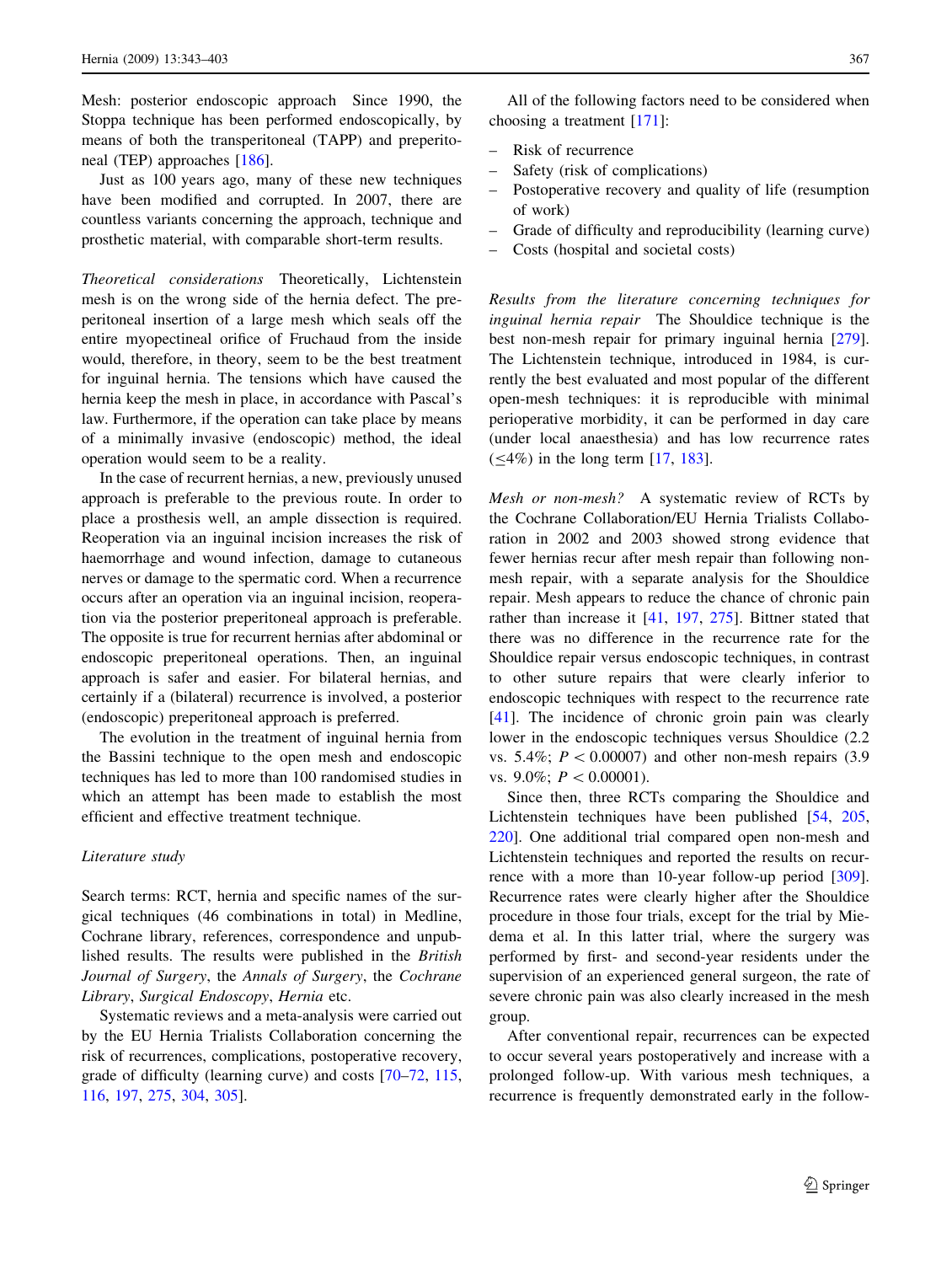*Mesh: posterior endoscopic approach* Since 1990, the Stoppa technique has been performed endoscopically, by means of both the transperitoneal (TAPP) and preperitoneal (TEP) approaches [186].

Just as 100 years ago, many of these new techniques have been modified and corrupted. In 2007, there are countless variants concerning the approach, technique and prosthetic material, with comparable short-term results.

*Theoretical considerations* Theoretically, Lichtenstein mesh is on the wrong side of the hernia defect. The preperitoneal insertion of a large mesh which seals off the entire myopectineal orifice of Fruchaud from the inside would, therefore, in theory, seem to be the best treatment for inguinal hernia. The tensions which have caused the hernia keep the mesh in place, in accordance with Pascal's law. Furthermore, if the operation can take place by means of a minimally invasive (endoscopic) method, the ideal operation would seem to be a reality.

In the case of recurrent hernias, a new, previously unused approach is preferable to the previous route. In order to place a prosthesis well, an ample dissection is required. Reoperation via an inguinal incision increases the risk of haemorrhage and wound infection, damage to cutaneous nerves or damage to the spermatic cord. When a recurrence occurs after an operation via an inguinal incision, reoperation via the posterior preperitoneal approach is preferable. The opposite is true for recurrent hernias after abdominal or endoscopic preperitoneal operations. Then, an inguinal approach is safer and easier. For bilateral hernias, and certainly if a (bilateral) recurrence is involved, a posterior (endoscopic) preperitoneal approach is preferred.

The evolution in the treatment of inguinal hernia from the Bassini technique to the open mesh and endoscopic techniques has led to more than 100 randomised studies in which an attempt has been made to establish the most efficient and effective treatment technique.

*Literature study*

Search terms: RCT, hernia and specific names of the surgical techniques (46 combinations in total) in Medline, Cochrane library, references, correspondence and unpublished results. The results were published in the *British Journal of Surgery*, the *Annals of Surgery*, the *Cochrane Library*, *Surgical Endoscopy*, *Hernia* etc.

Systematic reviews and a meta-analysis were carried out by the EU Hernia Trialists Collaboration concerning the risk of recurrences, complications, postoperative recovery, grade of difficulty (learning curve) and costs [70–72, 115, 116, 197, 275, 304, 305].

All of the following factors need to be considered when choosing a treatment [171]:

- Risk of recurrence
- Safety (risk of complications)
- Postoperative recovery and quality of life (resumption of work)
- Grade of difficulty and reproducibility (learning curve)
- Costs (hospital and societal costs)

*Results from the literature concerning techniques for inguinal hernia repair* The Shouldice technique is the best non-mesh repair for primary inguinal hernia [279]. The Lichtenstein technique, introduced in 1984, is currently the best evaluated and most popular of the different open-mesh techniques: it is reproducible with minimal perioperative morbidity, it can be performed in day care (under local anaesthesia) and has low recurrence rates ($\leq$4%) in the long term [17, 183].

*Mesh or non-mesh?* A systematic review of RCTs by the Cochrane Collaboration/EU Hernia Trialists Collaboration in 2002 and 2003 showed strong evidence that fewer hernias recur after mesh repair than following non-mesh repair, with a separate analysis for the Shouldice repair. Mesh appears to reduce the chance of chronic pain rather than increase it [41, 197, 275]. Bittner stated that there was no difference in the recurrence rate for the Shouldice repair versus endoscopic techniques, in contrast to other suture repairs that were clearly inferior to endoscopic techniques with respect to the recurrence rate [41]. The incidence of chronic groin pain was clearly lower in the endoscopic techniques versus Shouldice (2.2 vs. 5.4%; $P < 0.00007$) and other non-mesh repairs (3.9 vs. 9.0%; $P < 0.00001$).

Since then, three RCTs comparing the Shouldice and Lichtenstein techniques have been published [54, 205, 220]. One additional trial compared open non-mesh and Lichtenstein techniques and reported the results on recurrence with a more than 10-year follow-up period [309]. Recurrence rates were clearly higher after the Shouldice procedure in those four trials, except for the trial by Miedema et al. In this latter trial, where the surgery was performed by first- and second-year residents under the supervision of an experienced general surgeon, the rate of severe chronic pain was also clearly increased in the mesh group.

After conventional repair, recurrences can be expected to occur several years postoperatively and increase with a prolonged follow-up. With various mesh techniques, a recurrence is frequently demonstrated early in the follow-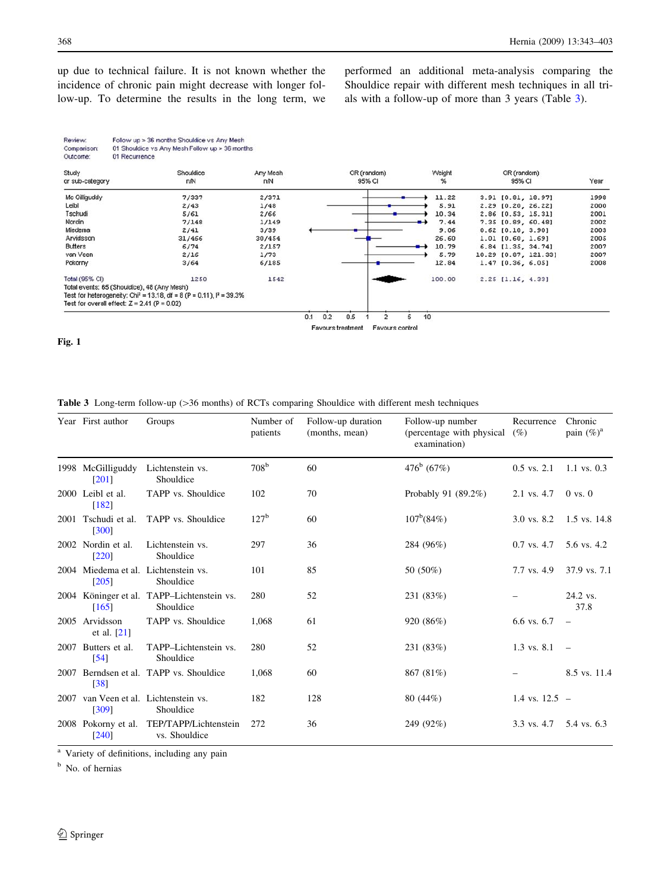up due to technical failure. It is not known whether the incidence of chronic pain might decrease with longer follow-up. To determine the results in the long term, we performed an additional meta-analysis comparing the Shouldice repair with different mesh techniques in all trials with a follow-up of more than 3 years (Table 3).

Review: Follow up > 36 months Shouldice vs Any Mesh
Comparison: 01 Shouldice vs Any Mesh Follow up > 36 months
Outcome: 01 Recurrence

| Study or sub-category | Shouldice n/N | Any Mesh n/N | Weight % | OR (random) 95% CI | Year |
|---|---|---|---|---|---|
| Mc Gilliguddy | 7/337 | 2/371 | 11.22 | 3.91 [0.81, 18.97] | 1998 |
| Leibl | 2/43 | 1/48 | 5.91 | 2.29 [0.20, 26.22] | 2000 |
| Tschudi | 5/61 | 2/66 | 10.34 | 2.86 [0.53, 15.31] | 2001 |
| Nordin | 7/148 | 1/149 | 7.44 | 7.35 [0.89, 60.48] | 2002 |
| Miedema | 2/41 | 3/39 | 9.06 | 0.62 [0.10, 3.90] | 2003 |
| Arvidsson | 31/466 | 30/454 | 26.60 | 1.01 [0.60, 1.69] | 2005 |
| Butters | 6/74 | 2/157 | 10.79 | 6.84 [1.35, 34.74] | 2007 |
| van Veen | 2/16 | 1/73 | 5.79 | 10.29 [0.87, 121.33] | 2007 |
| Pokorny | 3/64 | 6/185 | 12.84 | 1.47 [0.36, 6.05] | 2008 |
| Total (95% CI) | 1250 | 1542 | 100.00 | 2.25 [1.16, 4.33] | |

Total events: 65 (Shouldice), 48 (Any Mesh)
Test for heterogeneity: $Chi^2 = 13.18$, df = 8 ($P = 0.11$), $I^2 = 39.3\%$
Test for overall effect: $Z = 2.41$ ($P = 0.02$)

0.1 0.2 0.5 1 2 5 10
Favours treatment Favours control

**Fig. 1**

**Table 3** Long-term follow-up (>36 months) of RCTs comparing Shouldice with different mesh techniques

| Year | First author | Groups | Number of patients | Follow-up duration (months, mean) | Follow-up number (percentage with physical examination) | Recurrence (%) | Chronic pain (%)[a] |
|---|---|---|---|---|---|---|---|
| 1998 | McGilliguddy [201] | Lichtenstein vs. Shouldice | 708[b] | 60 | 476[b] (67%) | 0.5 vs. 2.1 | 1.1 vs. 0.3 |
| 2000 | Leibl et al. [182] | TAPP vs. Shouldice | 102 | 70 | Probably 91 (89.2%) | 2.1 vs. 4.7 | 0 vs. 0 |
| 2001 | Tschudi et al. [300] | TAPP vs. Shouldice | 127[b] | 60 | 107[b](84%) | 3.0 vs. 8.2 | 1.5 vs. 14.8 |
| 2002 | Nordin et al. [220] | Lichtenstein vs. Shouldice | 297 | 36 | 284 (96%) | 0.7 vs. 4.7 | 5.6 vs. 4.2 |
| 2004 | Miedema et al. [205] | Lichtenstein vs. Shouldice | 101 | 85 | 50 (50%) | 7.7 vs. 4.9 | 37.9 vs. 7.1 |
| 2004 | Köninger et al. [165] | TAPP–Lichtenstein vs. Shouldice | 280 | 52 | 231 (83%) | – | 24.2 vs. 37.8 |
| 2005 | Arvidsson et al. [21] | TAPP vs. Shouldice | 1,068 | 61 | 920 (86%) | 6.6 vs. 6.7 | – |
| 2007 | Butters et al. [54] | TAPP–Lichtenstein vs. Shouldice | 280 | 52 | 231 (83%) | 1.3 vs. 8.1 | – |
| 2007 | Berndsen et al. [38] | TAPP vs. Shouldice | 1,068 | 60 | 867 (81%) | – | 8.5 vs. 11.4 |
| 2007 | van Veen et al. [309] | Lichtenstein vs. Shouldice | 182 | 128 | 80 (44%) | 1.4 vs. 12.5 | – |
| 2008 | Pokorny et al. [240] | TEP/TAPP/Lichtenstein vs. Shouldice | 272 | 36 | 249 (92%) | 3.3 vs. 4.7 | 5.4 vs. 6.3 |

[a] Variety of definitions, including any pain

[b] No. of hernias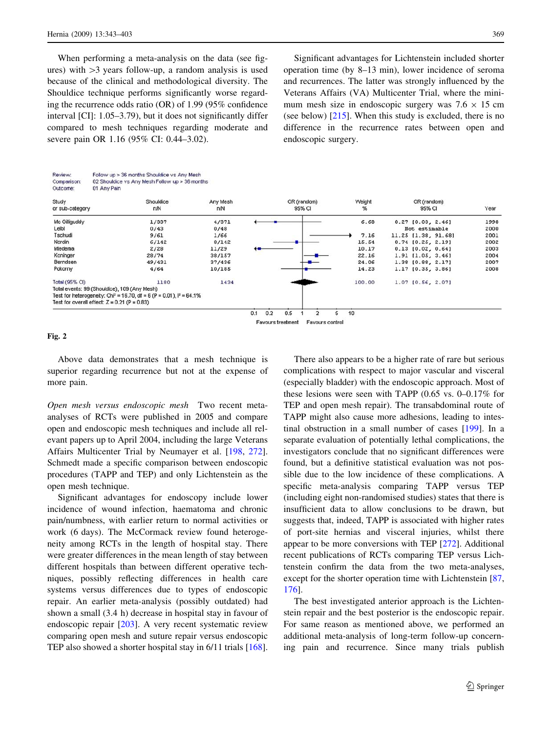When performing a meta-analysis on the data (see figures) with >3 years follow-up, a random analysis is used because of the clinical and methodological diversity. The Shouldice technique performs significantly worse regarding the recurrence odds ratio (OR) of 1.99 (95% confidence interval [CI]: 1.05–3.79), but it does not significantly differ compared to mesh techniques regarding moderate and severe pain OR 1.16 (95% CI: 0.44–3.02).

Significant advantages for Lichtenstein included shorter operation time (by 8–13 min), lower incidence of seroma and recurrences. The latter was strongly influenced by the Veterans Affairs (VA) Multicenter Trial, where the minimum mesh size in endoscopic surgery was 7.6 × 15 cm (see below) [215]. When this study is excluded, there is no difference in the recurrence rates between open and endoscopic surgery.

Review: Follow up > 36 months Shouldice vs Any Mesh
Comparison: 02 Shouldice vs Any Mesh Follow up > 36 months
Outcome: 01 Any Pain

| Study or sub-category | Shouldice n/N | Any Mesh n/N | Weight % | OR (random) 95% CI | Year |
|---|---|---|---|---|---|
| Mc Gilliguddy | 1/337 | 4/371 | 6.68 | 0.27 [0.03, 2.46] | 1998 |
| Leibl | 0/43 | 0/48 | | Not estimable | 2000 |
| Tschudi | 9/61 | 1/66 | 7.16 | 11.25 [1.38, 91.68] | 2001 |
| Nordin | 6/142 | 8/142 | 15.54 | 0.74 [0.25, 2.19] | 2002 |
| Miedema | 2/28 | 11/29 | 10.17 | 0.13 [0.02, 0.64] | 2003 |
| Koninger | 28/74 | 38/157 | 22.16 | 1.91 [1.05, 3.46] | 2004 |
| Berndsen | 49/431 | 37/436 | 24.06 | 1.38 [0.88, 2.17] | 2007 |
| Pokorny | 4/64 | 10/185 | 14.23 | 1.17 [0.35, 3.86] | 2008 |
| Total (95% CI) | 1180 | 1434 | 100.00 | 1.07 [0.56, 2.07] | |

Total events: 99 (Shouldice), 109 (Any Mesh)
Test for heterogeneity: $Chi^2 = 16.70$, df = 6 (P = 0.01), $I^2 = 64.1\%$
Test for overall effect: Z = 0.21 (P = 0.83)

Favours treatment — Favours control

**Fig. 2**

Above data demonstrates that a mesh technique is superior regarding recurrence but not at the expense of more pain.

*Open mesh versus endoscopic mesh* Two recent meta-analyses of RCTs were published in 2005 and compare open and endoscopic mesh techniques and include all relevant papers up to April 2004, including the large Veterans Affairs Multicenter Trial by Neumayer et al. [198, 272]. Schmedt made a specific comparison between endoscopic procedures (TAPP and TEP) and only Lichtenstein as the open mesh technique.

Significant advantages for endoscopy include lower incidence of wound infection, haematoma and chronic pain/numbness, with earlier return to normal activities or work (6 days). The McCormack review found heterogeneity among RCTs in the length of hospital stay. There were greater differences in the mean length of stay between different hospitals than between different operative techniques, possibly reflecting differences in health care systems versus differences due to types of endoscopic repair. An earlier meta-analysis (possibly outdated) had shown a small (3.4 h) decrease in hospital stay in favour of endoscopic repair [203]. A very recent systematic review comparing open mesh and suture repair versus endoscopic TEP also showed a shorter hospital stay in 6/11 trials [168].

There also appears to be a higher rate of rare but serious complications with respect to major vascular and visceral (especially bladder) with the endoscopic approach. Most of these lesions were seen with TAPP (0.65 vs. 0–0.17% for TEP and open mesh repair). The transabdominal route of TAPP might also cause more adhesions, leading to intestinal obstruction in a small number of cases [199]. In a separate evaluation of potentially lethal complications, the investigators conclude that no significant differences were found, but a definitive statistical evaluation was not possible due to the low incidence of these complications. A specific meta-analysis comparing TAPP versus TEP (including eight non-randomised studies) states that there is insufficient data to allow conclusions to be drawn, but suggests that, indeed, TAPP is associated with higher rates of port-site hernias and visceral injuries, whilst there appear to be more conversions with TEP [272]. Additional recent publications of RCTs comparing TEP versus Lichtenstein confirm the data from the two meta-analyses, except for the shorter operation time with Lichtenstein [87, 176].

The best investigated anterior approach is the Lichtenstein repair and the best posterior is the endoscopic repair. For same reason as mentioned above, we performed an additional meta-analysis of long-term follow-up concerning pain and recurrence. Since many trials publish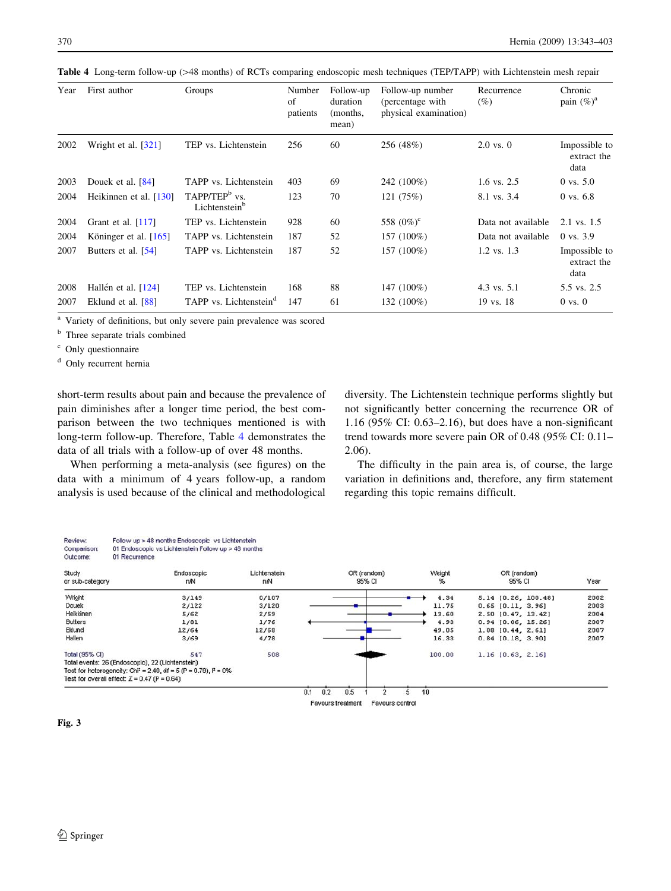**Table 4** Long-term follow-up (>48 months) of RCTs comparing endoscopic mesh techniques (TEP/TAPP) with Lichtenstein mesh repair

| Year | First author | Groups | Number of patients | Follow-up duration (months, mean) | Follow-up number (percentage with physical examination) | Recurrence (%) | Chronic pain (%)[a] |
|---|---|---|---|---|---|---|---|
| 2002 | Wright et al. [321] | TEP vs. Lichtenstein | 256 | 60 | 256 (48%) | 2.0 vs. 0 | Impossible to extract the data |
| 2003 | Douek et al. [84] | TAPP vs. Lichtenstein | 403 | 69 | 242 (100%) | 1.6 vs. 2.5 | 0 vs. 5.0 |
| 2004 | Heikinnen et al. [130] | TAPP/TEP[b] vs. Lichtenstein[b] | 123 | 70 | 121 (75%) | 8.1 vs. 3.4 | 0 vs. 6.8 |
| 2004 | Grant et al. [117] | TEP vs. Lichtenstein | 928 | 60 | 558 (0%)[c] | Data not available | 2.1 vs. 1.5 |
| 2004 | Köninger et al. [165] | TAPP vs. Lichtenstein | 187 | 52 | 157 (100%) | Data not available | 0 vs. 3.9 |
| 2007 | Butters et al. [54] | TAPP vs. Lichtenstein | 187 | 52 | 157 (100%) | 1.2 vs. 1.3 | Impossible to extract the data |
| 2008 | Hallén et al. [124] | TEP vs. Lichtenstein | 168 | 88 | 147 (100%) | 4.3 vs. 5.1 | 5.5 vs. 2.5 |
| 2007 | Eklund et al. [88] | TAPP vs. Lichtenstein[d] | 147 | 61 | 132 (100%) | 19 vs. 18 | 0 vs. 0 |

[a] Variety of definitions, but only severe pain prevalence was scored

[b] Three separate trials combined

[c] Only questionnaire

[d] Only recurrent hernia

short-term results about pain and because the prevalence of pain diminishes after a longer time period, the best comparison between the two techniques mentioned is with long-term follow-up. Therefore, Table 4 demonstrates the data of all trials with a follow-up of over 48 months.

When performing a meta-analysis (see figures) on the data with a minimum of 4 years follow-up, a random analysis is used because of the clinical and methodological diversity. The Lichtenstein technique performs slightly but not significantly better concerning the recurrence OR of 1.16 (95% CI: 0.63–2.16), but does have a non-significant trend towards more severe pain OR of 0.48 (95% CI: 0.11–2.06).

The difficulty in the pain area is, of course, the large variation in definitions and, therefore, any firm statement regarding this topic remains difficult.

Review: Follow up > 48 months Endoscopic vs Lichtenstein
Comparison: 01 Endoscopic vs Lichtenstein Follow up > 48 months
Outcome: 01 Recurrence

| Study or sub-category | Endoscopic n/N | Lichtenstein n/N | Weight % | OR (random) 95% CI | Year |
|---|---|---|---|---|---|
| Wright | 3/149 | 0/107 | 4.34 | 5.14 [0.26, 100.48] | 2002 |
| Douek | 2/122 | 3/120 | 11.75 | 0.65 [0.11, 3.96] | 2003 |
| Heikkinen | 5/62 | 2/59 | 13.60 | 2.50 [0.47, 13.42] | 2004 |
| Butters | 1/81 | 1/76 | 4.93 | 0.94 [0.06, 15.26] | 2007 |
| Eklund | 12/64 | 12/68 | 49.05 | 1.08 [0.44, 2.61] | 2007 |
| Hallen | 3/69 | 4/78 | 16.33 | 0.84 [0.18, 3.90] | 2007 |
| Total (95% CI) | 547 | 508 | 100.00 | 1.16 [0.63, 2.16] | |

Total events: 26 (Endoscopic), 22 (Lichtenstein)
Test for heterogeneity: $Chi^2 = 2.40$, df = 5 ($P = 0.79$), $I^2 = 0\%$
Test for overall effect: $Z = 0.47$ ($P = 0.64$)

Favours treatment | Favours control

**Fig. 3**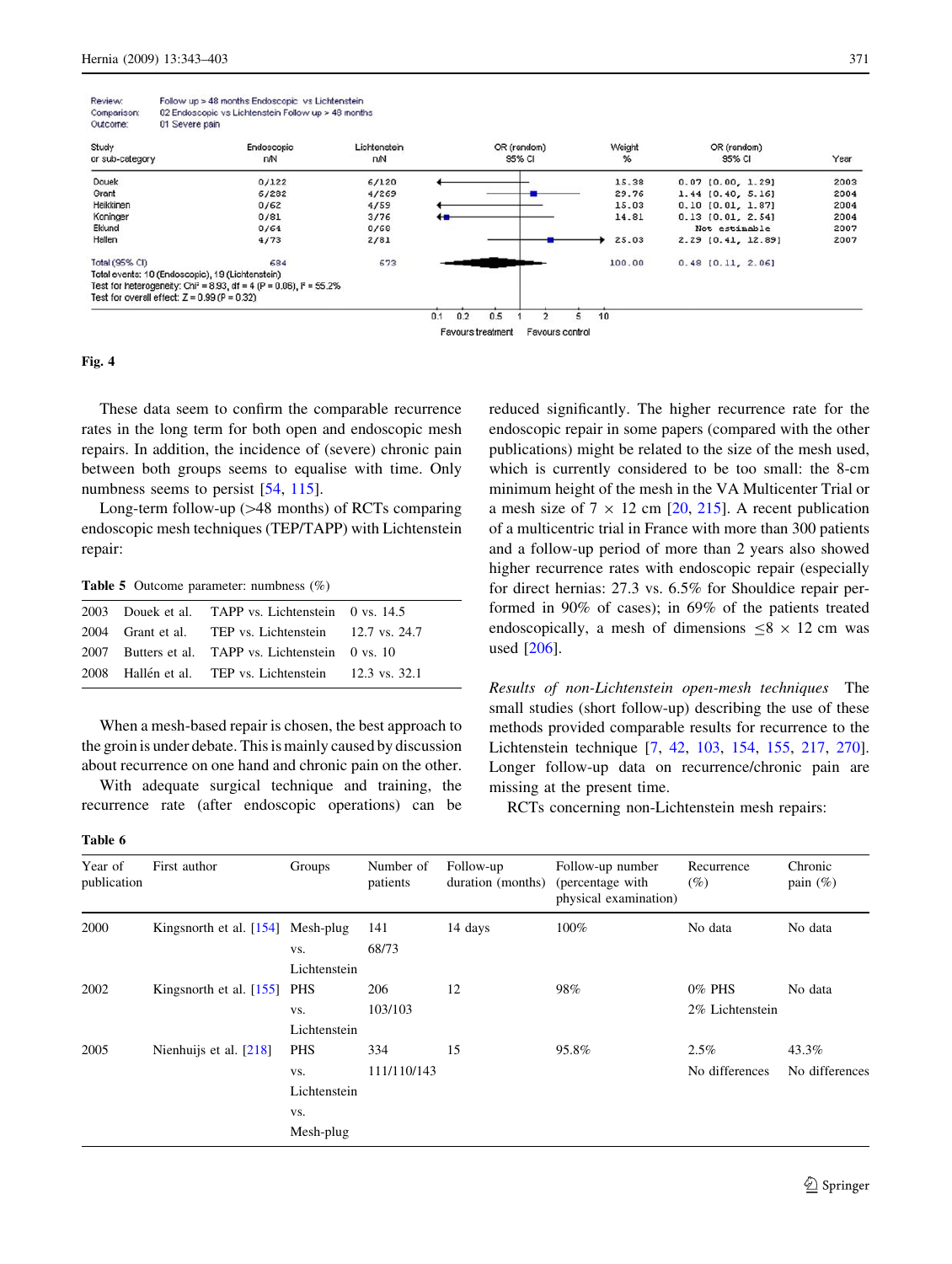Review: Follow up > 48 months Endoscopic vs Lichtenstein
Comparison: 02 Endoscopic vs Lichtenstein Follow up > 48 months
Outcome: 01 Severe pain

| Study or sub-category | Endoscopic n/N | Lichtenstein n/N | Weight % | OR (random) 95% CI | Year |
|---|---|---|---|---|---|
| Douek | 0/122 | 6/120 | 15.38 | 0.07 [0.00, 1.29] | 2003 |
| Grant | 6/282 | 4/269 | 29.76 | 1.44 [0.40, 5.16] | 2004 |
| Heikkinen | 0/62 | 4/59 | 15.03 | 0.10 [0.01, 1.87] | 2004 |
| Koninger | 0/81 | 3/76 | 14.81 | 0.13 [0.01, 2.54] | 2004 |
| Eklund | 0/64 | 0/68 | | Not estimable | 2007 |
| Hallen | 4/73 | 2/81 | 25.03 | 2.29 [0.41, 12.89] | 2007 |
| Total (95% CI) | 684 | 673 | 100.00 | 0.48 [0.11, 2.06] | |

Total events: 10 (Endoscopic), 19 (Lichtenstein)
Test for heterogeneity: $Chi^2 = 8.93$, df = 4 ($P = 0.06$), $I^2 = 55.2\%$
Test for overall effect: $Z = 0.99$ ($P = 0.32$)

0.1 0.2 0.5 1 2 5 10
Favours treatment Favours control

**Fig. 4**

These data seem to confirm the comparable recurrence rates in the long term for both open and endoscopic mesh repairs. In addition, the incidence of (severe) chronic pain between both groups seems to equalise with time. Only numbness seems to persist [54, 115].

Long-term follow-up (>48 months) of RCTs comparing endoscopic mesh techniques (TEP/TAPP) with Lichtenstein repair:

**Table 5** Outcome parameter: numbness (%)

| | | | |
|---|---|---|---|
| 2003 | Douek et al. | TAPP vs. Lichtenstein | 0 vs. 14.5 |
| 2004 | Grant et al. | TEP vs. Lichtenstein | 12.7 vs. 24.7 |
| 2007 | Butters et al. | TAPP vs. Lichtenstein | 0 vs. 10 |
| 2008 | Hallén et al. | TEP vs. Lichtenstein | 12.3 vs. 32.1 |

When a mesh-based repair is chosen, the best approach to the groin is under debate. This is mainly caused by discussion about recurrence on one hand and chronic pain on the other.

With adequate surgical technique and training, the recurrence rate (after endoscopic operations) can be reduced significantly. The higher recurrence rate for the endoscopic repair in some papers (compared with the other publications) might be related to the size of the mesh used, which is currently considered to be too small: the 8-cm minimum height of the mesh in the VA Multicenter Trial or a mesh size of 7 × 12 cm [20, 215]. A recent publication of a multicentric trial in France with more than 300 patients and a follow-up period of more than 2 years also showed higher recurrence rates with endoscopic repair (especially for direct hernias: 27.3 vs. 6.5% for Shouldice repair performed in 90% of cases); in 69% of the patients treated endoscopically, a mesh of dimensions ≤8 × 12 cm was used [206].

*Results of non-Lichtenstein open-mesh techniques* The small studies (short follow-up) describing the use of these methods provided comparable results for recurrence to the Lichtenstein technique [7, 42, 103, 154, 155, 217, 270]. Longer follow-up data on recurrence/chronic pain are missing at the present time.

RCTs concerning non-Lichtenstein mesh repairs:

**Table 6**

| Year of publication | First author | Groups | Number of patients | Follow-up duration (months) | Follow-up number (percentage with physical examination) | Recurrence (%) | Chronic pain (%) |
|---|---|---|---|---|---|---|---|
| 2000 | Kingsnorth et al. [154] | Mesh-plug vs. Lichtenstein | 141<br>68/73 | 14 days | 100% | No data | No data |
| 2002 | Kingsnorth et al. [155] | PHS vs. Lichtenstein | 206<br>103/103 | 12 | 98% | 0% PHS<br>2% Lichtenstein | No data |
| 2005 | Nienhuijs et al. [218] | PHS vs. Lichtenstein vs. Mesh-plug | 334<br>111/110/143 | 15 | 95.8% | 2.5%<br>No differences | 43.3%<br>No differences |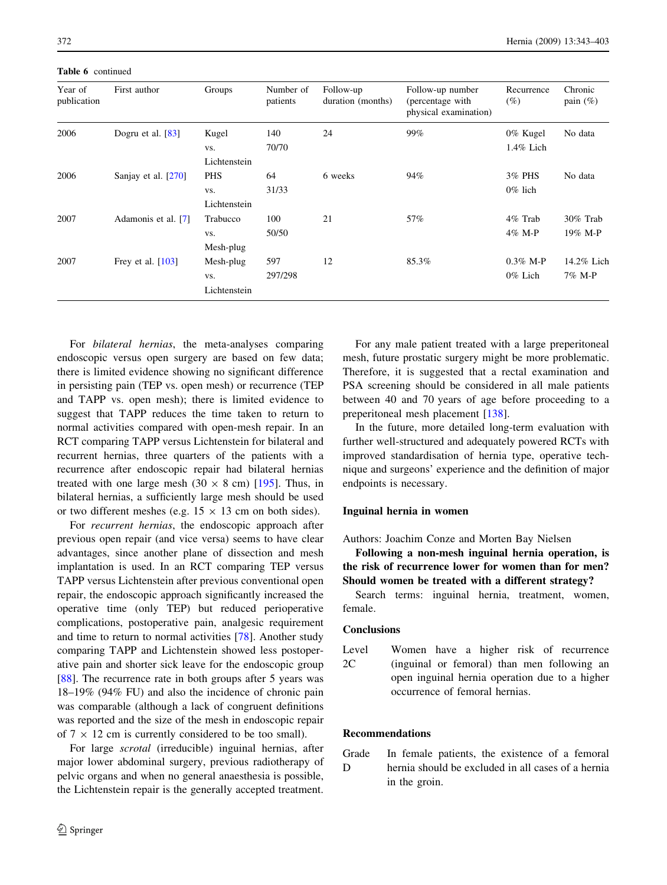**Table 6** continued

| Year of publication | First author | Groups | Number of patients | Follow-up duration (months) | Follow-up number (percentage with physical examination) | Recurrence (%) | Chronic pain (%) |
|---|---|---|---|---|---|---|---|
| 2006 | Dogru et al. [83] | Kugel vs. Lichtenstein | 140 70/70 | 24 | 99% | 0% Kugel 1.4% Lich | No data |
| 2006 | Sanjay et al. [270] | PHS vs. Lichtenstein | 64 31/33 | 6 weeks | 94% | 3% PHS 0% lich | No data |
| 2007 | Adamonis et al. [7] | Trabucco vs. Mesh-plug | 100 50/50 | 21 | 57% | 4% Trab 4% M-P | 30% Trab 19% M-P |
| 2007 | Frey et al. [103] | Mesh-plug vs. Lichtenstein | 597 297/298 | 12 | 85.3% | 0.3% M-P 0% Lich | 14.2% Lich 7% M-P |

For *bilateral hernias*, the meta-analyses comparing endoscopic versus open surgery are based on few data; there is limited evidence showing no significant difference in persisting pain (TEP vs. open mesh) or recurrence (TEP and TAPP vs. open mesh); there is limited evidence to suggest that TAPP reduces the time taken to return to normal activities compared with open-mesh repair. In an RCT comparing TAPP versus Lichtenstein for bilateral and recurrent hernias, three quarters of the patients with a recurrence after endoscopic repair had bilateral hernias treated with one large mesh (30 × 8 cm) [195]. Thus, in bilateral hernias, a sufficiently large mesh should be used or two different meshes (e.g. 15 × 13 cm on both sides).

For *recurrent hernias*, the endoscopic approach after previous open repair (and vice versa) seems to have clear advantages, since another plane of dissection and mesh implantation is used. In an RCT comparing TEP versus TAPP versus Lichtenstein after previous conventional open repair, the endoscopic approach significantly increased the operative time (only TEP) but reduced perioperative complications, postoperative pain, analgesic requirement and time to return to normal activities [78]. Another study comparing TAPP and Lichtenstein showed less postoperative pain and shorter sick leave for the endoscopic group [88]. The recurrence rate in both groups after 5 years was 18–19% (94% FU) and also the incidence of chronic pain was comparable (although a lack of congruent definitions was reported and the size of the mesh in endoscopic repair of 7 × 12 cm is currently considered to be too small).

For large *scrotal* (irreducible) inguinal hernias, after major lower abdominal surgery, previous radiotherapy of pelvic organs and when no general anaesthesia is possible, the Lichtenstein repair is the generally accepted treatment.

For any male patient treated with a large preperitoneal mesh, future prostatic surgery might be more problematic. Therefore, it is suggested that a rectal examination and PSA screening should be considered in all male patients between 40 and 70 years of age before proceeding to a preperitoneal mesh placement [138].

In the future, more detailed long-term evaluation with further well-structured and adequately powered RCTs with improved standardisation of hernia type, operative technique and surgeons' experience and the definition of major endpoints is necessary.

## Inguinal hernia in women

Authors: Joachim Conze and Morten Bay Nielsen

**Following a non-mesh inguinal hernia operation, is the risk of recurrence lower for women than for men? Should women be treated with a different strategy?**

Search terms: inguinal hernia, treatment, women, female.

### Conclusions

Level 2C — Women have a higher risk of recurrence (inguinal or femoral) than men following an open inguinal hernia operation due to a higher occurrence of femoral hernias.

### Recommendations

Grade D — In female patients, the existence of a femoral hernia should be excluded in all cases of a hernia in the groin.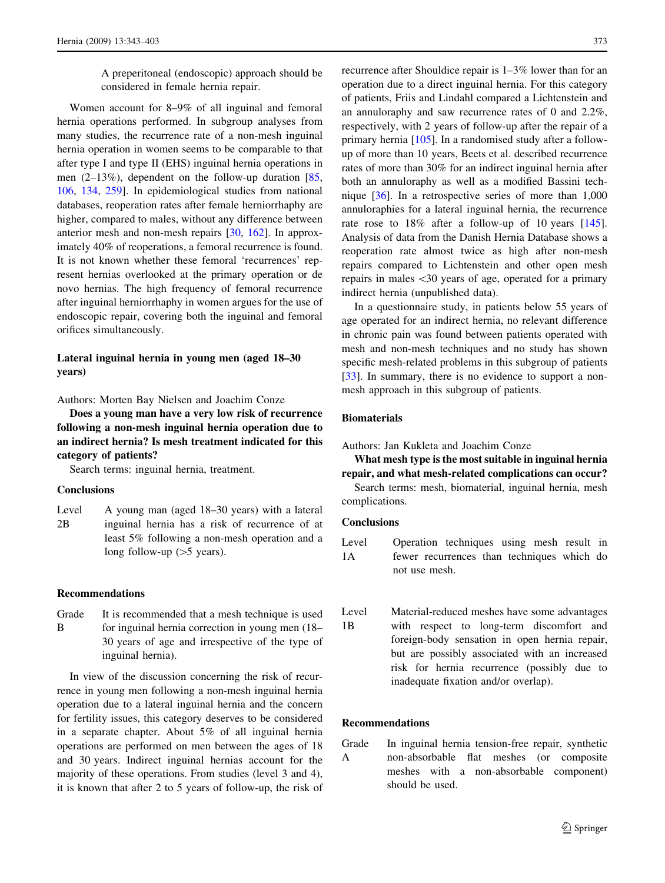A preperitoneal (endoscopic) approach should be considered in female hernia repair.

Women account for 8–9% of all inguinal and femoral hernia operations performed. In subgroup analyses from many studies, the recurrence rate of a non-mesh inguinal hernia operation in women seems to be comparable to that after type I and type II (EHS) inguinal hernia operations in men (2–13%), dependent on the follow-up duration [85, 106, 134, 259]. In epidemiological studies from national databases, reoperation rates after female herniorrhaphy are higher, compared to males, without any difference between anterior mesh and non-mesh repairs [30, 162]. In approximately 40% of reoperations, a femoral recurrence is found. It is not known whether these femoral 'recurrences' represent hernias overlooked at the primary operation or de novo hernias. The high frequency of femoral recurrence after inguinal herniorrhaphy in women argues for the use of endoscopic repair, covering both the inguinal and femoral orifices simultaneously.

### Lateral inguinal hernia in young men (aged 18–30 years)

Authors: Morten Bay Nielsen and Joachim Conze

**Does a young man have a very low risk of recurrence following a non-mesh inguinal hernia operation due to an indirect hernia? Is mesh treatment indicated for this category of patients?**

Search terms: inguinal hernia, treatment.

#### Conclusions

| | |
|---|---|
| Level 2B | A young man (aged 18–30 years) with a lateral inguinal hernia has a risk of recurrence of at least 5% following a non-mesh operation and a long follow-up (>5 years). |

#### Recommendations

| | |
|---|---|
| Grade B | It is recommended that a mesh technique is used for inguinal hernia correction in young men (18–30 years of age and irrespective of the type of inguinal hernia). |

In view of the discussion concerning the risk of recurrence in young men following a non-mesh inguinal hernia operation due to a lateral inguinal hernia and the concern for fertility issues, this category deserves to be considered in a separate chapter. About 5% of all inguinal hernia operations are performed on men between the ages of 18 and 30 years. Indirect inguinal hernias account for the majority of these operations. From studies (level 3 and 4), it is known that after 2 to 5 years of follow-up, the risk of recurrence after Shouldice repair is 1–3% lower than for an operation due to a direct inguinal hernia. For this category of patients, Friis and Lindahl compared a Lichtenstein and an annuloraphy and saw recurrence rates of 0 and 2.2%, respectively, with 2 years of follow-up after the repair of a primary hernia [105]. In a randomised study after a follow-up of more than 10 years, Beets et al. described recurrence rates of more than 30% for an indirect inguinal hernia after both an annuloraphy as well as a modified Bassini technique [36]. In a retrospective series of more than 1,000 annuloraphies for a lateral inguinal hernia, the recurrence rate rose to 18% after a follow-up of 10 years [145]. Analysis of data from the Danish Hernia Database shows a reoperation rate almost twice as high after non-mesh repairs compared to Lichtenstein and other open mesh repairs in males <30 years of age, operated for a primary indirect hernia (unpublished data).

In a questionnaire study, in patients below 55 years of age operated for an indirect hernia, no relevant difference in chronic pain was found between patients operated with mesh and non-mesh techniques and no study has shown specific mesh-related problems in this subgroup of patients [33]. In summary, there is no evidence to support a non-mesh approach in this subgroup of patients.

### Biomaterials

Authors: Jan Kukleta and Joachim Conze

**What mesh type is the most suitable in inguinal hernia repair, and what mesh-related complications can occur?**

Search terms: mesh, biomaterial, inguinal hernia, mesh complications.

#### Conclusions

| | |
|---|---|
| Level 1A | Operation techniques using mesh result in fewer recurrences than techniques which do not use mesh. |
| Level 1B | Material-reduced meshes have some advantages with respect to long-term discomfort and foreign-body sensation in open hernia repair, but are possibly associated with an increased risk for hernia recurrence (possibly due to inadequate fixation and/or overlap). |

#### Recommendations

| | |
|---|---|
| Grade A | In inguinal hernia tension-free repair, synthetic non-absorbable flat meshes (or composite meshes with a non-absorbable component) should be used. |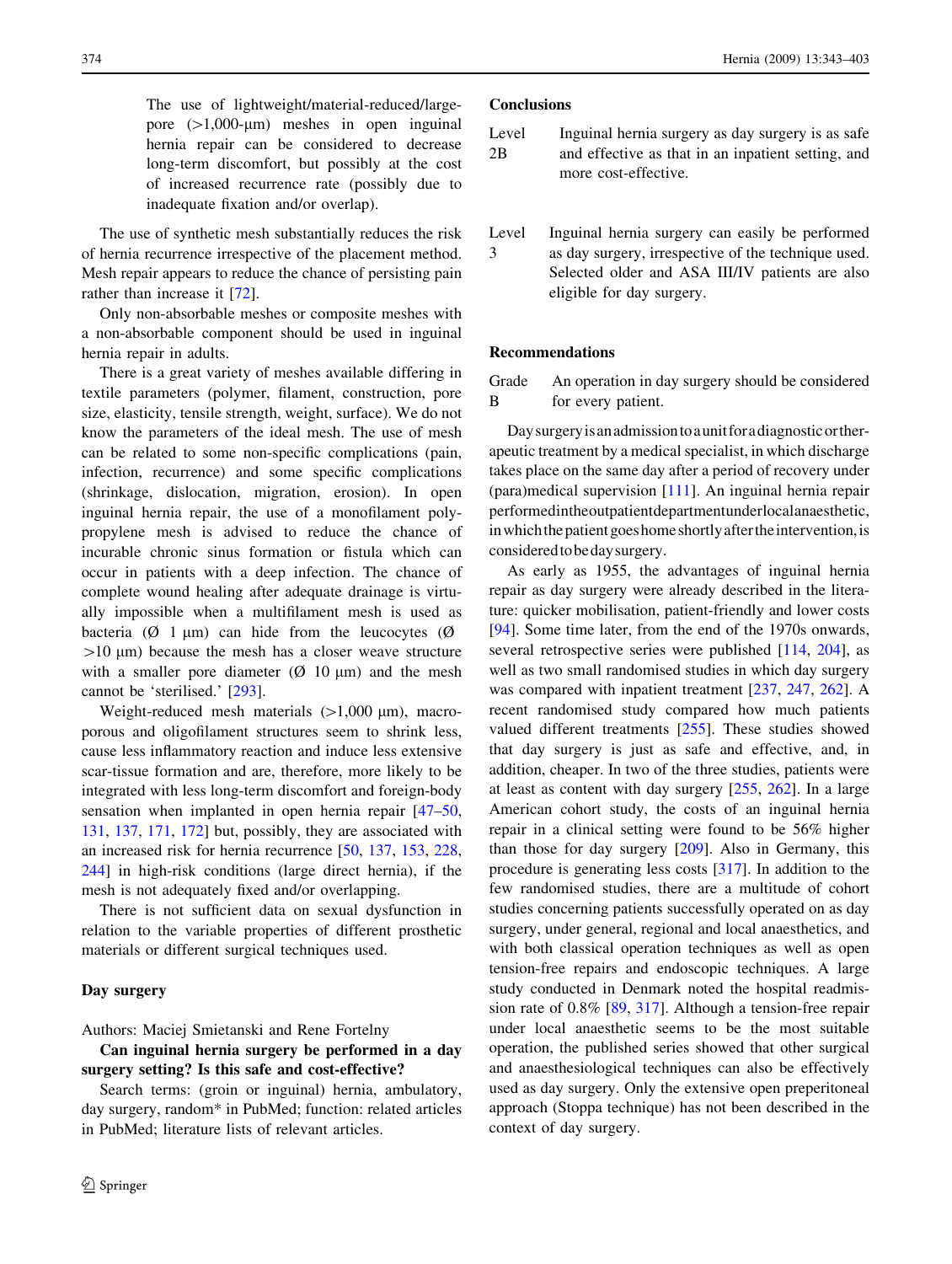The use of lightweight/material-reduced/large-pore (>1,000-μm) meshes in open inguinal hernia repair can be considered to decrease long-term discomfort, but possibly at the cost of increased recurrence rate (possibly due to inadequate fixation and/or overlap).

The use of synthetic mesh substantially reduces the risk of hernia recurrence irrespective of the placement method. Mesh repair appears to reduce the chance of persisting pain rather than increase it [72].

Only non-absorbable meshes or composite meshes with a non-absorbable component should be used in inguinal hernia repair in adults.

There is a great variety of meshes available differing in textile parameters (polymer, filament, construction, pore size, elasticity, tensile strength, weight, surface). We do not know the parameters of the ideal mesh. The use of mesh can be related to some non-specific complications (pain, infection, recurrence) and some specific complications (shrinkage, dislocation, migration, erosion). In open inguinal hernia repair, the use of a monofilament polypropylene mesh is advised to reduce the chance of incurable chronic sinus formation or fistula which can occur in patients with a deep infection. The chance of complete wound healing after adequate drainage is virtually impossible when a multifilament mesh is used as bacteria (Ø 1 μm) can hide from the leucocytes (Ø >10 μm) because the mesh has a closer weave structure with a smaller pore diameter (Ø 10 μm) and the mesh cannot be 'sterilised.' [293].

Weight-reduced mesh materials (>1,000 μm), macroporous and oligofilament structures seem to shrink less, cause less inflammatory reaction and induce less extensive scar-tissue formation and are, therefore, more likely to be integrated with less long-term discomfort and foreign-body sensation when implanted in open hernia repair [47–50, 131, 137, 171, 172] but, possibly, they are associated with an increased risk for hernia recurrence [50, 137, 153, 228, 244] in high-risk conditions (large direct hernia), if the mesh is not adequately fixed and/or overlapping.

There is not sufficient data on sexual dysfunction in relation to the variable properties of different prosthetic materials or different surgical techniques used.

## Day surgery

Authors: Maciej Smietanski and Rene Fortelny

**Can inguinal hernia surgery be performed in a day surgery setting? Is this safe and cost-effective?**

Search terms: (groin or inguinal) hernia, ambulatory, day surgery, random* in PubMed; function: related articles in PubMed; literature lists of relevant articles.

### Conclusions

| | |
|---|---|
| Level 2B | Inguinal hernia surgery as day surgery is as safe and effective as that in an inpatient setting, and more cost-effective. |
| Level 3 | Inguinal hernia surgery can easily be performed as day surgery, irrespective of the technique used. Selected older and ASA III/IV patients are also eligible for day surgery. |

### Recommendations

| | |
|---|---|
| Grade B | An operation in day surgery should be considered for every patient. |

Day surgery is an admission to a unit for a diagnostic or therapeutic treatment by a medical specialist, in which discharge takes place on the same day after a period of recovery under (para)medical supervision [111]. An inguinal hernia repair performed in the outpatient department under local anaesthetic, in which the patient goes home shortly after the intervention, is considered to be day surgery.

As early as 1955, the advantages of inguinal hernia repair as day surgery were already described in the literature: quicker mobilisation, patient-friendly and lower costs [94]. Some time later, from the end of the 1970s onwards, several retrospective series were published [114, 204], as well as two small randomised studies in which day surgery was compared with inpatient treatment [237, 247, 262]. A recent randomised study compared how much patients valued different treatments [255]. These studies showed that day surgery is just as safe and effective, and, in addition, cheaper. In two of the three studies, patients were at least as content with day surgery [255, 262]. In a large American cohort study, the costs of an inguinal hernia repair in a clinical setting were found to be 56% higher than those for day surgery [209]. Also in Germany, this procedure is generating less costs [317]. In addition to the few randomised studies, there are a multitude of cohort studies concerning patients successfully operated on as day surgery, under general, regional and local anaesthetics, and with both classical operation techniques as well as open tension-free repairs and endoscopic techniques. A large study conducted in Denmark noted the hospital readmission rate of 0.8% [89, 317]. Although a tension-free repair under local anaesthetic seems to be the most suitable operation, the published series showed that other surgical and anaesthesiological techniques can also be effectively used as day surgery. Only the extensive open preperitoneal approach (Stoppa technique) has not been described in the context of day surgery.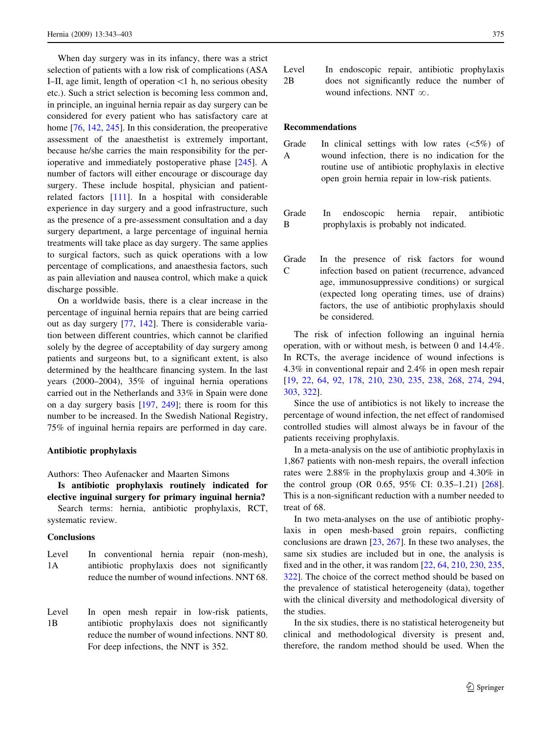When day surgery was in its infancy, there was a strict selection of patients with a low risk of complications (ASA I–II, age limit, length of operation <1 h, no serious obesity etc.). Such a strict selection is becoming less common and, in principle, an inguinal hernia repair as day surgery can be considered for every patient who has satisfactory care at home [76, 142, 245]. In this consideration, the preoperative assessment of the anaesthetist is extremely important, because he/she carries the main responsibility for the perioperative and immediately postoperative phase [245]. A number of factors will either encourage or discourage day surgery. These include hospital, physician and patient-related factors [111]. In a hospital with considerable experience in day surgery and a good infrastructure, such as the presence of a pre-assessment consultation and a day surgery department, a large percentage of inguinal hernia treatments will take place as day surgery. The same applies to surgical factors, such as quick operations with a low percentage of complications, and anaesthesia factors, such as pain alleviation and nausea control, which make a quick discharge possible.

On a worldwide basis, there is a clear increase in the percentage of inguinal hernia repairs that are being carried out as day surgery [77, 142]. There is considerable variation between different countries, which cannot be clarified solely by the degree of acceptability of day surgery among patients and surgeons but, to a significant extent, is also determined by the healthcare financing system. In the last years (2000–2004), 35% of inguinal hernia operations carried out in the Netherlands and 33% in Spain were done on a day surgery basis [197, 249]; there is room for this number to be increased. In the Swedish National Registry, 75% of inguinal hernia repairs are performed in day care.

## Antibiotic prophylaxis

Authors: Theo Aufenacker and Maarten Simons

**Is antibiotic prophylaxis routinely indicated for elective inguinal surgery for primary inguinal hernia?**

Search terms: hernia, antibiotic prophylaxis, RCT, systematic review.

### Conclusions

| | |
|---|---|
| Level 1A | In conventional hernia repair (non-mesh), antibiotic prophylaxis does not significantly reduce the number of wound infections. NNT 68. |
| Level 1B | In open mesh repair in low-risk patients, antibiotic prophylaxis does not significantly reduce the number of wound infections. NNT 80. For deep infections, the NNT is 352. |
| Level 2B | In endoscopic repair, antibiotic prophylaxis does not significantly reduce the number of wound infections. NNT $\infty$. |

### Recommendations

| | |
|---|---|
| Grade A | In clinical settings with low rates (<5%) of wound infection, there is no indication for the routine use of antibiotic prophylaxis in elective open groin hernia repair in low-risk patients. |
| Grade B | In endoscopic hernia repair, antibiotic prophylaxis is probably not indicated. |
| Grade C | In the presence of risk factors for wound infection based on patient (recurrence, advanced age, immunosuppressive conditions) or surgical (expected long operating times, use of drains) factors, the use of antibiotic prophylaxis should be considered. |

The risk of infection following an inguinal hernia operation, with or without mesh, is between 0 and 14.4%. In RCTs, the average incidence of wound infections is 4.3% in conventional repair and 2.4% in open mesh repair [19, 22, 64, 92, 178, 210, 230, 235, 238, 268, 274, 294, 303, 322].

Since the use of antibiotics is not likely to increase the percentage of wound infection, the net effect of randomised controlled studies will almost always be in favour of the patients receiving prophylaxis.

In a meta-analysis on the use of antibiotic prophylaxis in 1,867 patients with non-mesh repairs, the overall infection rates were 2.88% in the prophylaxis group and 4.30% in the control group (OR 0.65, 95% CI: 0.35–1.21) [268]. This is a non-significant reduction with a number needed to treat of 68.

In two meta-analyses on the use of antibiotic prophylaxis in open mesh-based groin repairs, conflicting conclusions are drawn [23, 267]. In these two analyses, the same six studies are included but in one, the analysis is fixed and in the other, it was random [22, 64, 210, 230, 235, 322]. The choice of the correct method should be based on the prevalence of statistical heterogeneity (data), together with the clinical diversity and methodological diversity of the studies.

In the six studies, there is no statistical heterogeneity but clinical and methodological diversity is present and, therefore, the random method should be used. When the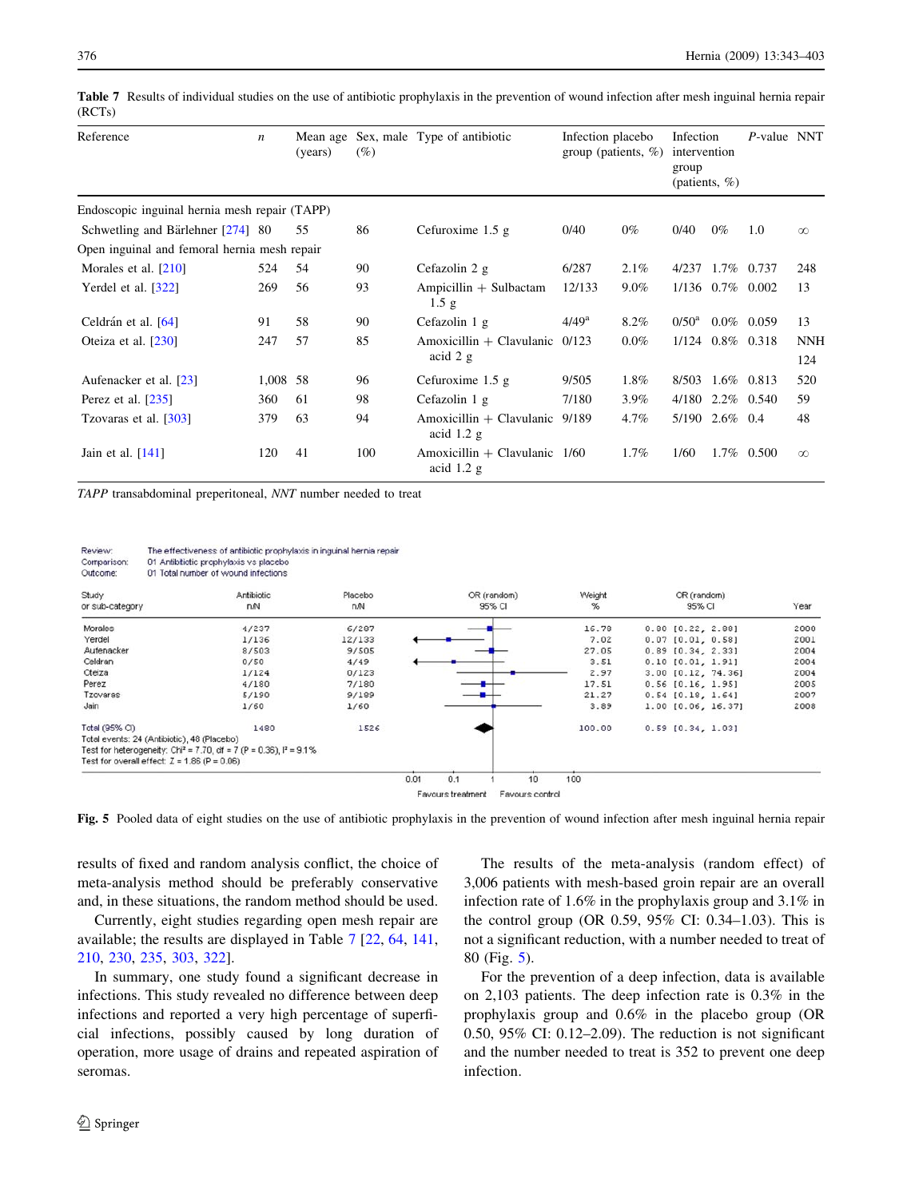**Table 7** Results of individual studies on the use of antibiotic prophylaxis in the prevention of wound infection after mesh inguinal hernia repair (RCTs)

| Reference | *n* | Mean age (years) | Sex, male (%) | Type of antibiotic | Infection placebo group (patients, %) | | Infection intervention group (patients, %) | | *P*-value | NNT |
|---|---|---|---|---|---|---|---|---|---|---|
| Endoscopic inguinal hernia mesh repair (TAPP) | | | | | | | | | | |
| Schwetling and Bärlehner [274] | 80 | 55 | 86 | Cefuroxime 1.5 g | 0/40 | 0% | 0/40 | 0% | 1.0 | ∞ |
| Open inguinal and femoral hernia mesh repair | | | | | | | | | | |
| Morales et al. [210] | 524 | 54 | 90 | Cefazolin 2 g | 6/287 | 2.1% | 4/237 | 1.7% | 0.737 | 248 |
| Yerdel et al. [322] | 269 | 56 | 93 | Ampicillin + Sulbactam 1.5 g | 12/133 | 9.0% | 1/136 | 0.7% | 0.002 | 13 |
| Celdrán et al. [64] | 91 | 58 | 90 | Cefazolin 1 g | 4/49[a] | 8.2% | 0/50[a] | 0.0% | 0.059 | 13 |
| Oteiza et al. [230] | 247 | 57 | 85 | Amoxicillin + Clavulanic acid 2 g | 0/123 | 0.0% | 1/124 | 0.8% | 0.318 | NNH 124 |
| Aufenacker et al. [23] | 1,008 | 58 | 96 | Cefuroxime 1.5 g | 9/505 | 1.8% | 8/503 | 1.6% | 0.813 | 520 |
| Perez et al. [235] | 360 | 61 | 98 | Cefazolin 1 g | 7/180 | 3.9% | 4/180 | 2.2% | 0.540 | 59 |
| Tzovaras et al. [303] | 379 | 63 | 94 | Amoxicillin + Clavulanic acid 1.2 g | 9/189 | 4.7% | 5/190 | 2.6% | 0.4 | 48 |
| Jain et al. [141] | 120 | 41 | 100 | Amoxicillin + Clavulanic acid 1.2 g | 1/60 | 1.7% | 1/60 | 1.7% | 0.500 | ∞ |

*TAPP* transabdominal preperitoneal, *NNT* number needed to treat

Review: The effectiveness of antibiotic prophylaxis in inguinal hernia repair
Comparison: 01 Antibiotic prophylaxis vs placebo
Outcome: 01 Total number of wound infections

| Study or sub-category | Antibiotic n/N | Placebo n/N | Weight % | OR (random) 95% CI | Year |
|---|---|---|---|---|---|
| Morales | 4/237 | 6/287 | 16.79 | 0.80 [0.22, 2.88] | 2000 |
| Yerdel | 1/136 | 12/133 | 7.02 | 0.07 [0.01, 0.58] | 2001 |
| Aufenacker | 8/503 | 9/505 | 27.05 | 0.89 [0.34, 2.33] | 2004 |
| Celdran | 0/50 | 4/49 | 3.51 | 0.10 [0.01, 1.91] | 2004 |
| Oteiza | 1/124 | 0/123 | 2.97 | 3.00 [0.12, 74.36] | 2004 |
| Perez | 4/180 | 7/180 | 17.51 | 0.56 [0.16, 1.95] | 2005 |
| Tzovaras | 5/190 | 9/189 | 21.27 | 0.54 [0.18, 1.64] | 2007 |
| Jain | 1/60 | 1/60 | 3.89 | 1.00 [0.06, 16.37] | 2008 |
| Total (95% CI) | 1480 | 1526 | 100.00 | 0.59 [0.34, 1.03] | |

Total events: 24 (Antibiotic), 48 (Placebo)
Test for heterogeneity: Chi² = 7.70, df = 7 (P = 0.36), I² = 9.1%
Test for overall effect: Z = 1.86 (P = 0.06)

0.01 0.1 1 10 100
Favours treatment Favours control

**Fig. 5** Pooled data of eight studies on the use of antibiotic prophylaxis in the prevention of wound infection after mesh inguinal hernia repair

results of fixed and random analysis conflict, the choice of meta-analysis method should be preferably conservative and, in these situations, the random method should be used.

Currently, eight studies regarding open mesh repair are available; the results are displayed in Table 7 [22, 64, 141, 210, 230, 235, 303, 322].

In summary, one study found a significant decrease in infections. This study revealed no difference between deep infections and reported a very high percentage of superficial infections, possibly caused by long duration of operation, more usage of drains and repeated aspiration of seromas.

The results of the meta-analysis (random effect) of 3,006 patients with mesh-based groin repair are an overall infection rate of 1.6% in the prophylaxis group and 3.1% in the control group (OR 0.59, 95% CI: 0.34–1.03). This is not a significant reduction, with a number needed to treat of 80 (Fig. 5).

For the prevention of a deep infection, data is available on 2,103 patients. The deep infection rate is 0.3% in the prophylaxis group and 0.6% in the placebo group (OR 0.50, 95% CI: 0.12–2.09). The reduction is not significant and the number needed to treat is 352 to prevent one deep infection.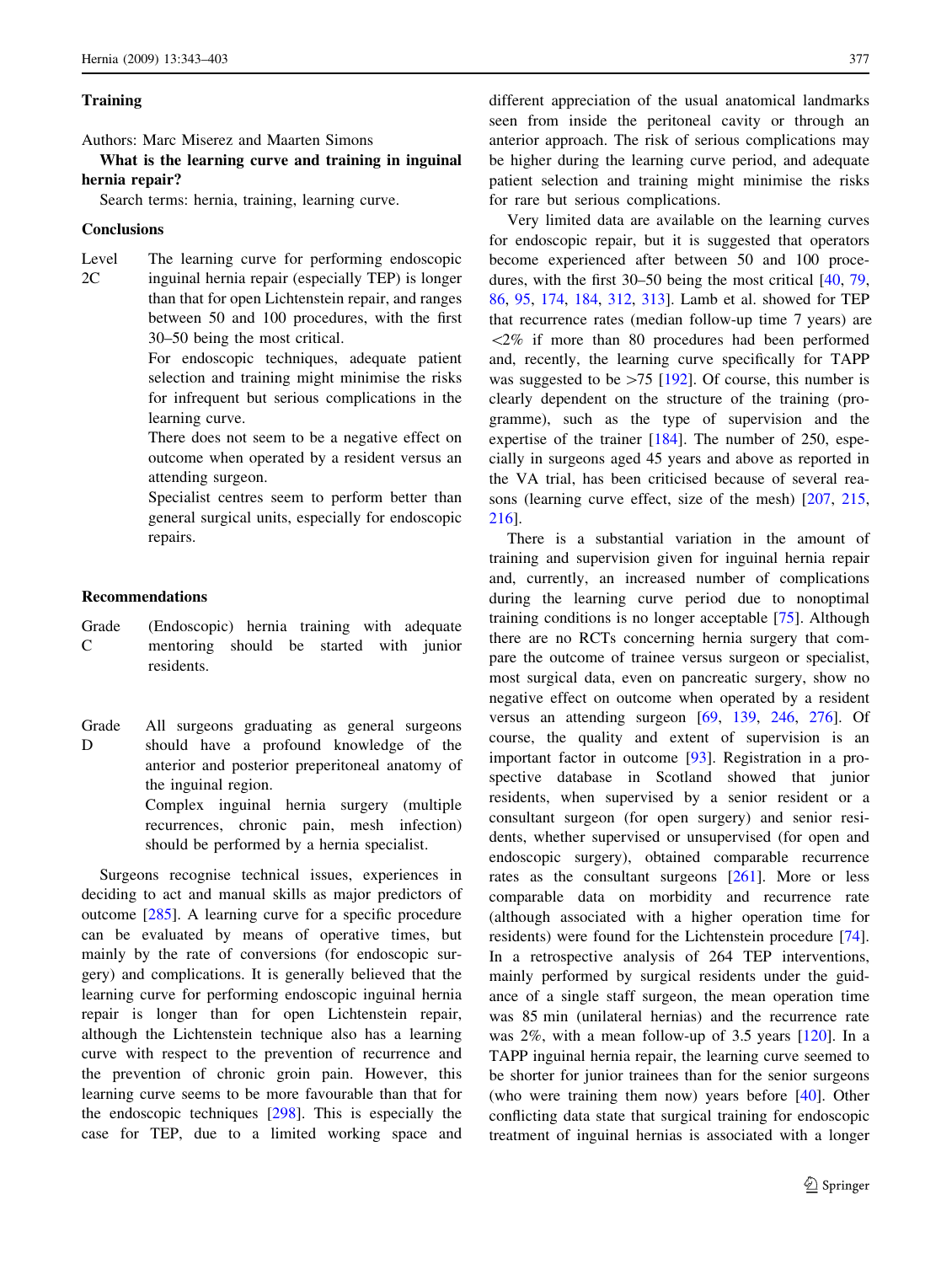## Training

Authors: Marc Miserez and Maarten Simons

**What is the learning curve and training in inguinal hernia repair?**

Search terms: hernia, training, learning curve.

### Conclusions

| | |
|---|---|
| Level 2C | The learning curve for performing endoscopic inguinal hernia repair (especially TEP) is longer than that for open Lichtenstein repair, and ranges between 50 and 100 procedures, with the first 30–50 being the most critical. |
| | For endoscopic techniques, adequate patient selection and training might minimise the risks for infrequent but serious complications in the learning curve. |
| | There does not seem to be a negative effect on outcome when operated by a resident versus an attending surgeon. |
| | Specialist centres seem to perform better than general surgical units, especially for endoscopic repairs. |

### Recommendations

| | |
|---|---|
| Grade C | (Endoscopic) hernia training with adequate mentoring should be started with junior residents. |
| Grade D | All surgeons graduating as general surgeons should have a profound knowledge of the anterior and posterior preperitoneal anatomy of the inguinal region. |
| | Complex inguinal hernia surgery (multiple recurrences, chronic pain, mesh infection) should be performed by a hernia specialist. |

Surgeons recognise technical issues, experiences in deciding to act and manual skills as major predictors of outcome [285]. A learning curve for a specific procedure can be evaluated by means of operative times, but mainly by the rate of conversions (for endoscopic surgery) and complications. It is generally believed that the learning curve for performing endoscopic inguinal hernia repair is longer than for open Lichtenstein repair, although the Lichtenstein technique also has a learning curve with respect to the prevention of recurrence and the prevention of chronic groin pain. However, this learning curve seems to be more favourable than that for the endoscopic techniques [298]. This is especially the case for TEP, due to a limited working space and different appreciation of the usual anatomical landmarks seen from inside the peritoneal cavity or through an anterior approach. The risk of serious complications may be higher during the learning curve period, and adequate patient selection and training might minimise the risks for rare but serious complications.

Very limited data are available on the learning curves for endoscopic repair, but it is suggested that operators become experienced after between 50 and 100 procedures, with the first 30–50 being the most critical [40, 79, 86, 95, 174, 184, 312, 313]. Lamb et al. showed for TEP that recurrence rates (median follow-up time 7 years) are <2% if more than 80 procedures had been performed and, recently, the learning curve specifically for TAPP was suggested to be >75 [192]. Of course, this number is clearly dependent on the structure of the training (programme), such as the type of supervision and the expertise of the trainer [184]. The number of 250, especially in surgeons aged 45 years and above as reported in the VA trial, has been criticised because of several reasons (learning curve effect, size of the mesh) [207, 215, 216].

There is a substantial variation in the amount of training and supervision given for inguinal hernia repair and, currently, an increased number of complications during the learning curve period due to nonoptimal training conditions is no longer acceptable [75]. Although there are no RCTs concerning hernia surgery that compare the outcome of trainee versus surgeon or specialist, most surgical data, even on pancreatic surgery, show no negative effect on outcome when operated by a resident versus an attending surgeon [69, 139, 246, 276]. Of course, the quality and extent of supervision is an important factor in outcome [93]. Registration in a prospective database in Scotland showed that junior residents, when supervised by a senior resident or a consultant surgeon (for open surgery) and senior residents, whether supervised or unsupervised (for open and endoscopic surgery), obtained comparable recurrence rates as the consultant surgeons [261]. More or less comparable data on morbidity and recurrence rate (although associated with a higher operation time for residents) were found for the Lichtenstein procedure [74]. In a retrospective analysis of 264 TEP interventions, mainly performed by surgical residents under the guidance of a single staff surgeon, the mean operation time was 85 min (unilateral hernias) and the recurrence rate was 2%, with a mean follow-up of 3.5 years [120]. In a TAPP inguinal hernia repair, the learning curve seemed to be shorter for junior trainees than for the senior surgeons (who were training them now) years before [40]. Other conflicting data state that surgical training for endoscopic treatment of inguinal hernias is associated with a longer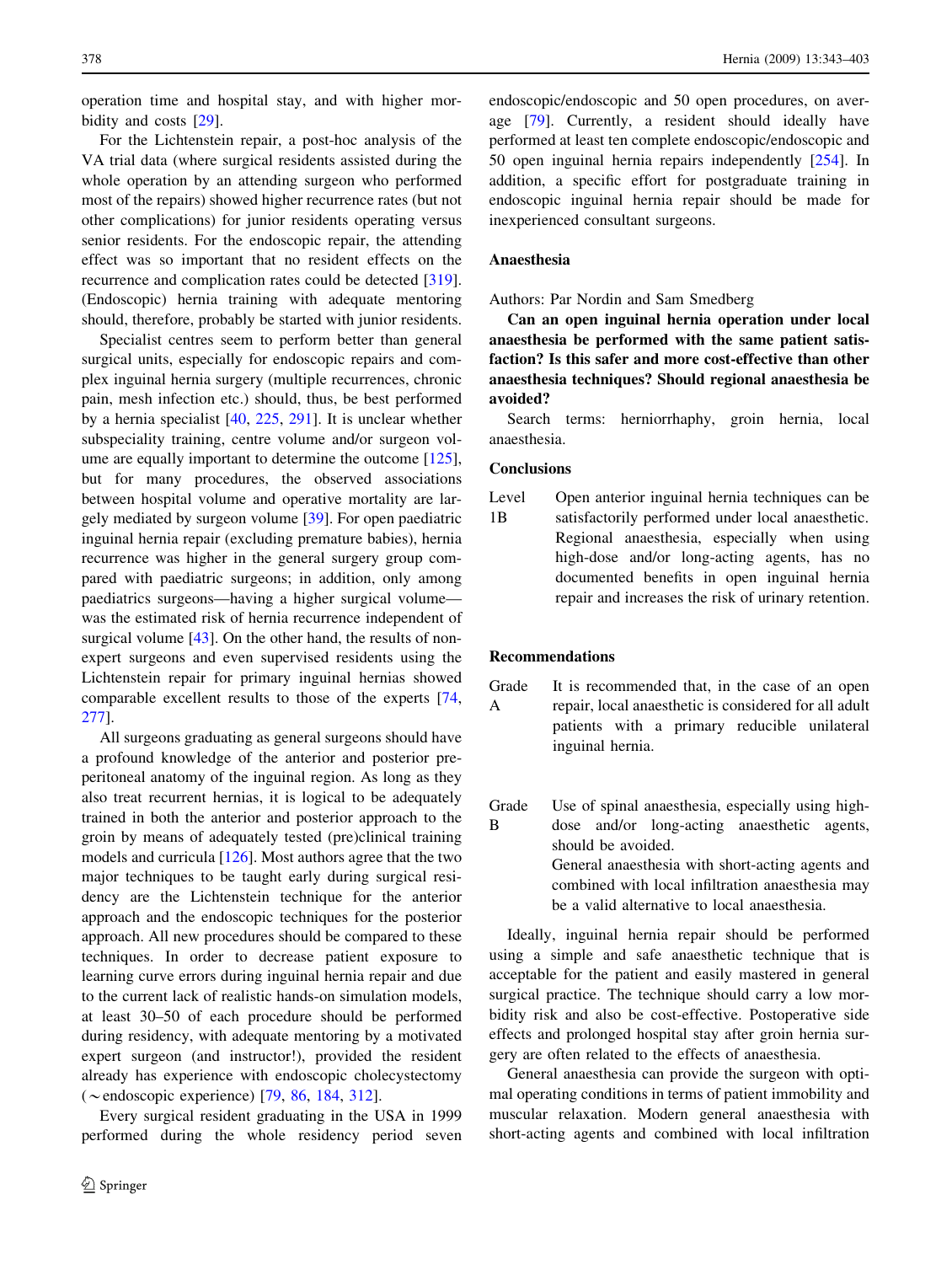operation time and hospital stay, and with higher morbidity and costs [29].

For the Lichtenstein repair, a post-hoc analysis of the VA trial data (where surgical residents assisted during the whole operation by an attending surgeon who performed most of the repairs) showed higher recurrence rates (but not other complications) for junior residents operating versus senior residents. For the endoscopic repair, the attending effect was so important that no resident effects on the recurrence and complication rates could be detected [319]. (Endoscopic) hernia training with adequate mentoring should, therefore, probably be started with junior residents.

Specialist centres seem to perform better than general surgical units, especially for endoscopic repairs and complex inguinal hernia surgery (multiple recurrences, chronic pain, mesh infection etc.) should, thus, be best performed by a hernia specialist [40, 225, 291]. It is unclear whether subspeciality training, centre volume and/or surgeon volume are equally important to determine the outcome [125], but for many procedures, the observed associations between hospital volume and operative mortality are largely mediated by surgeon volume [39]. For open paediatric inguinal hernia repair (excluding premature babies), hernia recurrence was higher in the general surgery group compared with paediatric surgeons; in addition, only among paediatrics surgeons—having a higher surgical volume—was the estimated risk of hernia recurrence independent of surgical volume [43]. On the other hand, the results of non-expert surgeons and even supervised residents using the Lichtenstein repair for primary inguinal hernias showed comparable excellent results to those of the experts [74, 277].

All surgeons graduating as general surgeons should have a profound knowledge of the anterior and posterior preperitoneal anatomy of the inguinal region. As long as they also treat recurrent hernias, it is logical to be adequately trained in both the anterior and posterior approach to the groin by means of adequately tested (pre)clinical training models and curricula [126]. Most authors agree that the two major techniques to be taught early during surgical residency are the Lichtenstein technique for the anterior approach and the endoscopic techniques for the posterior approach. All new procedures should be compared to these techniques. In order to decrease patient exposure to learning curve errors during inguinal hernia repair and due to the current lack of realistic hands-on simulation models, at least 30–50 of each procedure should be performed during residency, with adequate mentoring by a motivated expert surgeon (and instructor!), provided the resident already has experience with endoscopic cholecystectomy (~endoscopic experience) [79, 86, 184, 312].

Every surgical resident graduating in the USA in 1999 performed during the whole residency period seven endoscopic/endoscopic and 50 open procedures, on average [79]. Currently, a resident should ideally have performed at least ten complete endoscopic/endoscopic and 50 open inguinal hernia repairs independently [254]. In addition, a specific effort for postgraduate training in endoscopic inguinal hernia repair should be made for inexperienced consultant surgeons.

## Anaesthesia

Authors: Par Nordin and Sam Smedberg

**Can an open inguinal hernia operation under local anaesthesia be performed with the same patient satisfaction? Is this safer and more cost-effective than other anaesthesia techniques? Should regional anaesthesia be avoided?**

Search terms: herniorrhaphy, groin hernia, local anaesthesia.

### Conclusions

| | |
|---|---|
| Level 1B | Open anterior inguinal hernia techniques can be satisfactorily performed under local anaesthetic. Regional anaesthesia, especially when using high-dose and/or long-acting agents, has no documented benefits in open inguinal hernia repair and increases the risk of urinary retention. |

### Recommendations

| | |
|---|---|
| Grade A | It is recommended that, in the case of an open repair, local anaesthetic is considered for all adult patients with a primary reducible unilateral inguinal hernia. |
| Grade B | Use of spinal anaesthesia, especially using high-dose and/or long-acting anaesthetic agents, should be avoided.<br>General anaesthesia with short-acting agents and combined with local infiltration anaesthesia may be a valid alternative to local anaesthesia. |

Ideally, inguinal hernia repair should be performed using a simple and safe anaesthetic technique that is acceptable for the patient and easily mastered in general surgical practice. The technique should carry a low morbidity risk and also be cost-effective. Postoperative side effects and prolonged hospital stay after groin hernia surgery are often related to the effects of anaesthesia.

General anaesthesia can provide the surgeon with optimal operating conditions in terms of patient immobility and muscular relaxation. Modern general anaesthesia with short-acting agents and combined with local infiltration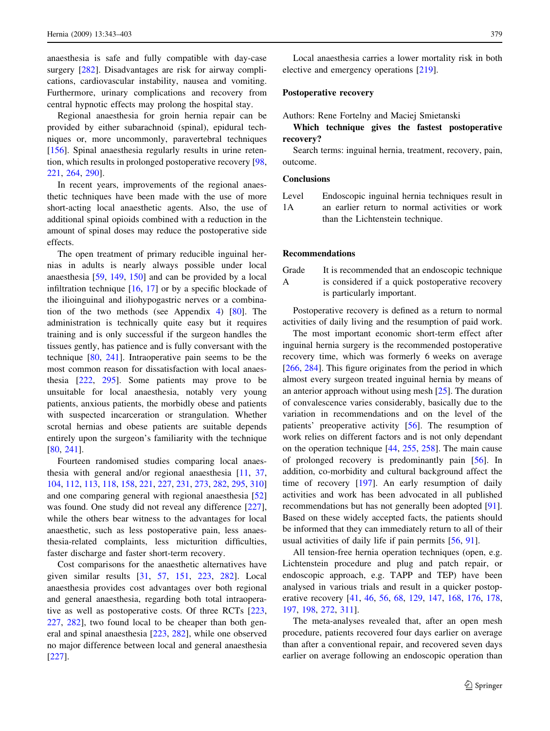anaesthesia is safe and fully compatible with day-case surgery [282]. Disadvantages are risk for airway complications, cardiovascular instability, nausea and vomiting. Furthermore, urinary complications and recovery from central hypnotic effects may prolong the hospital stay.

Regional anaesthesia for groin hernia repair can be provided by either subarachnoid (spinal), epidural techniques or, more uncommonly, paravertebral techniques [156]. Spinal anaesthesia regularly results in urine retention, which results in prolonged postoperative recovery [98, 221, 264, 290].

In recent years, improvements of the regional anaesthetic techniques have been made with the use of more short-acting local anaesthetic agents. Also, the use of additional spinal opioids combined with a reduction in the amount of spinal doses may reduce the postoperative side effects.

The open treatment of primary reducible inguinal hernias in adults is nearly always possible under local anaesthesia [59, 149, 150] and can be provided by a local infiltration technique [16, 17] or by a specific blockade of the ilioinguinal and iliohypogastric nerves or a combination of the two methods (see Appendix 4) [80]. The administration is technically quite easy but it requires training and is only successful if the surgeon handles the tissues gently, has patience and is fully conversant with the technique [80, 241]. Intraoperative pain seems to be the most common reason for dissatisfaction with local anaesthesia [222, 295]. Some patients may prove to be unsuitable for local anaesthesia, notably very young patients, anxious patients, the morbidly obese and patients with suspected incarceration or strangulation. Whether scrotal hernias and obese patients are suitable depends entirely upon the surgeon's familiarity with the technique [80, 241].

Fourteen randomised studies comparing local anaesthesia with general and/or regional anaesthesia [11, 37, 104, 112, 113, 118, 158, 221, 227, 231, 273, 282, 295, 310] and one comparing general with regional anaesthesia [52] was found. One study did not reveal any difference [227], while the others bear witness to the advantages for local anaesthetic, such as less postoperative pain, less anaesthesia-related complaints, less micturition difficulties, faster discharge and faster short-term recovery.

Cost comparisons for the anaesthetic alternatives have given similar results [31, 57, 151, 223, 282]. Local anaesthesia provides cost advantages over both regional and general anaesthesia, regarding both total intraoperative as well as postoperative costs. Of three RCTs [223, 227, 282], two found local to be cheaper than both general and spinal anaesthesia [223, 282], while one observed no major difference between local and general anaesthesia [227].

Local anaesthesia carries a lower mortality risk in both elective and emergency operations [219].

## Postoperative recovery

Authors: Rene Fortelny and Maciej Smietanski

**Which technique gives the fastest postoperative recovery?**

Search terms: inguinal hernia, treatment, recovery, pain, outcome.

### Conclusions

| | |
|---|---|
| Level 1A | Endoscopic inguinal hernia techniques result in an earlier return to normal activities or work than the Lichtenstein technique. |

### Recommendations

| | |
|---|---|
| Grade A | It is recommended that an endoscopic technique is considered if a quick postoperative recovery is particularly important. |

Postoperative recovery is defined as a return to normal activities of daily living and the resumption of paid work.

The most important economic short-term effect after inguinal hernia surgery is the recommended postoperative recovery time, which was formerly 6 weeks on average [266, 284]. This figure originates from the period in which almost every surgeon treated inguinal hernia by means of an anterior approach without using mesh [25]. The duration of convalescence varies considerably, basically due to the variation in recommendations and on the level of the patients' preoperative activity [56]. The resumption of work relies on different factors and is not only dependant on the operation technique [44, 255, 258]. The main cause of prolonged recovery is predominantly pain [56]. In addition, co-morbidity and cultural background affect the time of recovery [197]. An early resumption of daily activities and work has been advocated in all published recommendations but has not generally been adopted [91]. Based on these widely accepted facts, the patients should be informed that they can immediately return to all of their usual activities of daily life if pain permits [56, 91].

All tension-free hernia operation techniques (open, e.g. Lichtenstein procedure and plug and patch repair, or endoscopic approach, e.g. TAPP and TEP) have been analysed in various trials and result in a quicker postoperative recovery [41, 46, 56, 68, 129, 147, 168, 176, 178, 197, 198, 272, 311].

The meta-analyses revealed that, after an open mesh procedure, patients recovered four days earlier on average than after a conventional repair, and recovered seven days earlier on average following an endoscopic operation than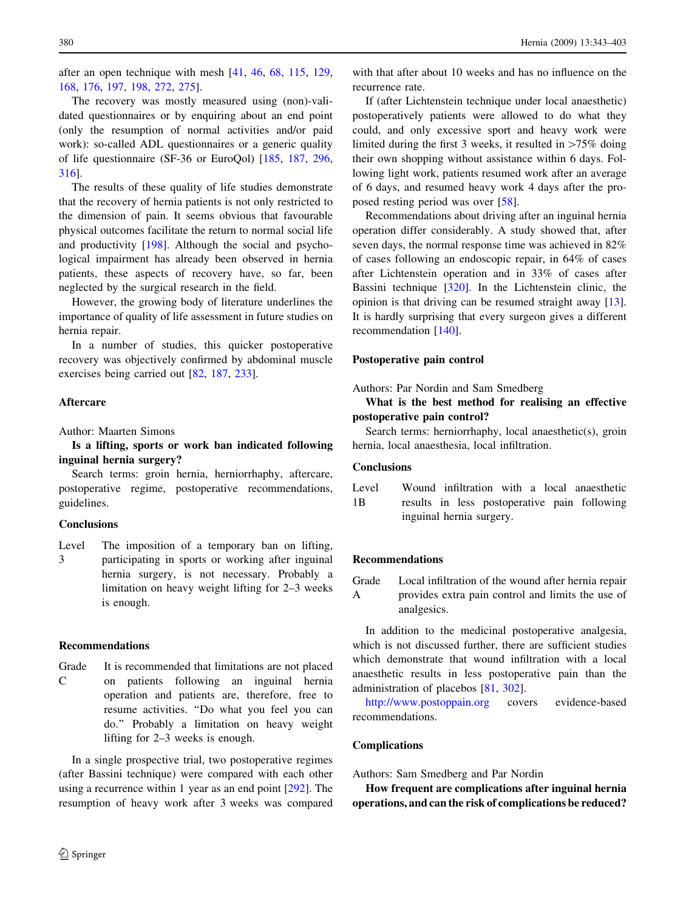after an open technique with mesh [41, 46, 68, 115, 129, 168, 176, 197, 198, 272, 275].

The recovery was mostly measured using (non)-validated questionnaires or by enquiring about an end point (only the resumption of normal activities and/or paid work): so-called ADL questionnaires or a generic quality of life questionnaire (SF-36 or EuroQol) [185, 187, 296, 316].

The results of these quality of life studies demonstrate that the recovery of hernia patients is not only restricted to the dimension of pain. It seems obvious that favourable physical outcomes facilitate the return to normal social life and productivity [198]. Although the social and psychological impairment has already been observed in hernia patients, these aspects of recovery have, so far, been neglected by the surgical research in the field.

However, the growing body of literature underlines the importance of quality of life assessment in future studies on hernia repair.

In a number of studies, this quicker postoperative recovery was objectively confirmed by abdominal muscle exercises being carried out [82, 187, 233].

## Aftercare

Author: Maarten Simons

**Is a lifting, sports or work ban indicated following inguinal hernia surgery?**

Search terms: groin hernia, herniorrhaphy, aftercare, postoperative regime, postoperative recommendations, guidelines.

### Conclusions

| | |
|---|---|
| Level 3 | The imposition of a temporary ban on lifting, participating in sports or working after inguinal hernia surgery, is not necessary. Probably a limitation on heavy weight lifting for 2–3 weeks is enough. |

### Recommendations

| | |
|---|---|
| Grade C | It is recommended that limitations are not placed on patients following an inguinal hernia operation and patients are, therefore, free to resume activities. “Do what you feel you can do.” Probably a limitation on heavy weight lifting for 2–3 weeks is enough. |

In a single prospective trial, two postoperative regimes (after Bassini technique) were compared with each other using a recurrence within 1 year as an end point [292]. The resumption of heavy work after 3 weeks was compared with that after about 10 weeks and has no influence on the recurrence rate.

If (after Lichtenstein technique under local anaesthetic) postoperatively patients were allowed to do what they could, and only excessive sport and heavy work were limited during the first 3 weeks, it resulted in >75% doing their own shopping without assistance within 6 days. Following light work, patients resumed work after an average of 6 days, and resumed heavy work 4 days after the proposed resting period was over [58].

Recommendations about driving after an inguinal hernia operation differ considerably. A study showed that, after seven days, the normal response time was achieved in 82% of cases following an endoscopic repair, in 64% of cases after Lichtenstein operation and in 33% of cases after Bassini technique [320]. In the Lichtenstein clinic, the opinion is that driving can be resumed straight away [13]. It is hardly surprising that every surgeon gives a different recommendation [140].

## Postoperative pain control

Authors: Par Nordin and Sam Smedberg

**What is the best method for realising an effective postoperative pain control?**

Search terms: herniorrhaphy, local anaesthetic(s), groin hernia, local anaesthesia, local infiltration.

### Conclusions

| | |
|---|---|
| Level 1B | Wound infiltration with a local anaesthetic results in less postoperative pain following inguinal hernia surgery. |

### Recommendations

| | |
|---|---|
| Grade A | Local infiltration of the wound after hernia repair provides extra pain control and limits the use of analgesics. |

In addition to the medicinal postoperative analgesia, which is not discussed further, there are sufficient studies which demonstrate that wound infiltration with a local anaesthetic results in less postoperative pain than the administration of placebos [81, 302].

http://www.postoppain.org covers evidence-based recommendations.

## Complications

Authors: Sam Smedberg and Par Nordin

**How frequent are complications after inguinal hernia operations, and can the risk of complications be reduced?**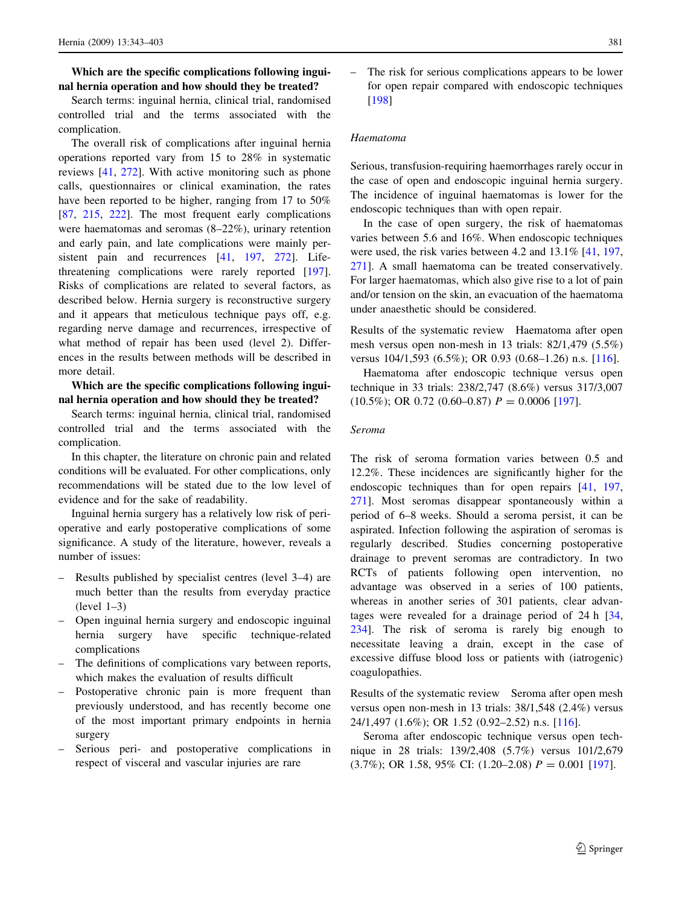**Which are the specific complications following inguinal hernia operation and how should they be treated?**

Search terms: inguinal hernia, clinical trial, randomised controlled trial and the terms associated with the complication.

The overall risk of complications after inguinal hernia operations reported vary from 15 to 28% in systematic reviews [41, 272]. With active monitoring such as phone calls, questionnaires or clinical examination, the rates have been reported to be higher, ranging from 17 to 50% [87, 215, 222]. The most frequent early complications were haematomas and seromas (8–22%), urinary retention and early pain, and late complications were mainly persistent pain and recurrences [41, 197, 272]. Life-threatening complications were rarely reported [197]. Risks of complications are related to several factors, as described below. Hernia surgery is reconstructive surgery and it appears that meticulous technique pays off, e.g. regarding nerve damage and recurrences, irrespective of what method of repair has been used (level 2). Differences in the results between methods will be described in more detail.

**Which are the specific complications following inguinal hernia operation and how should they be treated?**

Search terms: inguinal hernia, clinical trial, randomised controlled trial and the terms associated with the complication.

In this chapter, the literature on chronic pain and related conditions will be evaluated. For other complications, only recommendations will be stated due to the low level of evidence and for the sake of readability.

Inguinal hernia surgery has a relatively low risk of peri-operative and early postoperative complications of some significance. A study of the literature, however, reveals a number of issues:

- Results published by specialist centres (level 3–4) are much better than the results from everyday practice (level 1–3)
- Open inguinal hernia surgery and endoscopic inguinal hernia surgery have specific technique-related complications
- The definitions of complications vary between reports, which makes the evaluation of results difficult
- Postoperative chronic pain is more frequent than previously understood, and has recently become one of the most important primary endpoints in hernia surgery
- Serious peri- and postoperative complications in respect of visceral and vascular injuries are rare
- The risk for serious complications appears to be lower for open repair compared with endoscopic techniques [198]

*Haematoma*

Serious, transfusion-requiring haemorrhages rarely occur in the case of open and endoscopic inguinal hernia surgery. The incidence of inguinal haematomas is lower for the endoscopic techniques than with open repair.

In the case of open surgery, the risk of haematomas varies between 5.6 and 16%. When endoscopic techniques were used, the risk varies between 4.2 and 13.1% [41, 197, 271]. A small haematoma can be treated conservatively. For larger haematomas, which also give rise to a lot of pain and/or tension on the skin, an evacuation of the haematoma under anaesthetic should be considered.

Results of the systematic review  Haematoma after open mesh versus open non-mesh in 13 trials: 82/1,479 (5.5%) versus 104/1,593 (6.5%); OR 0.93 (0.68–1.26) n.s. [116].

Haematoma after endoscopic technique versus open technique in 33 trials: 238/2,747 (8.6%) versus 317/3,007 (10.5%); OR 0.72 (0.60–0.87) $P = 0.0006$ [197].

*Seroma*

The risk of seroma formation varies between 0.5 and 12.2%. These incidences are significantly higher for the endoscopic techniques than for open repairs [41, 197, 271]. Most seromas disappear spontaneously within a period of 6–8 weeks. Should a seroma persist, it can be aspirated. Infection following the aspiration of seromas is regularly described. Studies concerning postoperative drainage to prevent seromas are contradictory. In two RCTs of patients following open intervention, no advantage was observed in a series of 100 patients, whereas in another series of 301 patients, clear advantages were revealed for a drainage period of 24 h [34, 234]. The risk of seroma is rarely big enough to necessitate leaving a drain, except in the case of excessive diffuse blood loss or patients with (iatrogenic) coagulopathies.

Results of the systematic review  Seroma after open mesh versus open non-mesh in 13 trials: 38/1,548 (2.4%) versus 24/1,497 (1.6%); OR 1.52 (0.92–2.52) n.s. [116].

Seroma after endoscopic technique versus open technique in 28 trials: 139/2,408 (5.7%) versus 101/2,679 (3.7%); OR 1.58, 95% CI: (1.20–2.08) $P = 0.001$ [197].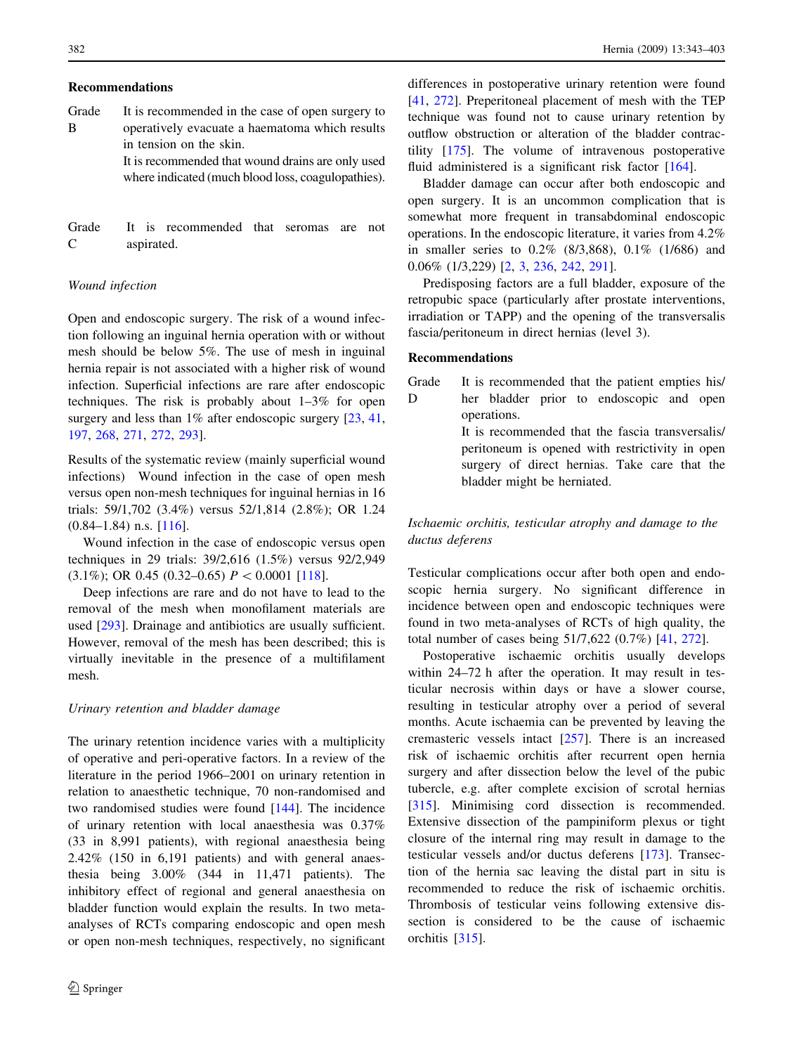### Recommendations

Grade B — It is recommended in the case of open surgery to operatively evacuate a haematoma which results in tension on the skin.

It is recommended that wound drains are only used where indicated (much blood loss, coagulopathies).

Grade C — It is recommended that seromas are not aspirated.

*Wound infection*

Open and endoscopic surgery. The risk of a wound infection following an inguinal hernia operation with or without mesh should be below 5%. The use of mesh in inguinal hernia repair is not associated with a higher risk of wound infection. Superficial infections are rare after endoscopic techniques. The risk is probably about 1–3% for open surgery and less than 1% after endoscopic surgery [23, 41, 197, 268, 271, 272, 293].

Results of the systematic review (mainly superficial wound infections) Wound infection in the case of open mesh versus open non-mesh techniques for inguinal hernias in 16 trials: 59/1,702 (3.4%) versus 52/1,814 (2.8%); OR 1.24 (0.84–1.84) n.s. [116].

Wound infection in the case of endoscopic versus open techniques in 29 trials: 39/2,616 (1.5%) versus 92/2,949 (3.1%); OR 0.45 (0.32–0.65) $P < 0.0001$ [118].

Deep infections are rare and do not have to lead to the removal of the mesh when monofilament materials are used [293]. Drainage and antibiotics are usually sufficient. However, removal of the mesh has been described; this is virtually inevitable in the presence of a multifilament mesh.

*Urinary retention and bladder damage*

The urinary retention incidence varies with a multiplicity of operative and peri-operative factors. In a review of the literature in the period 1966–2001 on urinary retention in relation to anaesthetic technique, 70 non-randomised and two randomised studies were found [144]. The incidence of urinary retention with local anaesthesia was 0.37% (33 in 8,991 patients), with regional anaesthesia being 2.42% (150 in 6,191 patients) and with general anaesthesia being 3.00% (344 in 11,471 patients). The inhibitory effect of regional and general anaesthesia on bladder function would explain the results. In two meta-analyses of RCTs comparing endoscopic and open mesh or open non-mesh techniques, respectively, no significant differences in postoperative urinary retention were found [41, 272]. Preperitoneal placement of mesh with the TEP technique was found not to cause urinary retention by outflow obstruction or alteration of the bladder contractility [175]. The volume of intravenous postoperative fluid administered is a significant risk factor [164].

Bladder damage can occur after both endoscopic and open surgery. It is an uncommon complication that is somewhat more frequent in transabdominal endoscopic operations. In the endoscopic literature, it varies from 4.2% in smaller series to 0.2% (8/3,868), 0.1% (1/686) and 0.06% (1/3,229) [2, 3, 236, 242, 291].

Predisposing factors are a full bladder, exposure of the retropubic space (particularly after prostate interventions, irradiation or TAPP) and the opening of the transversalis fascia/peritoneum in direct hernias (level 3).

### Recommendations

Grade D — It is recommended that the patient empties his/her bladder prior to endoscopic and open operations.

It is recommended that the fascia transversalis/peritoneum is opened with restrictivity in open surgery of direct hernias. Take care that the bladder might be herniated.

*Ischaemic orchitis, testicular atrophy and damage to the ductus deferens*

Testicular complications occur after both open and endoscopic hernia surgery. No significant difference in incidence between open and endoscopic techniques were found in two meta-analyses of RCTs of high quality, the total number of cases being 51/7,622 (0.7%) [41, 272].

Postoperative ischaemic orchitis usually develops within 24–72 h after the operation. It may result in testicular necrosis within days or have a slower course, resulting in testicular atrophy over a period of several months. Acute ischaemia can be prevented by leaving the cremasteric vessels intact [257]. There is an increased risk of ischaemic orchitis after recurrent open hernia surgery and after dissection below the level of the pubic tubercle, e.g. after complete excision of scrotal hernias [315]. Minimising cord dissection is recommended. Extensive dissection of the pampiniform plexus or tight closure of the internal ring may result in damage to the testicular vessels and/or ductus deferens [173]. Transection of the hernia sac leaving the distal part in situ is recommended to reduce the risk of ischaemic orchitis. Thrombosis of testicular veins following extensive dissection is considered to be the cause of ischaemic orchitis [315].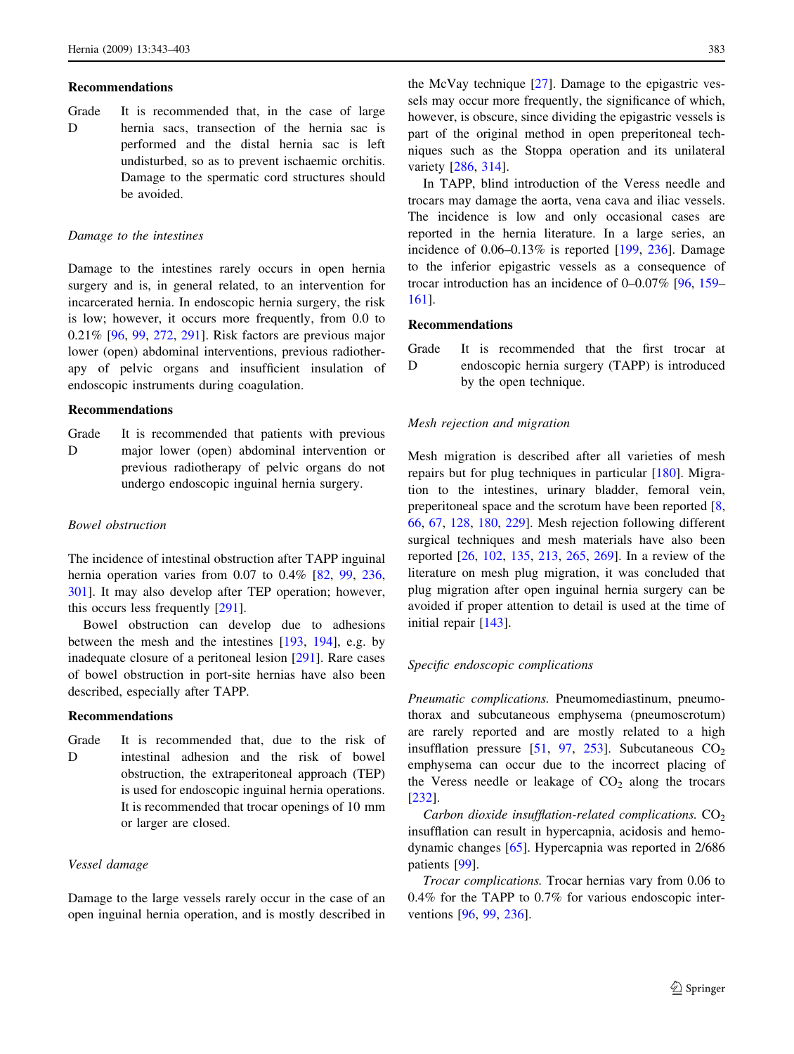**Recommendations**

| | |
|---|---|
| Grade D | It is recommended that, in the case of large hernia sacs, transection of the hernia sac is performed and the distal hernia sac is left undisturbed, so as to prevent ischaemic orchitis. Damage to the spermatic cord structures should be avoided. |

*Damage to the intestines*

Damage to the intestines rarely occurs in open hernia surgery and is, in general related, to an intervention for incarcerated hernia. In endoscopic hernia surgery, the risk is low; however, it occurs more frequently, from 0.0 to 0.21% [96, 99, 272, 291]. Risk factors are previous major lower (open) abdominal interventions, previous radiotherapy of pelvic organs and insufficient insulation of endoscopic instruments during coagulation.

**Recommendations**

| | |
|---|---|
| Grade D | It is recommended that patients with previous major lower (open) abdominal intervention or previous radiotherapy of pelvic organs do not undergo endoscopic inguinal hernia surgery. |

*Bowel obstruction*

The incidence of intestinal obstruction after TAPP inguinal hernia operation varies from 0.07 to 0.4% [82, 99, 236, 301]. It may also develop after TEP operation; however, this occurs less frequently [291].

Bowel obstruction can develop due to adhesions between the mesh and the intestines [193, 194], e.g. by inadequate closure of a peritoneal lesion [291]. Rare cases of bowel obstruction in port-site hernias have also been described, especially after TAPP.

**Recommendations**

| | |
|---|---|
| Grade D | It is recommended that, due to the risk of intestinal adhesion and the risk of bowel obstruction, the extraperitoneal approach (TEP) is used for endoscopic inguinal hernia operations. It is recommended that trocar openings of 10 mm or larger are closed. |

*Vessel damage*

Damage to the large vessels rarely occur in the case of an open inguinal hernia operation, and is mostly described in the McVay technique [27]. Damage to the epigastric vessels may occur more frequently, the significance of which, however, is obscure, since dividing the epigastric vessels is part of the original method in open preperitoneal techniques such as the Stoppa operation and its unilateral variety [286, 314].

In TAPP, blind introduction of the Veress needle and trocars may damage the aorta, vena cava and iliac vessels. The incidence is low and only occasional cases are reported in the hernia literature. In a large series, an incidence of 0.06–0.13% is reported [199, 236]. Damage to the inferior epigastric vessels as a consequence of trocar introduction has an incidence of 0–0.07% [96, 159–161].

**Recommendations**

| | |
|---|---|
| Grade D | It is recommended that the first trocar at endoscopic hernia surgery (TAPP) is introduced by the open technique. |

*Mesh rejection and migration*

Mesh migration is described after all varieties of mesh repairs but for plug techniques in particular [180]. Migration to the intestines, urinary bladder, femoral vein, preperitoneal space and the scrotum have been reported [8, 66, 67, 128, 180, 229]. Mesh rejection following different surgical techniques and mesh materials have also been reported [26, 102, 135, 213, 265, 269]. In a review of the literature on mesh plug migration, it was concluded that plug migration after open inguinal hernia surgery can be avoided if proper attention to detail is used at the time of initial repair [143].

*Specific endoscopic complications*

*Pneumatic complications.* Pneumomediastinum, pneumothorax and subcutaneous emphysema (pneumoscrotum) are rarely reported and are mostly related to a high insufflation pressure [51, 97, 253]. Subcutaneous $CO_2$ emphysema can occur due to the incorrect placing of the Veress needle or leakage of $CO_2$ along the trocars [232].

*Carbon dioxide insufflation-related complications.* $CO_2$ insufflation can result in hypercapnia, acidosis and hemodynamic changes [65]. Hypercapnia was reported in 2/686 patients [99].

*Trocar complications.* Trocar hernias vary from 0.06 to 0.4% for the TAPP to 0.7% for various endoscopic interventions [96, 99, 236].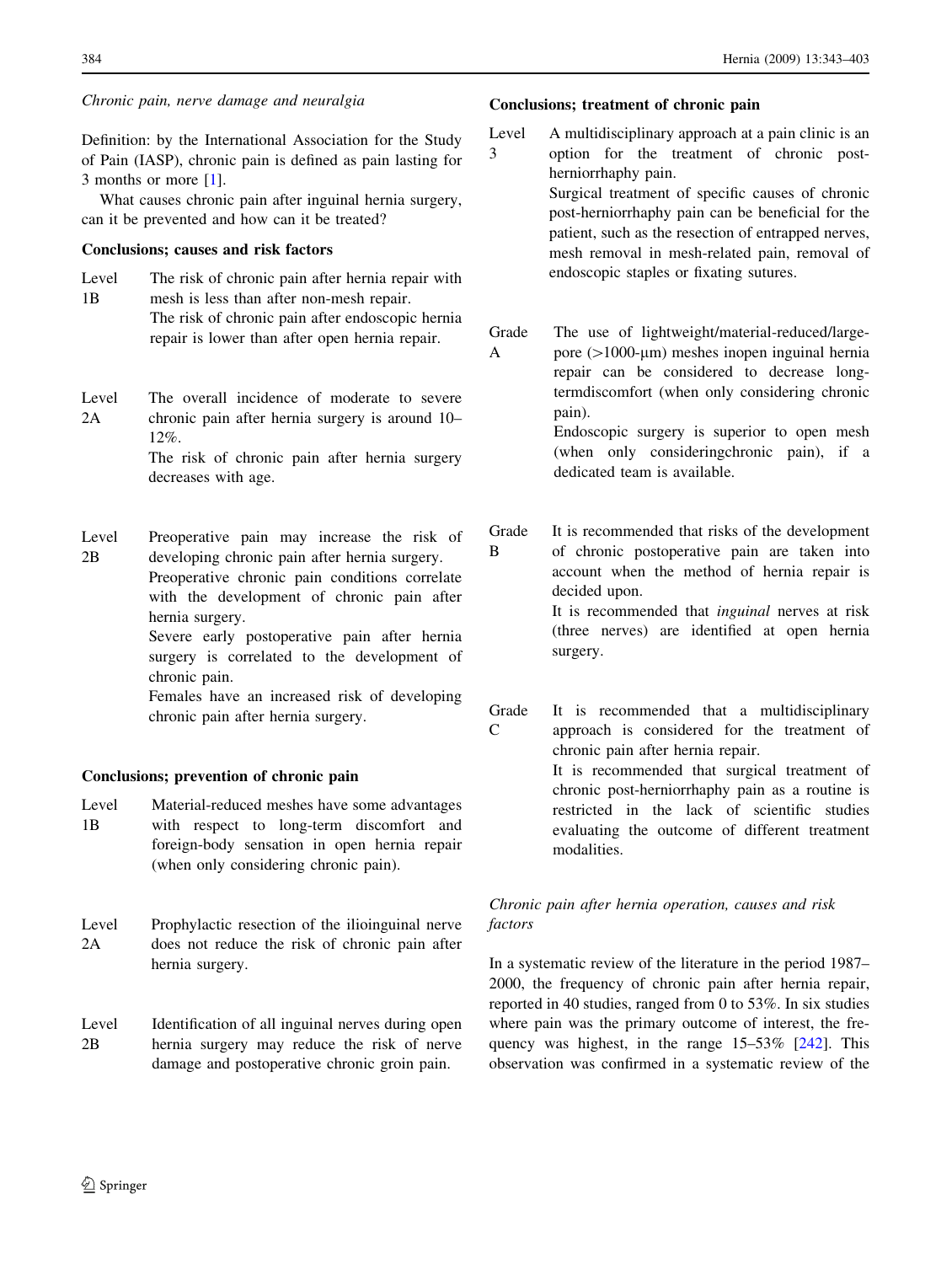*Chronic pain, nerve damage and neuralgia*

Definition: by the International Association for the Study of Pain (IASP), chronic pain is defined as pain lasting for 3 months or more [1].

What causes chronic pain after inguinal hernia surgery, can it be prevented and how can it be treated?

**Conclusions; causes and risk factors**

Level 1B — The risk of chronic pain after hernia repair with mesh is less than after non-mesh repair.
The risk of chronic pain after endoscopic hernia repair is lower than after open hernia repair.

Level 2A — The overall incidence of moderate to severe chronic pain after hernia surgery is around 10–12%.
The risk of chronic pain after hernia surgery decreases with age.

Level 2B — Preoperative pain may increase the risk of developing chronic pain after hernia surgery.
Preoperative chronic pain conditions correlate with the development of chronic pain after hernia surgery.
Severe early postoperative pain after hernia surgery is correlated to the development of chronic pain.
Females have an increased risk of developing chronic pain after hernia surgery.

**Conclusions; prevention of chronic pain**

Level 1B — Material-reduced meshes have some advantages with respect to long-term discomfort and foreign-body sensation in open hernia repair (when only considering chronic pain).

Level 2A — Prophylactic resection of the ilioinguinal nerve does not reduce the risk of chronic pain after hernia surgery.

Level 2B — Identification of all inguinal nerves during open hernia surgery may reduce the risk of nerve damage and postoperative chronic groin pain.

**Conclusions; treatment of chronic pain**

Level 3 — A multidisciplinary approach at a pain clinic is an option for the treatment of chronic post-herniorrhaphy pain.
Surgical treatment of specific causes of chronic post-herniorrhaphy pain can be beneficial for the patient, such as the resection of entrapped nerves, mesh removal in mesh-related pain, removal of endoscopic staples or fixating sutures.

Grade A — The use of lightweight/material-reduced/large-pore (>1000-µm) meshes inopen inguinal hernia repair can be considered to decrease long-termdiscomfort (when only considering chronic pain).
Endoscopic surgery is superior to open mesh (when only consideringchronic pain), if a dedicated team is available.

Grade B — It is recommended that risks of the development of chronic postoperative pain are taken into account when the method of hernia repair is decided upon.
It is recommended that *inguinal* nerves at risk (three nerves) are identified at open hernia surgery.

Grade C — It is recommended that a multidisciplinary approach is considered for the treatment of chronic pain after hernia repair.
It is recommended that surgical treatment of chronic post-herniorrhaphy pain as a routine is restricted in the lack of scientific studies evaluating the outcome of different treatment modalities.

*Chronic pain after hernia operation, causes and risk factors*

In a systematic review of the literature in the period 1987–2000, the frequency of chronic pain after hernia repair, reported in 40 studies, ranged from 0 to 53%. In six studies where pain was the primary outcome of interest, the frequency was highest, in the range 15–53% [242]. This observation was confirmed in a systematic review of the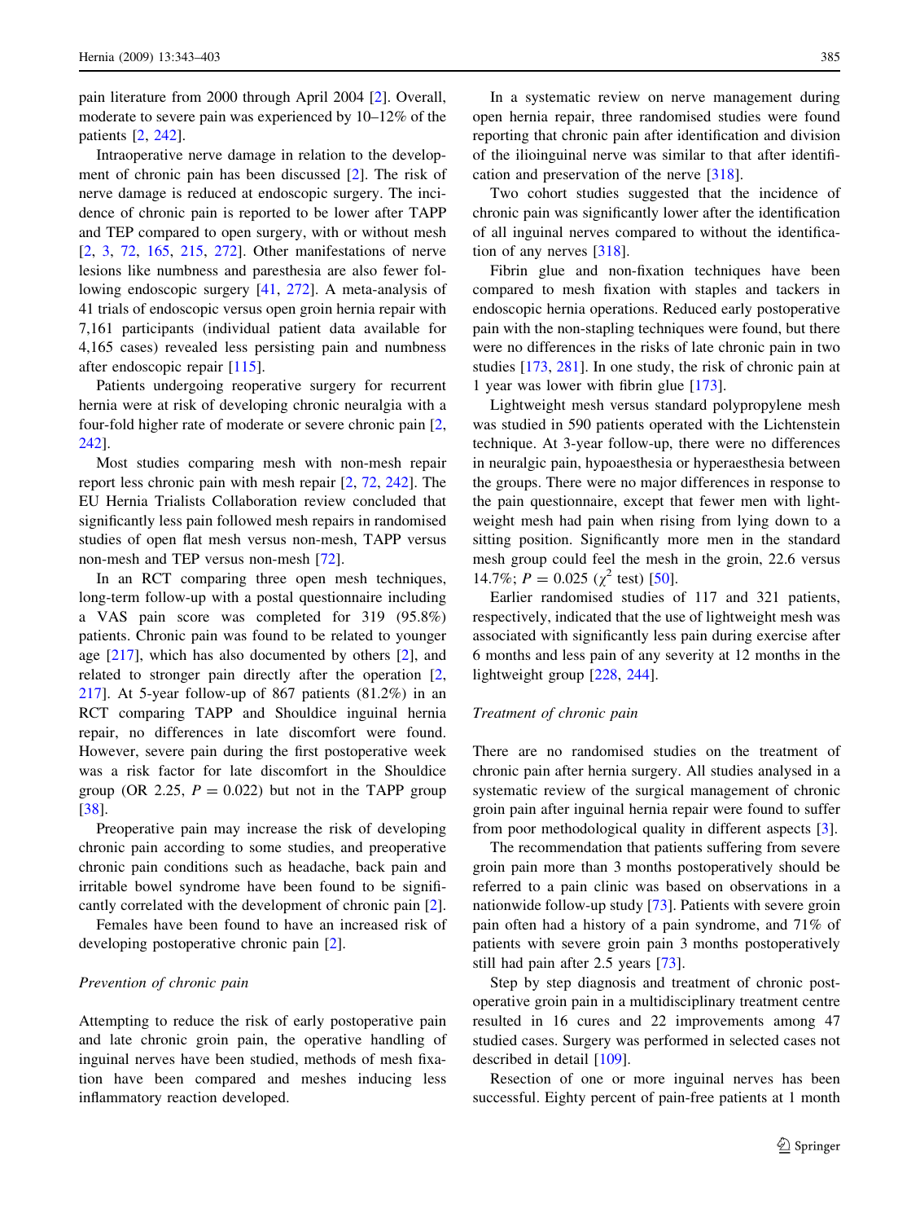pain literature from 2000 through April 2004 [2]. Overall, moderate to severe pain was experienced by 10–12% of the patients [2, 242].

Intraoperative nerve damage in relation to the development of chronic pain has been discussed [2]. The risk of nerve damage is reduced at endoscopic surgery. The incidence of chronic pain is reported to be lower after TAPP and TEP compared to open surgery, with or without mesh [2, 3, 72, 165, 215, 272]. Other manifestations of nerve lesions like numbness and paresthesia are also fewer following endoscopic surgery [41, 272]. A meta-analysis of 41 trials of endoscopic versus open groin hernia repair with 7,161 participants (individual patient data available for 4,165 cases) revealed less persisting pain and numbness after endoscopic repair [115].

Patients undergoing reoperative surgery for recurrent hernia were at risk of developing chronic neuralgia with a four-fold higher rate of moderate or severe chronic pain [2, 242].

Most studies comparing mesh with non-mesh repair report less chronic pain with mesh repair [2, 72, 242]. The EU Hernia Trialists Collaboration review concluded that significantly less pain followed mesh repairs in randomised studies of open flat mesh versus non-mesh, TAPP versus non-mesh and TEP versus non-mesh [72].

In an RCT comparing three open mesh techniques, long-term follow-up with a postal questionnaire including a VAS pain score was completed for 319 (95.8%) patients. Chronic pain was found to be related to younger age [217], which has also documented by others [2], and related to stronger pain directly after the operation [2, 217]. At 5-year follow-up of 867 patients (81.2%) in an RCT comparing TAPP and Shouldice inguinal hernia repair, no differences in late discomfort were found. However, severe pain during the first postoperative week was a risk factor for late discomfort in the Shouldice group (OR 2.25, $P = 0.022$) but not in the TAPP group [38].

Preoperative pain may increase the risk of developing chronic pain according to some studies, and preoperative chronic pain conditions such as headache, back pain and irritable bowel syndrome have been found to be significantly correlated with the development of chronic pain [2].

Females have been found to have an increased risk of developing postoperative chronic pain [2].

*Prevention of chronic pain*

Attempting to reduce the risk of early postoperative pain and late chronic groin pain, the operative handling of inguinal nerves have been studied, methods of mesh fixation have been compared and meshes inducing less inflammatory reaction developed.

In a systematic review on nerve management during open hernia repair, three randomised studies were found reporting that chronic pain after identification and division of the ilioinguinal nerve was similar to that after identification and preservation of the nerve [318].

Two cohort studies suggested that the incidence of chronic pain was significantly lower after the identification of all inguinal nerves compared to without the identification of any nerves [318].

Fibrin glue and non-fixation techniques have been compared to mesh fixation with staples and tackers in endoscopic hernia operations. Reduced early postoperative pain with the non-stapling techniques were found, but there were no differences in the risks of late chronic pain in two studies [173, 281]. In one study, the risk of chronic pain at 1 year was lower with fibrin glue [173].

Lightweight mesh versus standard polypropylene mesh was studied in 590 patients operated with the Lichtenstein technique. At 3-year follow-up, there were no differences in neuralgic pain, hypoaesthesia or hyperaesthesia between the groups. There were no major differences in response to the pain questionnaire, except that fewer men with lightweight mesh had pain when rising from lying down to a sitting position. Significantly more men in the standard mesh group could feel the mesh in the groin, 22.6 versus 14.7%; $P = 0.025$ ($\chi^2$ test) [50].

Earlier randomised studies of 117 and 321 patients, respectively, indicated that the use of lightweight mesh was associated with significantly less pain during exercise after 6 months and less pain of any severity at 12 months in the lightweight group [228, 244].

*Treatment of chronic pain*

There are no randomised studies on the treatment of chronic pain after hernia surgery. All studies analysed in a systematic review of the surgical management of chronic groin pain after inguinal hernia repair were found to suffer from poor methodological quality in different aspects [3].

The recommendation that patients suffering from severe groin pain more than 3 months postoperatively should be referred to a pain clinic was based on observations in a nationwide follow-up study [73]. Patients with severe groin pain often had a history of a pain syndrome, and 71% of patients with severe groin pain 3 months postoperatively still had pain after 2.5 years [73].

Step by step diagnosis and treatment of chronic postoperative groin pain in a multidisciplinary treatment centre resulted in 16 cures and 22 improvements among 47 studied cases. Surgery was performed in selected cases not described in detail [109].

Resection of one or more inguinal nerves has been successful. Eighty percent of pain-free patients at 1 month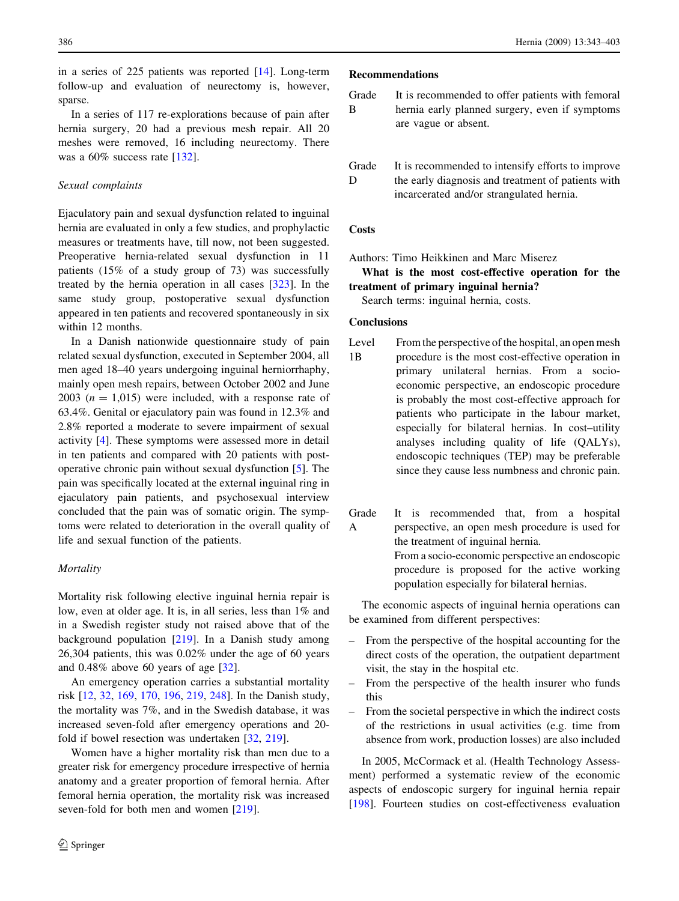in a series of 225 patients was reported [14]. Long-term follow-up and evaluation of neurectomy is, however, sparse.

In a series of 117 re-explorations because of pain after hernia surgery, 20 had a previous mesh repair. All 20 meshes were removed, 16 including neurectomy. There was a 60% success rate [132].

*Sexual complaints*

Ejaculatory pain and sexual dysfunction related to inguinal hernia are evaluated in only a few studies, and prophylactic measures or treatments have, till now, not been suggested. Preoperative hernia-related sexual dysfunction in 11 patients (15% of a study group of 73) was successfully treated by the hernia operation in all cases [323]. In the same study group, postoperative sexual dysfunction appeared in ten patients and recovered spontaneously in six within 12 months.

In a Danish nationwide questionnaire study of pain related sexual dysfunction, executed in September 2004, all men aged 18–40 years undergoing inguinal herniorrhaphy, mainly open mesh repairs, between October 2002 and June 2003 ($n = 1{,}015$) were included, with a response rate of 63.4%. Genital or ejaculatory pain was found in 12.3% and 2.8% reported a moderate to severe impairment of sexual activity [4]. These symptoms were assessed more in detail in ten patients and compared with 20 patients with postoperative chronic pain without sexual dysfunction [5]. The pain was specifically located at the external inguinal ring in ejaculatory pain patients, and psychosexual interview concluded that the pain was of somatic origin. The symptoms were related to deterioration in the overall quality of life and sexual function of the patients.

*Mortality*

Mortality risk following elective inguinal hernia repair is low, even at older age. It is, in all series, less than 1% and in a Swedish register study not raised above that of the background population [219]. In a Danish study among 26,304 patients, this was 0.02% under the age of 60 years and 0.48% above 60 years of age [32].

An emergency operation carries a substantial mortality risk [12, 32, 169, 170, 196, 219, 248]. In the Danish study, the mortality was 7%, and in the Swedish database, it was increased seven-fold after emergency operations and 20-fold if bowel resection was undertaken [32, 219].

Women have a higher mortality risk than men due to a greater risk for emergency procedure irrespective of hernia anatomy and a greater proportion of femoral hernia. After femoral hernia operation, the mortality risk was increased seven-fold for both men and women [219].

**Recommendations**

| | |
|---|---|
| Grade B | It is recommended to offer patients with femoral hernia early planned surgery, even if symptoms are vague or absent. |
| Grade D | It is recommended to intensify efforts to improve the early diagnosis and treatment of patients with incarcerated and/or strangulated hernia. |

**Costs**

Authors: Timo Heikkinen and Marc Miserez

**What is the most cost-effective operation for the treatment of primary inguinal hernia?**

Search terms: inguinal hernia, costs.

**Conclusions**

| | |
|---|---|
| Level 1B | From the perspective of the hospital, an open mesh procedure is the most cost-effective operation in primary unilateral hernias. From a socio-economic perspective, an endoscopic procedure is probably the most cost-effective approach for patients who participate in the labour market, especially for bilateral hernias. In cost–utility analyses including quality of life (QALYs), endoscopic techniques (TEP) may be preferable since they cause less numbness and chronic pain. |
| Grade A | It is recommended that, from a hospital perspective, an open mesh procedure is used for the treatment of inguinal hernia. From a socio-economic perspective an endoscopic procedure is proposed for the active working population especially for bilateral hernias. |

The economic aspects of inguinal hernia operations can be examined from different perspectives:

- From the perspective of the hospital accounting for the direct costs of the operation, the outpatient department visit, the stay in the hospital etc.
- From the perspective of the health insurer who funds this
- From the societal perspective in which the indirect costs of the restrictions in usual activities (e.g. time from absence from work, production losses) are also included

In 2005, McCormack et al. (Health Technology Assessment) performed a systematic review of the economic aspects of endoscopic surgery for inguinal hernia repair [198]. Fourteen studies on cost-effectiveness evaluation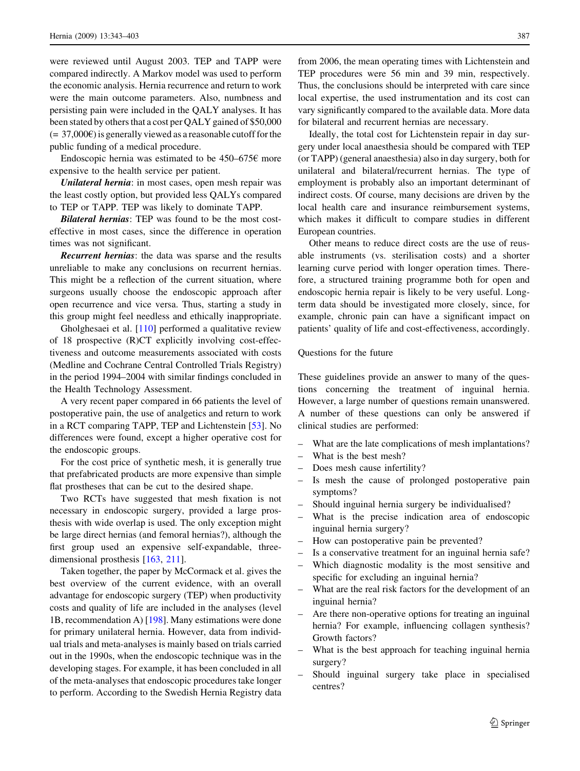were reviewed until August 2003. TEP and TAPP were compared indirectly. A Markov model was used to perform the economic analysis. Hernia recurrence and return to work were the main outcome parameters. Also, numbness and persisting pain were included in the QALY analyses. It has been stated by others that a cost per QALY gained of $50,000 (= 37,000€) is generally viewed as a reasonable cutoff for the public funding of a medical procedure.

Endoscopic hernia was estimated to be 450–675€ more expensive to the health service per patient.

***Unilateral hernia***: in most cases, open mesh repair was the least costly option, but provided less QALYs compared to TEP or TAPP. TEP was likely to dominate TAPP.

***Bilateral hernias***: TEP was found to be the most cost-effective in most cases, since the difference in operation times was not significant.

***Recurrent hernias***: the data was sparse and the results unreliable to make any conclusions on recurrent hernias. This might be a reflection of the current situation, where surgeons usually choose the endoscopic approach after open recurrence and vice versa. Thus, starting a study in this group might feel needless and ethically inappropriate.

Gholghesaei et al. [110] performed a qualitative review of 18 prospective (R)CT explicitly involving cost-effectiveness and outcome measurements associated with costs (Medline and Cochrane Central Controlled Trials Registry) in the period 1994–2004 with similar findings concluded in the Health Technology Assessment.

A very recent paper compared in 66 patients the level of postoperative pain, the use of analgetics and return to work in a RCT comparing TAPP, TEP and Lichtenstein [53]. No differences were found, except a higher operative cost for the endoscopic groups.

For the cost price of synthetic mesh, it is generally true that prefabricated products are more expensive than simple flat prostheses that can be cut to the desired shape.

Two RCTs have suggested that mesh fixation is not necessary in endoscopic surgery, provided a large prosthesis with wide overlap is used. The only exception might be large direct hernias (and femoral hernias?), although the first group used an expensive self-expandable, three-dimensional prosthesis [163, 211].

Taken together, the paper by McCormack et al. gives the best overview of the current evidence, with an overall advantage for endoscopic surgery (TEP) when productivity costs and quality of life are included in the analyses (level 1B, recommendation A) [198]. Many estimations were done for primary unilateral hernia. However, data from individual trials and meta-analyses is mainly based on trials carried out in the 1990s, when the endoscopic technique was in the developing stages. For example, it has been concluded in all of the meta-analyses that endoscopic procedures take longer to perform. According to the Swedish Hernia Registry data from 2006, the mean operating times with Lichtenstein and TEP procedures were 56 min and 39 min, respectively. Thus, the conclusions should be interpreted with care since local expertise, the used instrumentation and its cost can vary significantly compared to the available data. More data for bilateral and recurrent hernias are necessary.

Ideally, the total cost for Lichtenstein repair in day surgery under local anaesthesia should be compared with TEP (or TAPP) (general anaesthesia) also in day surgery, both for unilateral and bilateral/recurrent hernias. The type of employment is probably also an important determinant of indirect costs. Of course, many decisions are driven by the local health care and insurance reimbursement systems, which makes it difficult to compare studies in different European countries.

Other means to reduce direct costs are the use of reusable instruments (vs. sterilisation costs) and a shorter learning curve period with longer operation times. Therefore, a structured training programme both for open and endoscopic hernia repair is likely to be very useful. Long-term data should be investigated more closely, since, for example, chronic pain can have a significant impact on patients' quality of life and cost-effectiveness, accordingly.

## Questions for the future

These guidelines provide an answer to many of the questions concerning the treatment of inguinal hernia. However, a large number of questions remain unanswered. A number of these questions can only be answered if clinical studies are performed:

- What are the late complications of mesh implantations?
- What is the best mesh?
- Does mesh cause infertility?
- Is mesh the cause of prolonged postoperative pain symptoms?
- Should inguinal hernia surgery be individualised?
- What is the precise indication area of endoscopic inguinal hernia surgery?
- How can postoperative pain be prevented?
- Is a conservative treatment for an inguinal hernia safe?
- Which diagnostic modality is the most sensitive and specific for excluding an inguinal hernia?
- What are the real risk factors for the development of an inguinal hernia?
- Are there non-operative options for treating an inguinal hernia? For example, influencing collagen synthesis? Growth factors?
- What is the best approach for teaching inguinal hernia surgery?
- Should inguinal surgery take place in specialised centres?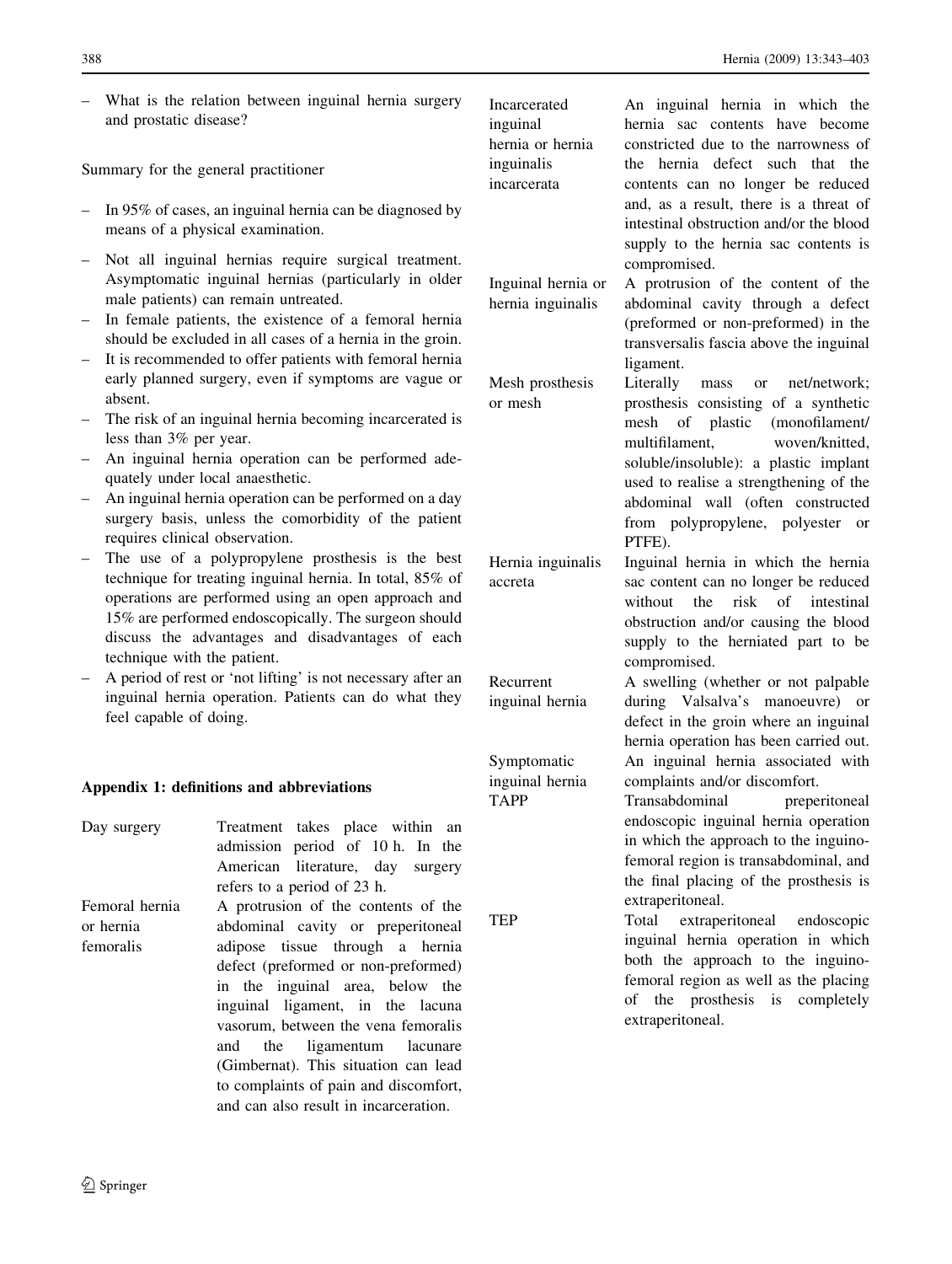– What is the relation between inguinal hernia surgery and prostatic disease?

Summary for the general practitioner

- In 95% of cases, an inguinal hernia can be diagnosed by means of a physical examination.
- Not all inguinal hernias require surgical treatment. Asymptomatic inguinal hernias (particularly in older male patients) can remain untreated.
- In female patients, the existence of a femoral hernia should be excluded in all cases of a hernia in the groin.
- It is recommended to offer patients with femoral hernia early planned surgery, even if symptoms are vague or absent.
- The risk of an inguinal hernia becoming incarcerated is less than 3% per year.
- An inguinal hernia operation can be performed adequately under local anaesthetic.
- An inguinal hernia operation can be performed on a day surgery basis, unless the comorbidity of the patient requires clinical observation.
- The use of a polypropylene prosthesis is the best technique for treating inguinal hernia. In total, 85% of operations are performed using an open approach and 15% are performed endoscopically. The surgeon should discuss the advantages and disadvantages of each technique with the patient.
- A period of rest or 'not lifting' is not necessary after an inguinal hernia operation. Patients can do what they feel capable of doing.

## Appendix 1: definitions and abbreviations

| | |
|---|---|
| Day surgery | Treatment takes place within an admission period of 10 h. In the American literature, day surgery refers to a period of 23 h. |
| Femoral hernia or hernia femoralis | A protrusion of the contents of the abdominal cavity or preperitoneal adipose tissue through a hernia defect (preformed or non-preformed) in the inguinal area, below the inguinal ligament, in the lacuna vasorum, between the vena femoralis and the ligamentum lacunare (Gimbernat). This situation can lead to complaints of pain and discomfort, and can also result in incarceration. |
| Incarcerated inguinal hernia or hernia inguinalis incarcerata | An inguinal hernia in which the hernia sac contents have become constricted due to the narrowness of the hernia defect such that the contents can no longer be reduced and, as a result, there is a threat of intestinal obstruction and/or the blood supply to the hernia sac contents is compromised. |
| Inguinal hernia or hernia inguinalis | A protrusion of the content of the abdominal cavity through a defect (preformed or non-preformed) in the transversalis fascia above the inguinal ligament. |
| Mesh prosthesis or mesh | Literally mass or net/network; prosthesis consisting of a synthetic mesh of plastic (monofilament/multifilament, woven/knitted, soluble/insoluble): a plastic implant used to realise a strengthening of the abdominal wall (often constructed from polypropylene, polyester or PTFE). |
| Hernia inguinalis accreta | Inguinal hernia in which the hernia sac content can no longer be reduced without the risk of intestinal obstruction and/or causing the blood supply to the herniated part to be compromised. |
| Recurrent inguinal hernia | A swelling (whether or not palpable during Valsalva's manoeuvre) or defect in the groin where an inguinal hernia operation has been carried out. |
| Symptomatic inguinal hernia | An inguinal hernia associated with complaints and/or discomfort. |
| TAPP | Transabdominal preperitoneal endoscopic inguinal hernia operation in which the approach to the inguinofemoral region is transabdominal, and the final placing of the prosthesis is extraperitoneal. |
| TEP | Total extraperitoneal endoscopic inguinal hernia operation in which both the approach to the inguinofemoral region as well as the placing of the prosthesis is completely extraperitoneal. |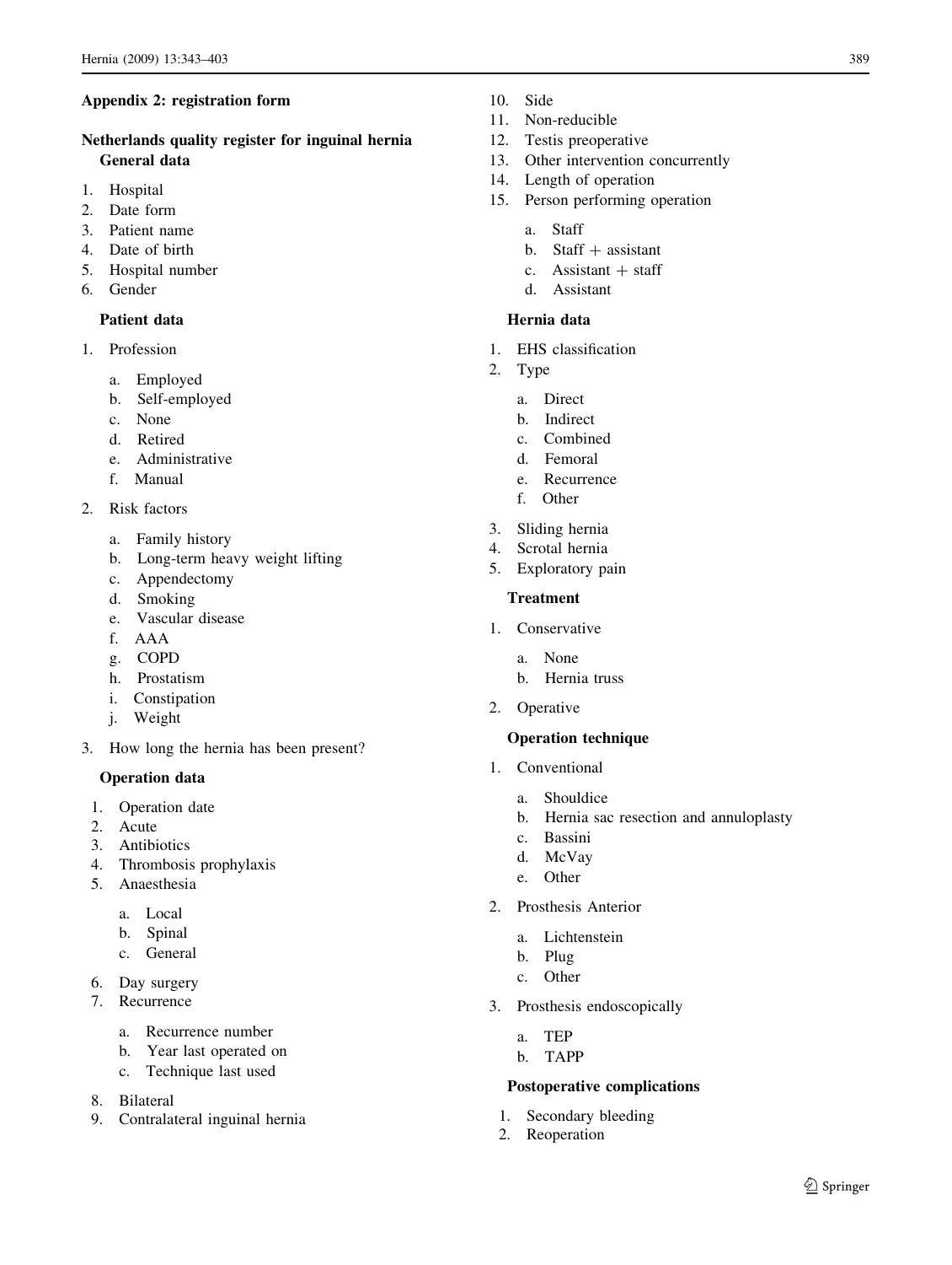## Appendix 2: registration form

### Netherlands quality register for inguinal hernia

#### General data

1. Hospital
2. Date form
3. Patient name
4. Date of birth
5. Hospital number
6. Gender

#### Patient data

1. Profession
   a. Employed
   b. Self-employed
   c. None
   d. Retired
   e. Administrative
   f. Manual
2. Risk factors
   a. Family history
   b. Long-term heavy weight lifting
   c. Appendectomy
   d. Smoking
   e. Vascular disease
   f. AAA
   g. COPD
   h. Prostatism
   i. Constipation
   j. Weight
3. How long the hernia has been present?

#### Operation data

1. Operation date
2. Acute
3. Antibiotics
4. Thrombosis prophylaxis
5. Anaesthesia
   a. Local
   b. Spinal
   c. General
6. Day surgery
7. Recurrence
   a. Recurrence number
   b. Year last operated on
   c. Technique last used
8. Bilateral
9. Contralateral inguinal hernia
10. Side
11. Non-reducible
12. Testis preoperative
13. Other intervention concurrently
14. Length of operation
15. Person performing operation
    a. Staff
    b. Staff + assistant
    c. Assistant + staff
    d. Assistant

#### Hernia data

1. EHS classification
2. Type
   a. Direct
   b. Indirect
   c. Combined
   d. Femoral
   e. Recurrence
   f. Other
3. Sliding hernia
4. Scrotal hernia
5. Exploratory pain

#### Treatment

1. Conservative
   a. None
   b. Hernia truss
2. Operative

#### Operation technique

1. Conventional
   a. Shouldice
   b. Hernia sac resection and annuloplasty
   c. Bassini
   d. McVay
   e. Other
2. Prosthesis Anterior
   a. Lichtenstein
   b. Plug
   c. Other
3. Prosthesis endoscopically
   a. TEP
   b. TAPP

#### Postoperative complications

1. Secondary bleeding
2. Reoperation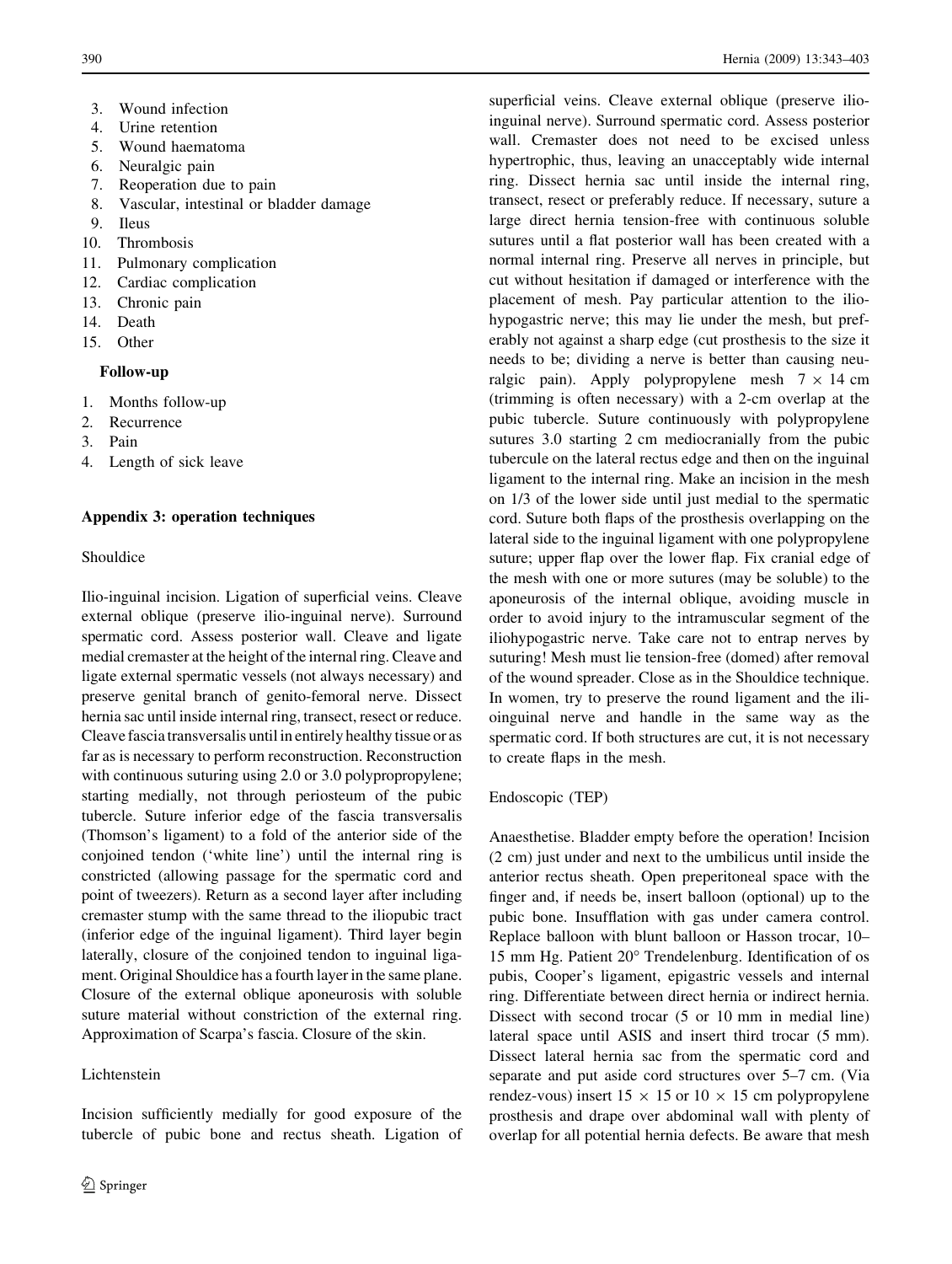3. Wound infection
4. Urine retention
5. Wound haematoma
6. Neuralgic pain
7. Reoperation due to pain
8. Vascular, intestinal or bladder damage
9. Ileus
10. Thrombosis
11. Pulmonary complication
12. Cardiac complication
13. Chronic pain
14. Death
15. Other

**Follow-up**

1. Months follow-up
2. Recurrence
3. Pain
4. Length of sick leave

## Appendix 3: operation techniques

### Shouldice

Ilio-inguinal incision. Ligation of superficial veins. Cleave external oblique (preserve ilio-inguinal nerve). Surround spermatic cord. Assess posterior wall. Cleave and ligate medial cremaster at the height of the internal ring. Cleave and ligate external spermatic vessels (not always necessary) and preserve genital branch of genito-femoral nerve. Dissect hernia sac until inside internal ring, transect, resect or reduce. Cleave fascia transversalis until in entirely healthy tissue or as far as is necessary to perform reconstruction. Reconstruction with continuous suturing using 2.0 or 3.0 polyproprop ylene; starting medially, not through periosteum of the pubic tubercle. Suture inferior edge of the fascia transversalis (Thomson's ligament) to a fold of the anterior side of the conjoined tendon ('white line') until the internal ring is constricted (allowing passage for the spermatic cord and point of tweezers). Return as a second layer after including cremaster stump with the same thread to the iliopubic tract (inferior edge of the inguinal ligament). Third layer begin laterally, closure of the conjoined tendon to inguinal ligament. Original Shouldice has a fourth layer in the same plane. Closure of the external oblique aponeurosis with soluble suture material without constriction of the external ring. Approximation of Scarpa's fascia. Closure of the skin.

### Lichtenstein

Incision sufficiently medially for good exposure of the tubercle of pubic bone and rectus sheath. Ligation of superficial veins. Cleave external oblique (preserve ilio-inguinal nerve). Surround spermatic cord. Assess posterior wall. Cremaster does not need to be excised unless hypertrophic, thus, leaving an unacceptably wide internal ring. Dissect hernia sac until inside the internal ring, transect, resect or preferably reduce. If necessary, suture a large direct hernia tension-free with continuous soluble sutures until a flat posterior wall has been created with a normal internal ring. Preserve all nerves in principle, but cut without hesitation if damaged or interference with the placement of mesh. Pay particular attention to the ilio-hypogastric nerve; this may lie under the mesh, but preferably not against a sharp edge (cut prosthesis to the size it needs to be; dividing a nerve is better than causing neuralgic pain). Apply polypropylene mesh $7 \times 14$ cm (trimming is often necessary) with a 2-cm overlap at the pubic tubercle. Suture continuously with polypropylene sutures 3.0 starting 2 cm mediocranially from the pubic tubercule on the lateral rectus edge and then on the inguinal ligament to the internal ring. Make an incision in the mesh on 1/3 of the lower side until just medial to the spermatic cord. Suture both flaps of the prosthesis overlapping on the lateral side to the inguinal ligament with one polypropylene suture; upper flap over the lower flap. Fix cranial edge of the mesh with one or more sutures (may be soluble) to the aponeurosis of the internal oblique, avoiding muscle in order to avoid injury to the intramuscular segment of the iliohypogastric nerve. Take care not to entrap nerves by suturing! Mesh must lie tension-free (domed) after removal of the wound spreader. Close as in the Shouldice technique. In women, try to preserve the round ligament and the ilioinguinal nerve and handle in the same way as the spermatic cord. If both structures are cut, it is not necessary to create flaps in the mesh.

### Endoscopic (TEP)

Anaesthetise. Bladder empty before the operation! Incision (2 cm) just under and next to the umbilicus until inside the anterior rectus sheath. Open preperitoneal space with the finger and, if needs be, insert balloon (optional) up to the pubic bone. Insufflation with gas under camera control. Replace balloon with blunt balloon or Hasson trocar, 10–15 mm Hg. Patient 20° Trendelenburg. Identification of os pubis, Cooper's ligament, epigastric vessels and internal ring. Differentiate between direct hernia or indirect hernia. Dissect with second trocar (5 or 10 mm in medial line) lateral space until ASIS and insert third trocar (5 mm). Dissect lateral hernia sac from the spermatic cord and separate and put aside cord structures over 5–7 cm. (Via rendez-vous) insert $15 \times 15$ or $10 \times 15$ cm polypropylene prosthesis and drape over abdominal wall with plenty of overlap for all potential hernia defects. Be aware that mesh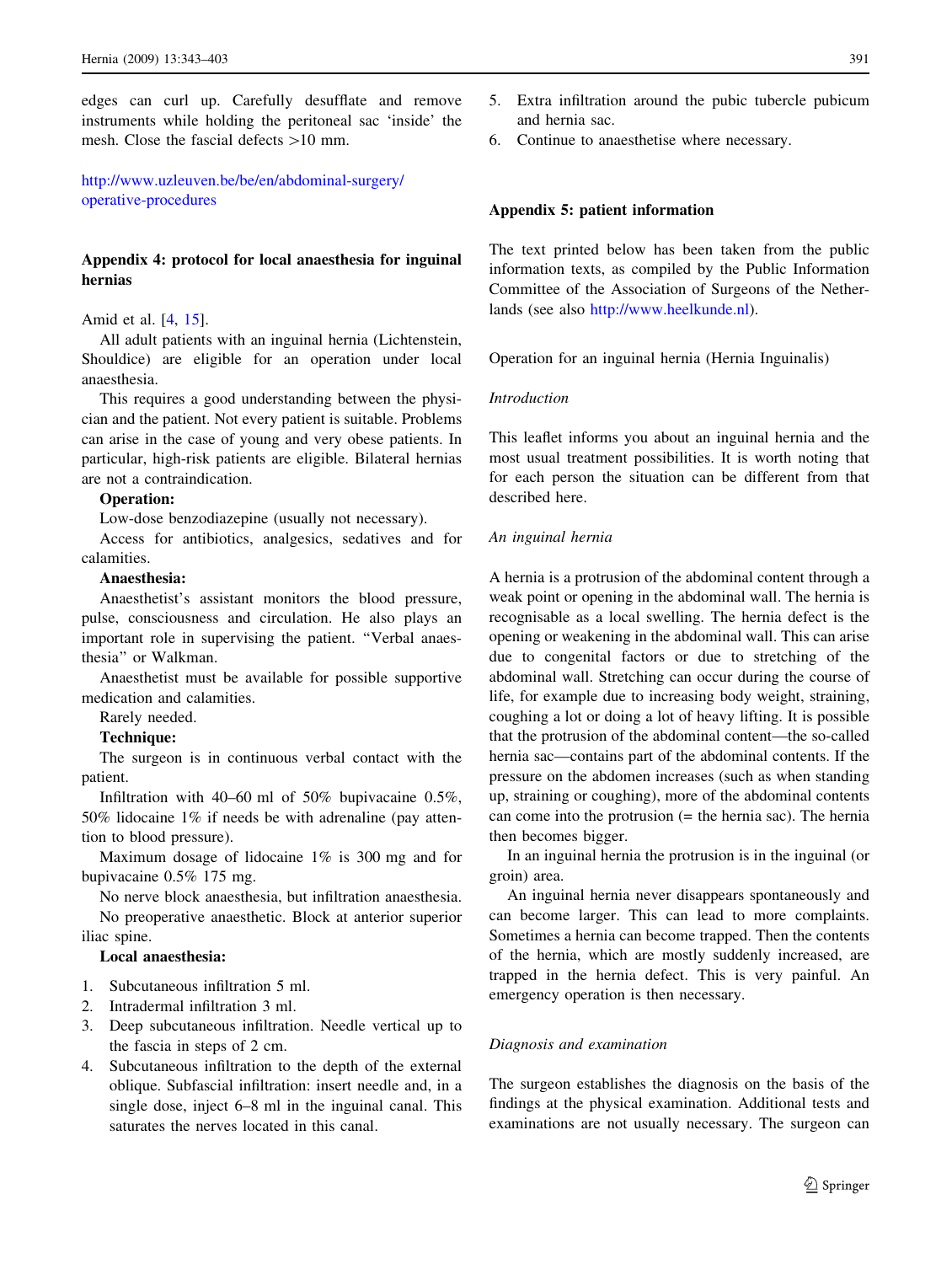edges can curl up. Carefully desufflate and remove instruments while holding the peritoneal sac 'inside' the mesh. Close the fascial defects >10 mm.

http://www.uzleuven.be/be/en/abdominal-surgery/operative-procedures

## Appendix 4: protocol for local anaesthesia for inguinal hernias

Amid et al. [4, 15].

All adult patients with an inguinal hernia (Lichtenstein, Shouldice) are eligible for an operation under local anaesthesia.

This requires a good understanding between the physician and the patient. Not every patient is suitable. Problems can arise in the case of young and very obese patients. In particular, high-risk patients are eligible. Bilateral hernias are not a contraindication.

**Operation:**

Low-dose benzodiazepine (usually not necessary).

Access for antibiotics, analgesics, sedatives and for calamities.

**Anaesthesia:**

Anaesthetist's assistant monitors the blood pressure, pulse, consciousness and circulation. He also plays an important role in supervising the patient. "Verbal anaesthesia" or Walkman.

Anaesthetist must be available for possible supportive medication and calamities.

Rarely needed.

**Technique:**

The surgeon is in continuous verbal contact with the patient.

Infiltration with 40–60 ml of 50% bupivacaine 0.5%, 50% lidocaine 1% if needs be with adrenaline (pay attention to blood pressure).

Maximum dosage of lidocaine 1% is 300 mg and for bupivacaine 0.5% 175 mg.

No nerve block anaesthesia, but infiltration anaesthesia.

No preoperative anaesthetic. Block at anterior superior iliac spine.

**Local anaesthesia:**

1. Subcutaneous infiltration 5 ml.
2. Intradermal infiltration 3 ml.
3. Deep subcutaneous infiltration. Needle vertical up to the fascia in steps of 2 cm.
4. Subcutaneous infiltration to the depth of the external oblique. Subfascial infiltration: insert needle and, in a single dose, inject 6–8 ml in the inguinal canal. This saturates the nerves located in this canal.
5. Extra infiltration around the pubic tubercle pubicum and hernia sac.
6. Continue to anaesthetise where necessary.

## Appendix 5: patient information

The text printed below has been taken from the public information texts, as compiled by the Public Information Committee of the Association of Surgeons of the Netherlands (see also http://www.heelkunde.nl).

Operation for an inguinal hernia (Hernia Inguinalis)

*Introduction*

This leaflet informs you about an inguinal hernia and the most usual treatment possibilities. It is worth noting that for each person the situation can be different from that described here.

*An inguinal hernia*

A hernia is a protrusion of the abdominal content through a weak point or opening in the abdominal wall. The hernia is recognisable as a local swelling. The hernia defect is the opening or weakening in the abdominal wall. This can arise due to congenital factors or due to stretching of the abdominal wall. Stretching can occur during the course of life, for example due to increasing body weight, straining, coughing a lot or doing a lot of heavy lifting. It is possible that the protrusion of the abdominal content—the so-called hernia sac—contains part of the abdominal contents. If the pressure on the abdomen increases (such as when standing up, straining or coughing), more of the abdominal contents can come into the protrusion (= the hernia sac). The hernia then becomes bigger.

In an inguinal hernia the protrusion is in the inguinal (or groin) area.

An inguinal hernia never disappears spontaneously and can become larger. This can lead to more complaints. Sometimes a hernia can become trapped. Then the contents of the hernia, which are mostly suddenly increased, are trapped in the hernia defect. This is very painful. An emergency operation is then necessary.

*Diagnosis and examination*

The surgeon establishes the diagnosis on the basis of the findings at the physical examination. Additional tests and examinations are not usually necessary. The surgeon can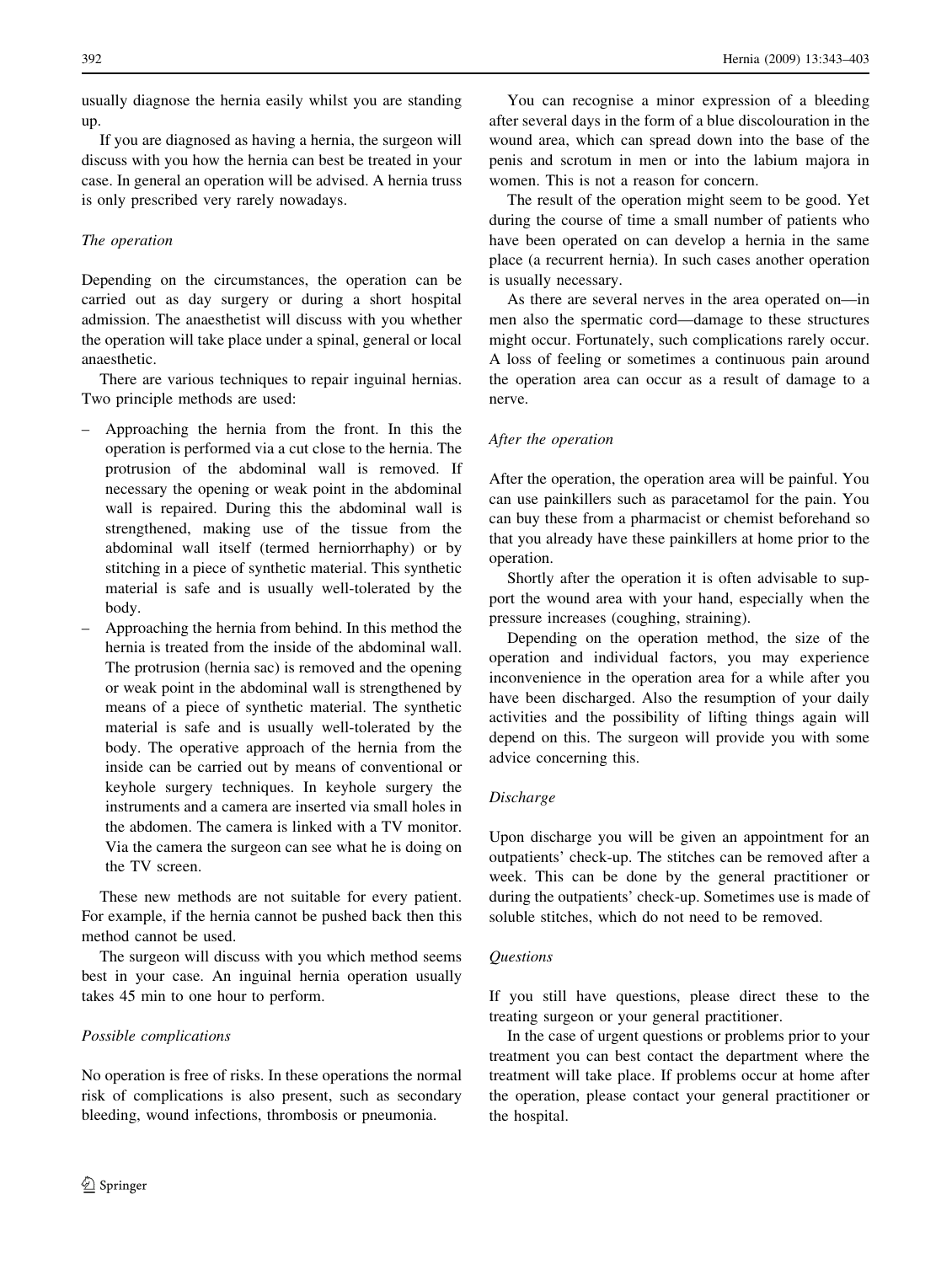usually diagnose the hernia easily whilst you are standing up.

If you are diagnosed as having a hernia, the surgeon will discuss with you how the hernia can best be treated in your case. In general an operation will be advised. A hernia truss is only prescribed very rarely nowadays.

*The operation*

Depending on the circumstances, the operation can be carried out as day surgery or during a short hospital admission. The anaesthetist will discuss with you whether the operation will take place under a spinal, general or local anaesthetic.

There are various techniques to repair inguinal hernias. Two principle methods are used:

– Approaching the hernia from the front. In this the operation is performed via a cut close to the hernia. The protrusion of the abdominal wall is removed. If necessary the opening or weak point in the abdominal wall is repaired. During this the abdominal wall is strengthened, making use of the tissue from the abdominal wall itself (termed herniorrhaphy) or by stitching in a piece of synthetic material. This synthetic material is safe and is usually well-tolerated by the body.
– Approaching the hernia from behind. In this method the hernia is treated from the inside of the abdominal wall. The protrusion (hernia sac) is removed and the opening or weak point in the abdominal wall is strengthened by means of a piece of synthetic material. The synthetic material is safe and is usually well-tolerated by the body. The operative approach of the hernia from the inside can be carried out by means of conventional or keyhole surgery techniques. In keyhole surgery the instruments and a camera are inserted via small holes in the abdomen. The camera is linked with a TV monitor. Via the camera the surgeon can see what he is doing on the TV screen.

These new methods are not suitable for every patient. For example, if the hernia cannot be pushed back then this method cannot be used.

The surgeon will discuss with you which method seems best in your case. An inguinal hernia operation usually takes 45 min to one hour to perform.

*Possible complications*

No operation is free of risks. In these operations the normal risk of complications is also present, such as secondary bleeding, wound infections, thrombosis or pneumonia.

You can recognise a minor expression of a bleeding after several days in the form of a blue discolouration in the wound area, which can spread down into the base of the penis and scrotum in men or into the labium majora in women. This is not a reason for concern.

The result of the operation might seem to be good. Yet during the course of time a small number of patients who have been operated on can develop a hernia in the same place (a recurrent hernia). In such cases another operation is usually necessary.

As there are several nerves in the area operated on—in men also the spermatic cord—damage to these structures might occur. Fortunately, such complications rarely occur. A loss of feeling or sometimes a continuous pain around the operation area can occur as a result of damage to a nerve.

*After the operation*

After the operation, the operation area will be painful. You can use painkillers such as paracetamol for the pain. You can buy these from a pharmacist or chemist beforehand so that you already have these painkillers at home prior to the operation.

Shortly after the operation it is often advisable to support the wound area with your hand, especially when the pressure increases (coughing, straining).

Depending on the operation method, the size of the operation and individual factors, you may experience inconvenience in the operation area for a while after you have been discharged. Also the resumption of your daily activities and the possibility of lifting things again will depend on this. The surgeon will provide you with some advice concerning this.

*Discharge*

Upon discharge you will be given an appointment for an outpatients' check-up. The stitches can be removed after a week. This can be done by the general practitioner or during the outpatients' check-up. Sometimes use is made of soluble stitches, which do not need to be removed.

*Questions*

If you still have questions, please direct these to the treating surgeon or your general practitioner.

In the case of urgent questions or problems prior to your treatment you can best contact the department where the treatment will take place. If problems occur at home after the operation, please contact your general practitioner or the hospital.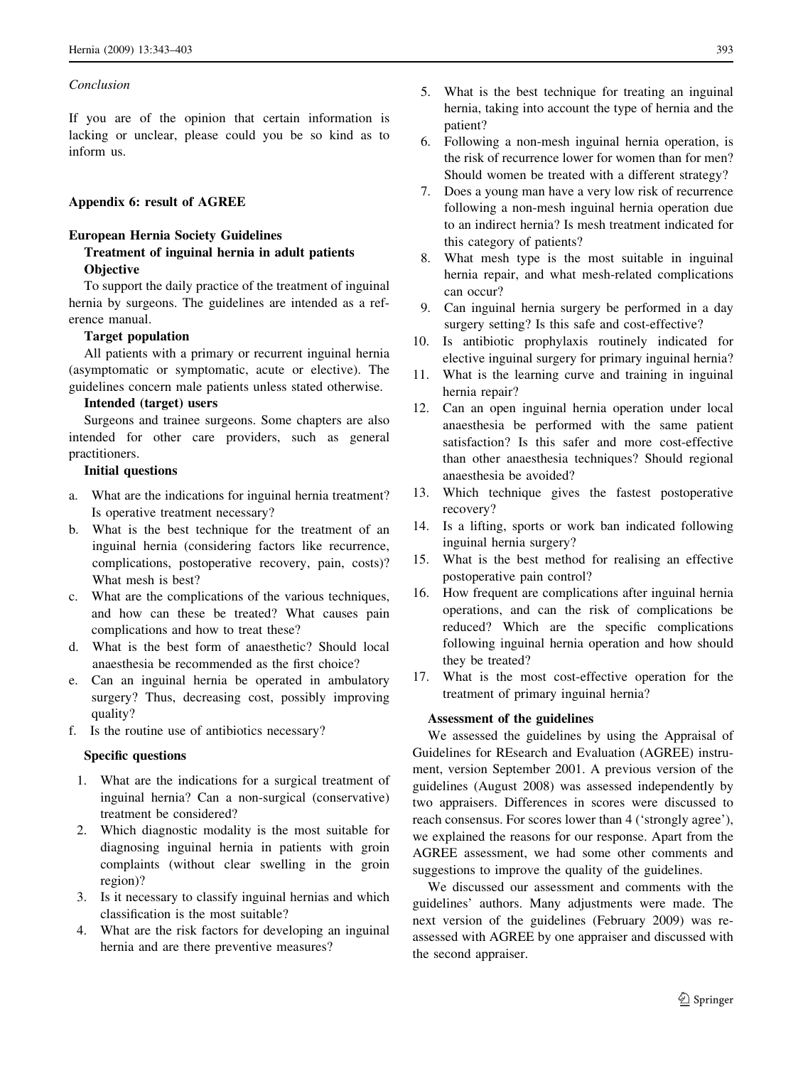*Conclusion*

If you are of the opinion that certain information is lacking or unclear, please could you be so kind as to inform us.

## Appendix 6: result of AGREE

### European Hernia Society Guidelines

**Treatment of inguinal hernia in adult patients**

**Objective**

To support the daily practice of the treatment of inguinal hernia by surgeons. The guidelines are intended as a reference manual.

**Target population**

All patients with a primary or recurrent inguinal hernia (asymptomatic or symptomatic, acute or elective). The guidelines concern male patients unless stated otherwise.

**Intended (target) users**

Surgeons and trainee surgeons. Some chapters are also intended for other care providers, such as general practitioners.

**Initial questions**

a. What are the indications for inguinal hernia treatment? Is operative treatment necessary?
b. What is the best technique for the treatment of an inguinal hernia (considering factors like recurrence, complications, postoperative recovery, pain, costs)? What mesh is best?
c. What are the complications of the various techniques, and how can these be treated? What causes pain complications and how to treat these?
d. What is the best form of anaesthetic? Should local anaesthesia be recommended as the first choice?
e. Can an inguinal hernia be operated in ambulatory surgery? Thus, decreasing cost, possibly improving quality?
f. Is the routine use of antibiotics necessary?

**Specific questions**

1. What are the indications for a surgical treatment of inguinal hernia? Can a non-surgical (conservative) treatment be considered?
2. Which diagnostic modality is the most suitable for diagnosing inguinal hernia in patients with groin complaints (without clear swelling in the groin region)?
3. Is it necessary to classify inguinal hernias and which classification is the most suitable?
4. What are the risk factors for developing an inguinal hernia and are there preventive measures?
5. What is the best technique for treating an inguinal hernia, taking into account the type of hernia and the patient?
6. Following a non-mesh inguinal hernia operation, is the risk of recurrence lower for women than for men? Should women be treated with a different strategy?
7. Does a young man have a very low risk of recurrence following a non-mesh inguinal hernia operation due to an indirect hernia? Is mesh treatment indicated for this category of patients?
8. What mesh type is the most suitable in inguinal hernia repair, and what mesh-related complications can occur?
9. Can inguinal hernia surgery be performed in a day surgery setting? Is this safe and cost-effective?
10. Is antibiotic prophylaxis routinely indicated for elective inguinal surgery for primary inguinal hernia?
11. What is the learning curve and training in inguinal hernia repair?
12. Can an open inguinal hernia operation under local anaesthesia be performed with the same patient satisfaction? Is this safer and more cost-effective than other anaesthesia techniques? Should regional anaesthesia be avoided?
13. Which technique gives the fastest postoperative recovery?
14. Is a lifting, sports or work ban indicated following inguinal hernia surgery?
15. What is the best method for realising an effective postoperative pain control?
16. How frequent are complications after inguinal hernia operations, and can the risk of complications be reduced? Which are the specific complications following inguinal hernia operation and how should they be treated?
17. What is the most cost-effective operation for the treatment of primary inguinal hernia?

**Assessment of the guidelines**

We assessed the guidelines by using the Appraisal of Guidelines for REsearch and Evaluation (AGREE) instrument, version September 2001. A previous version of the guidelines (August 2008) was assessed independently by two appraisers. Differences in scores were discussed to reach consensus. For scores lower than 4 ('strongly agree'), we explained the reasons for our response. Apart from the AGREE assessment, we had some other comments and suggestions to improve the quality of the guidelines.

We discussed our assessment and comments with the guidelines' authors. Many adjustments were made. The next version of the guidelines (February 2009) was re-assessed with AGREE by one appraiser and discussed with the second appraiser.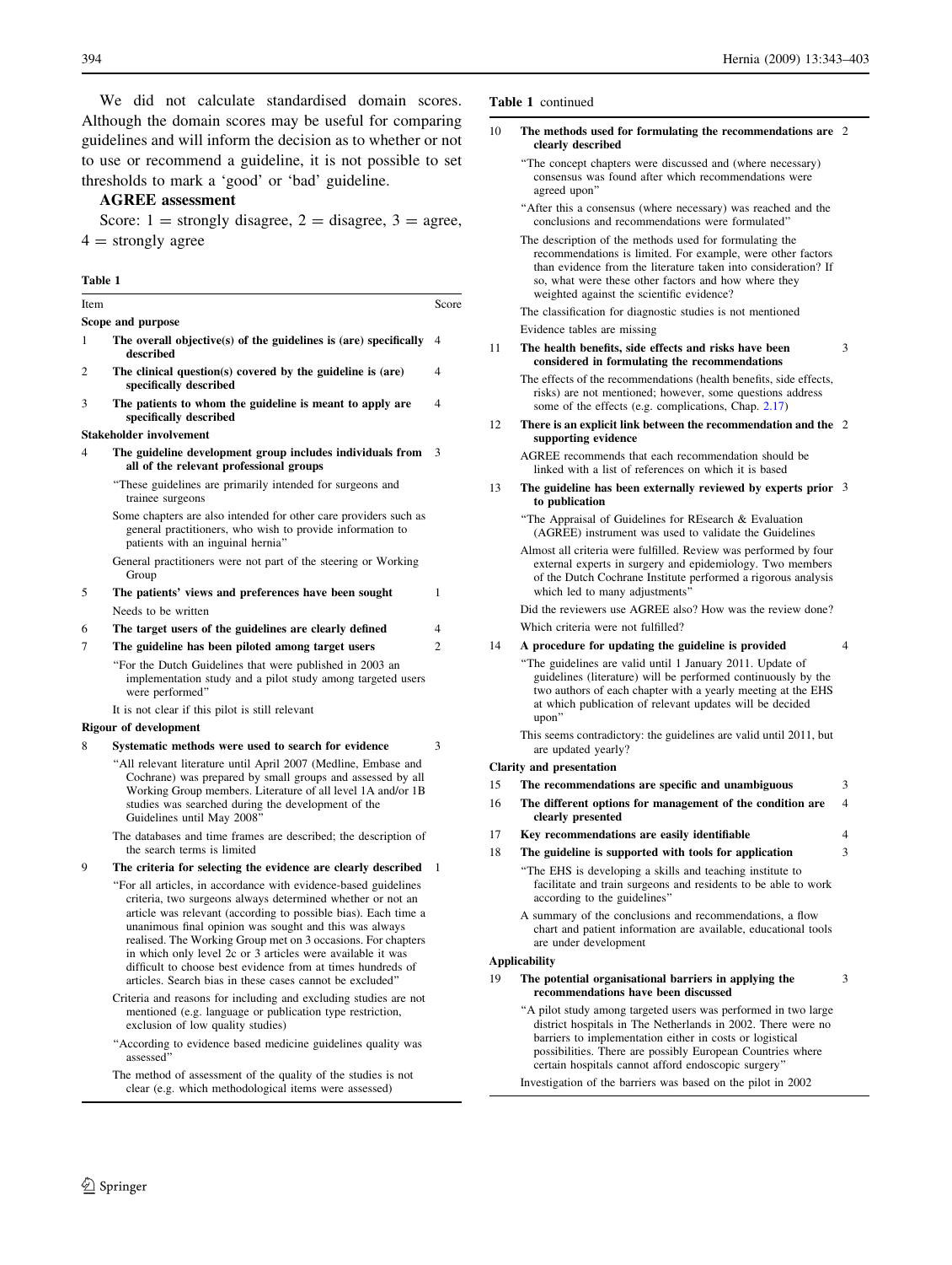We did not calculate standardised domain scores. Although the domain scores may be useful for comparing guidelines and will inform the decision as to whether or not to use or recommend a guideline, it is not possible to set thresholds to mark a 'good' or 'bad' guideline.

**AGREE assessment**

Score: 1 = strongly disagree, 2 = disagree, 3 = agree, 4 = strongly agree

**Table 1**

| Item | | Score |
|---|---|---|
| **Scope and purpose** | | |
| 1 | **The overall objective(s) of the guidelines is (are) specifically described** | 4 |
| 2 | **The clinical question(s) covered by the guideline is (are) specifically described** | 4 |
| 3 | **The patients to whom the guideline is meant to apply are specifically described** | 4 |
| **Stakeholder involvement** | | |
| 4 | **The guideline development group includes individuals from all of the relevant professional groups** | 3 |
| | "These guidelines are primarily intended for surgeons and trainee surgeons | |
| | Some chapters are also intended for other care providers such as general practitioners, who wish to provide information to patients with an inguinal hernia" | |
| | General practitioners were not part of the steering or Working Group | |
| 5 | **The patients' views and preferences have been sought** | 1 |
| | Needs to be written | |
| 6 | **The target users of the guidelines are clearly defined** | 4 |
| 7 | **The guideline has been piloted among target users** | 2 |
| | "For the Dutch Guidelines that were published in 2003 an implementation study and a pilot study among targeted users were performed" | |
| | It is not clear if this pilot is still relevant | |
| **Rigour of development** | | |
| 8 | **Systematic methods were used to search for evidence** | 3 |
| | "All relevant literature until April 2007 (Medline, Embase and Cochrane) was prepared by small groups and assessed by all Working Group members. Literature of all level 1A and/or 1B studies was searched during the development of the Guidelines until May 2008" | |
| | The databases and time frames are described; the description of the search terms is limited | |
| 9 | **The criteria for selecting the evidence are clearly described** | 1 |
| | "For all articles, in accordance with evidence-based guidelines criteria, two surgeons always determined whether or not an article was relevant (according to possible bias). Each time a unanimous final opinion was sought and this was always realised. The Working Group met on 3 occasions. For chapters in which only level 2c or 3 articles were available it was difficult to choose best evidence from at times hundreds of articles. Search bias in these cases cannot be excluded" | |
| | Criteria and reasons for including and excluding studies are not mentioned (e.g. language or publication type restriction, exclusion of low quality studies) | |
| | "According to evidence based medicine guidelines quality was assessed" | |
| | The method of assessment of the quality of the studies is not clear (e.g. which methodological items were assessed) | |
| 10 | **The methods used for formulating the recommendations are clearly described** | 2 |
| | "The concept chapters were discussed and (where necessary) consensus was found after which recommendations were agreed upon" | |
| | "After this a consensus (where necessary) was reached and the conclusions and recommendations were formulated" | |
| | The description of the methods used for formulating the recommendations is limited. For example, were other factors than evidence from the literature taken into consideration? If so, what were these other factors and how where they weighted against the scientific evidence? | |
| | The classification for diagnostic studies is not mentioned | |
| | Evidence tables are missing | |
| 11 | **The health benefits, side effects and risks have been considered in formulating the recommendations** | 3 |
| | The effects of the recommendations (health benefits, side effects, risks) are not mentioned; however, some questions address some of the effects (e.g. complications, Chap. 2.17) | |
| 12 | **There is an explicit link between the recommendation and the supporting evidence** | 2 |
| | AGREE recommends that each recommendation should be linked with a list of references on which it is based | |
| 13 | **The guideline has been externally reviewed by experts prior to publication** | 3 |
| | "The Appraisal of Guidelines for REsearch & Evaluation (AGREE) instrument was used to validate the Guidelines | |
| | Almost all criteria were fulfilled. Review was performed by four external experts in surgery and epidemiology. Two members of the Dutch Cochrane Institute performed a rigorous analysis which led to many adjustments" | |
| | Did the reviewers use AGREE also? How was the review done? | |
| | Which criteria were not fulfilled? | |
| 14 | **A procedure for updating the guideline is provided** | 4 |
| | "The guidelines are valid until 1 January 2011. Update of guidelines (literature) will be performed continuously by the two authors of each chapter with a yearly meeting at the EHS at which publication of relevant updates will be decided upon" | |
| | This seems contradictory: the guidelines are valid until 2011, but are updated yearly? | |
| **Clarity and presentation** | | |
| 15 | **The recommendations are specific and unambiguous** | 3 |
| 16 | **The different options for management of the condition are clearly presented** | 4 |
| 17 | **Key recommendations are easily identifiable** | 4 |
| 18 | **The guideline is supported with tools for application** | 3 |
| | "The EHS is developing a skills and teaching institute to facilitate and train surgeons and residents to be able to work according to the guidelines" | |
| | A summary of the conclusions and recommendations, a flow chart and patient information are available, educational tools are under development | |
| **Applicability** | | |
| 19 | **The potential organisational barriers in applying the recommendations have been discussed** | 3 |
| | "A pilot study among targeted users was performed in two large district hospitals in The Netherlands in 2002. There were no barriers to implementation either in costs or logistical possibilities. There are possibly European Countries where certain hospitals cannot afford endoscopic surgery" | |
| | Investigation of the barriers was based on the pilot in 2002 | |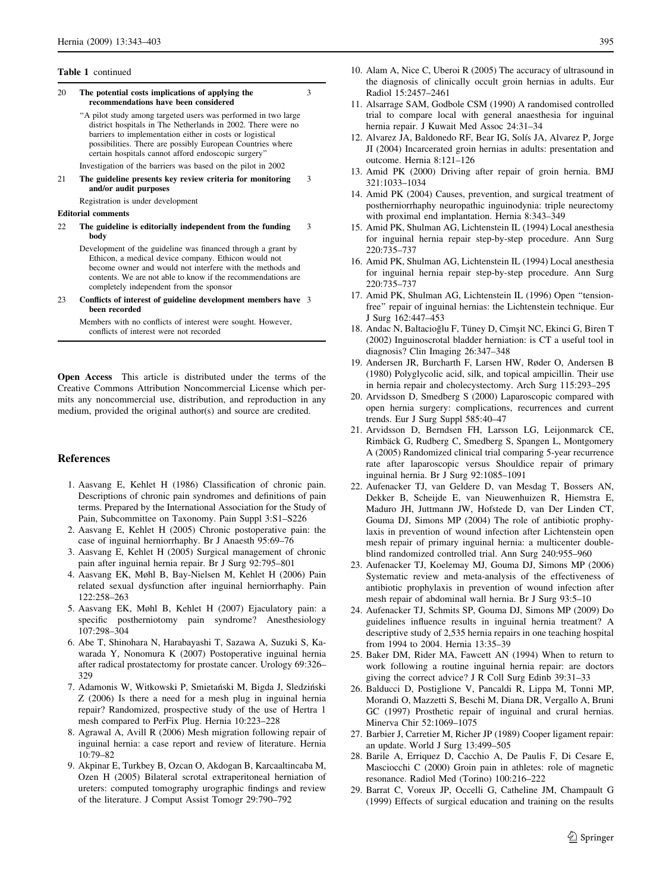**Table 1** continued

| | | |
|---|---|---|
| 20 | **The potential costs implications of applying the recommendations have been considered** | 3 |
| | "A pilot study among targeted users was performed in two large district hospitals in The Netherlands in 2002. There were no barriers to implementation either in costs or logistical possibilities. There are possibly European Countries where certain hospitals cannot afford endoscopic surgery" | |
| | Investigation of the barriers was based on the pilot in 2002 | |
| 21 | **The guideline presents key review criteria for monitoring and/or audit purposes** | 3 |
| | Registration is under development | |
| **Editorial comments** | | |
| 22 | **The guideline is editorially independent from the funding body** | 3 |
| | Development of the guideline was financed through a grant by Ethicon, a medical device company. Ethicon would not become owner and would not interfere with the methods and contents. We are not able to know if the recommendations are completely independent from the sponsor | |
| 23 | **Conflicts of interest of guideline development members have been recorded** | 3 |
| | Members with no conflicts of interest were sought. However, conflicts of interest were not recorded | |

**Open Access** This article is distributed under the terms of the Creative Commons Attribution Noncommercial License which permits any noncommercial use, distribution, and reproduction in any medium, provided the original author(s) and source are credited.

## References

1. Aasvang E, Kehlet H (1986) Classification of chronic pain. Descriptions of chronic pain syndromes and definitions of pain terms. Prepared by the International Association for the Study of Pain, Subcommittee on Taxonomy. Pain Suppl 3:S1–S226
2. Aasvang E, Kehlet H (2005) Chronic postoperative pain: the case of inguinal herniorrhaphy. Br J Anaesth 95:69–76
3. Aasvang E, Kehlet H (2005) Surgical management of chronic pain after inguinal hernia repair. Br J Surg 92:795–801
4. Aasvang EK, Møhl B, Bay-Nielsen M, Kehlet H (2006) Pain related sexual dysfunction after inguinal herniorrhaphy. Pain 122:258–263
5. Aasvang EK, Møhl B, Kehlet H (2007) Ejaculatory pain: a specific postherniotomy pain syndrome? Anesthesiology 107:298–304
6. Abe T, Shinohara N, Harabayashi T, Sazawa A, Suzuki S, Kawarada Y, Nonomura K (2007) Postoperative inguinal hernia after radical prostatectomy for prostate cancer. Urology 69:326–329
7. Adamonis W, Witkowski P, Smietański M, Bigda J, Sledziński Z (2006) Is there a need for a mesh plug in inguinal hernia repair? Randomized, prospective study of the use of Hertra 1 mesh compared to PerFix Plug. Hernia 10:223–228
8. Agrawal A, Avill R (2006) Mesh migration following repair of inguinal hernia: a case report and review of literature. Hernia 10:79–82
9. Akpinar E, Turkbey B, Ozcan O, Akdogan B, Karcaaltincaba M, Ozen H (2005) Bilateral scrotal extraperitoneal herniation of ureters: computed tomography urographic findings and review of the literature. J Comput Assist Tomogr 29:790–792
10. Alam A, Nice C, Uberoi R (2005) The accuracy of ultrasound in the diagnosis of clinically occult groin hernias in adults. Eur Radiol 15:2457–2461
11. Alsarrage SAM, Godbole CSM (1990) A randomised controlled trial to compare local with general anaesthesia for inguinal hernia repair. J Kuwait Med Assoc 24:31–34
12. Alvarez JA, Baldonedo RF, Bear IG, Solís JA, Alvarez P, Jorge JI (2004) Incarcerated groin hernias in adults: presentation and outcome. Hernia 8:121–126
13. Amid PK (2000) Driving after repair of groin hernia. BMJ 321:1033–1034
14. Amid PK (2004) Causes, prevention, and surgical treatment of postherniorrhaphy neuropathic inguinodynia: triple neurectomy with proximal end implantation. Hernia 8:343–349
15. Amid PK, Shulman AG, Lichtenstein IL (1994) Local anesthesia for inguinal hernia repair step-by-step procedure. Ann Surg 220:735–737
16. Amid PK, Shulman AG, Lichtenstein IL (1994) Local anesthesia for inguinal hernia repair step-by-step procedure. Ann Surg 220:735–737
17. Amid PK, Shulman AG, Lichtenstein IL (1996) Open "tension-free" repair of inguinal hernias: the Lichtenstein technique. Eur J Surg 162:447–453
18. Andac N, Baltacioğlu F, Tüney D, Cimşit NC, Ekinci G, Biren T (2002) Inguinoscrotal bladder herniation: is CT a useful tool in diagnosis? Clin Imaging 26:347–348
19. Andersen JR, Burcharth F, Larsen HW, Røder O, Andersen B (1980) Polyglycolic acid, silk, and topical ampicillin. Their use in hernia repair and cholecystectomy. Arch Surg 115:293–295
20. Arvidsson D, Smedberg S (2000) Laparoscopic compared with open hernia surgery: complications, recurrences and current trends. Eur J Surg Suppl 585:40–47
21. Arvidsson D, Berndsen FH, Larsson LG, Leijonmarck CE, Rimbäck G, Rudberg C, Smedberg S, Spangen L, Montgomery A (2005) Randomized clinical trial comparing 5-year recurrence rate after laparoscopic versus Shouldice repair of primary inguinal hernia. Br J Surg 92:1085–1091
22. Aufenacker TJ, van Geldere D, van Mesdag T, Bossers AN, Dekker B, Scheijde E, van Nieuwenhuizen R, Hiemstra E, Maduro JH, Juttmann JW, Hofstede D, van Der Linden CT, Gouma DJ, Simons MP (2004) The role of antibiotic prophylaxis in prevention of wound infection after Lichtenstein open mesh repair of primary inguinal hernia: a multicenter double-blind randomized controlled trial. Ann Surg 240:955–960
23. Aufenacker TJ, Koelemay MJ, Gouma DJ, Simons MP (2006) Systematic review and meta-analysis of the effectiveness of antibiotic prophylaxis in prevention of wound infection after mesh repair of abdominal wall hernia. Br J Surg 93:5–10
24. Aufenacker TJ, Schmits SP, Gouma DJ, Simons MP (2009) Do guidelines influence results in inguinal hernia treatment? A descriptive study of 2,535 hernia repairs in one teaching hospital from 1994 to 2004. Hernia 13:35–39
25. Baker DM, Rider MA, Fawcett AN (1994) When to return to work following a routine inguinal hernia repair: are doctors giving the correct advice? J R Coll Surg Edinb 39:31–33
26. Balducci D, Postiglione V, Pancaldi R, Lippa M, Tonni MP, Morandi O, Mazzetti S, Beschi M, Diana DR, Vergallo A, Bruni GC (1997) Prosthetic repair of inguinal and crural hernias. Minerva Chir 52:1069–1075
27. Barbier J, Carretier M, Richer JP (1989) Cooper ligament repair: an update. World J Surg 13:499–505
28. Barile A, Erriquez D, Cacchio A, De Paulis F, Di Cesare E, Masciocchi C (2000) Groin pain in athletes: role of magnetic resonance. Radiol Med (Torino) 100:216–222
29. Barrat C, Voreux JP, Occelli G, Catheline JM, Champault G (1999) Effects of surgical education and training on the results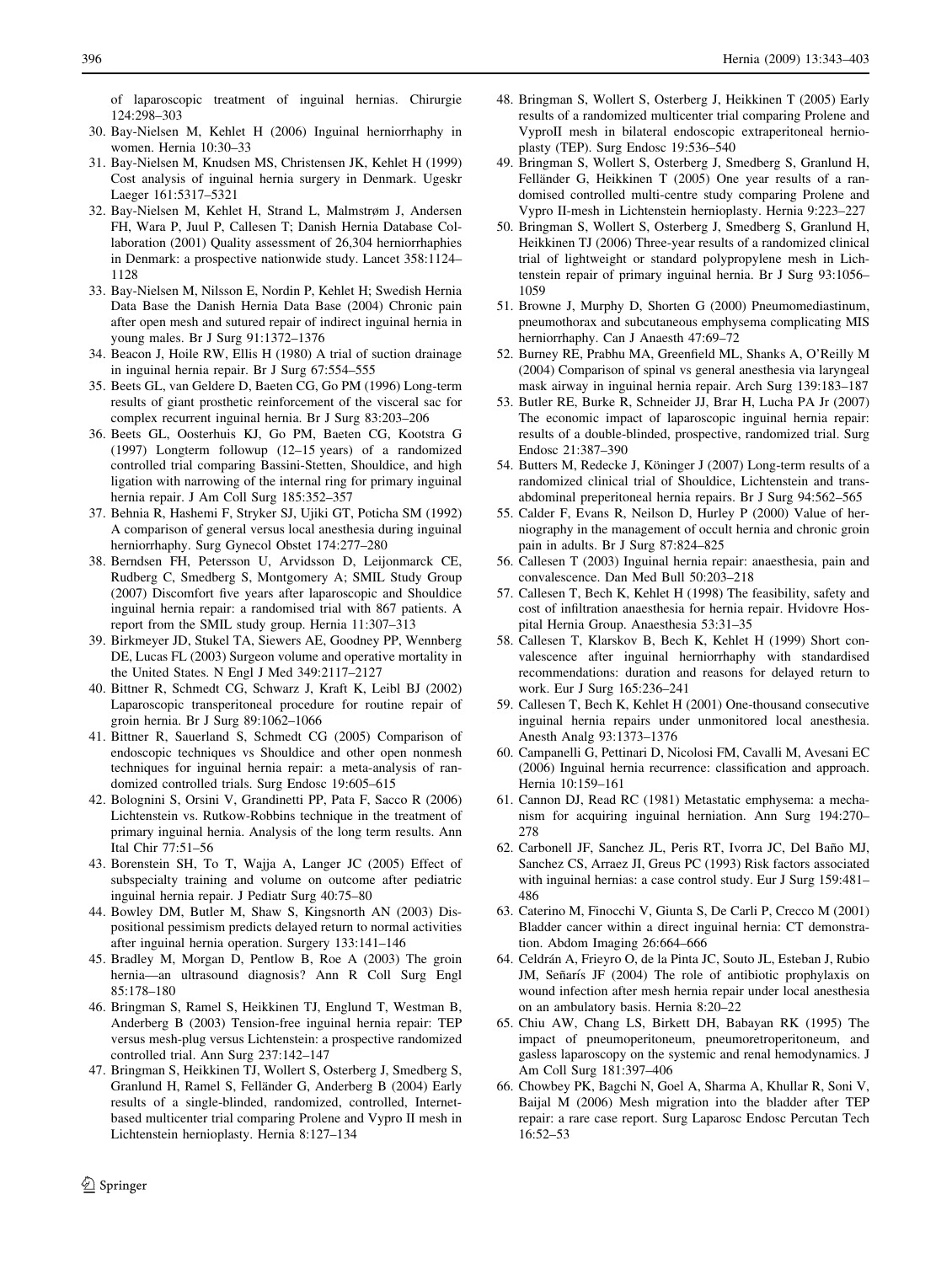of laparoscopic treatment of inguinal hernias. Chirurgie 124:298–303

30. Bay-Nielsen M, Kehlet H (2006) Inguinal herniorrhaphy in women. Hernia 10:30–33
31. Bay-Nielsen M, Knudsen MS, Christensen JK, Kehlet H (1999) Cost analysis of inguinal hernia surgery in Denmark. Ugeskr Laeger 161:5317–5321
32. Bay-Nielsen M, Kehlet H, Strand L, Malmstrøm J, Andersen FH, Wara P, Juul P, Callesen T; Danish Hernia Database Collaboration (2001) Quality assessment of 26,304 herniorrhaphies in Denmark: a prospective nationwide study. Lancet 358:1124–1128
33. Bay-Nielsen M, Nilsson E, Nordin P, Kehlet H; Swedish Hernia Data Base the Danish Hernia Data Base (2004) Chronic pain after open mesh and sutured repair of indirect inguinal hernia in young males. Br J Surg 91:1372–1376
34. Beacon J, Hoile RW, Ellis H (1980) A trial of suction drainage in inguinal hernia repair. Br J Surg 67:554–555
35. Beets GL, van Geldere D, Baeten CG, Go PM (1996) Long-term results of giant prosthetic reinforcement of the visceral sac for complex recurrent inguinal hernia. Br J Surg 83:203–206
36. Beets GL, Oosterhuis KJ, Go PM, Baeten CG, Kootstra G (1997) Longterm followup (12–15 years) of a randomized controlled trial comparing Bassini-Stetten, Shouldice, and high ligation with narrowing of the internal ring for primary inguinal hernia repair. J Am Coll Surg 185:352–357
37. Behnia R, Hashemi F, Stryker SJ, Ujiki GT, Poticha SM (1992) A comparison of general versus local anesthesia during inguinal herniorrhaphy. Surg Gynecol Obstet 174:277–280
38. Berndsen FH, Petersson U, Arvidsson D, Leijonmarck CE, Rudberg C, Smedberg S, Montgomery A; SMIL Study Group (2007) Discomfort five years after laparoscopic and Shouldice inguinal hernia repair: a randomised trial with 867 patients. A report from the SMIL study group. Hernia 11:307–313
39. Birkmeyer JD, Stukel TA, Siewers AE, Goodney PP, Wennberg DE, Lucas FL (2003) Surgeon volume and operative mortality in the United States. N Engl J Med 349:2117–2127
40. Bittner R, Schmedt CG, Schwarz J, Kraft K, Leibl BJ (2002) Laparoscopic transperitoneal procedure for routine repair of groin hernia. Br J Surg 89:1062–1066
41. Bittner R, Sauerland S, Schmedt CG (2005) Comparison of endoscopic techniques vs Shouldice and other open nonmesh techniques for inguinal hernia repair: a meta-analysis of randomized controlled trials. Surg Endosc 19:605–615
42. Bolognini S, Orsini V, Grandinetti PP, Pata F, Sacco R (2006) Lichtenstein vs. Rutkow-Robbins technique in the treatment of primary inguinal hernia. Analysis of the long term results. Ann Ital Chir 77:51–56
43. Borenstein SH, To T, Wajja A, Langer JC (2005) Effect of subspecialty training and volume on outcome after pediatric inguinal hernia repair. J Pediatr Surg 40:75–80
44. Bowley DM, Butler M, Shaw S, Kingsnorth AN (2003) Dispositional pessimism predicts delayed return to normal activities after inguinal hernia operation. Surgery 133:141–146
45. Bradley M, Morgan D, Pentlow B, Roe A (2003) The groin hernia—an ultrasound diagnosis? Ann R Coll Surg Engl 85:178–180
46. Bringman S, Ramel S, Heikkinen TJ, Englund T, Westman B, Anderberg B (2003) Tension-free inguinal hernia repair: TEP versus mesh-plug versus Lichtenstein: a prospective randomized controlled trial. Ann Surg 237:142–147
47. Bringman S, Heikkinen TJ, Wollert S, Osterberg J, Smedberg S, Granlund H, Ramel S, Felländer G, Anderberg B (2004) Early results of a single-blinded, randomized, controlled, Internet-based multicenter trial comparing Prolene and Vypro II mesh in Lichtenstein hernioplasty. Hernia 8:127–134
48. Bringman S, Wollert S, Osterberg J, Heikkinen T (2005) Early results of a randomized multicenter trial comparing Prolene and VyproII mesh in bilateral endoscopic extraperitoneal hernioplasty (TEP). Surg Endosc 19:536–540
49. Bringman S, Wollert S, Osterberg J, Smedberg S, Granlund H, Felländer G, Heikkinen T (2005) One year results of a randomised controlled multi-centre study comparing Prolene and Vypro II-mesh in Lichtenstein hernioplasty. Hernia 9:223–227
50. Bringman S, Wollert S, Osterberg J, Smedberg S, Granlund H, Heikkinen TJ (2006) Three-year results of a randomized clinical trial of lightweight or standard polypropylene mesh in Lichtenstein repair of primary inguinal hernia. Br J Surg 93:1056–1059
51. Browne J, Murphy D, Shorten G (2000) Pneumomediastinum, pneumothorax and subcutaneous emphysema complicating MIS herniorrhaphy. Can J Anaesth 47:69–72
52. Burney RE, Prabhu MA, Greenfield ML, Shanks A, O'Reilly M (2004) Comparison of spinal vs general anesthesia via laryngeal mask airway in inguinal hernia repair. Arch Surg 139:183–187
53. Butler RE, Burke R, Schneider JJ, Brar H, Lucha PA Jr (2007) The economic impact of laparoscopic inguinal hernia repair: results of a double-blinded, prospective, randomized trial. Surg Endosc 21:387–390
54. Butters M, Redecke J, Köninger J (2007) Long-term results of a randomized clinical trial of Shouldice, Lichtenstein and transabdominal preperitoneal hernia repairs. Br J Surg 94:562–565
55. Calder F, Evans R, Neilson D, Hurley P (2000) Value of herniography in the management of occult hernia and chronic groin pain in adults. Br J Surg 87:824–825
56. Callesen T (2003) Inguinal hernia repair: anaesthesia, pain and convalescence. Dan Med Bull 50:203–218
57. Callesen T, Bech K, Kehlet H (1998) The feasibility, safety and cost of infiltration anaesthesia for hernia repair. Hvidovre Hospital Hernia Group. Anaesthesia 53:31–35
58. Callesen T, Klarskov B, Bech K, Kehlet H (1999) Short convalescence after inguinal herniorrhaphy with standardised recommendations: duration and reasons for delayed return to work. Eur J Surg 165:236–241
59. Callesen T, Bech K, Kehlet H (2001) One-thousand consecutive inguinal hernia repairs under unmonitored local anesthesia. Anesth Analg 93:1373–1376
60. Campanelli G, Pettinari D, Nicolosi FM, Cavalli M, Avesani EC (2006) Inguinal hernia recurrence: classification and approach. Hernia 10:159–161
61. Cannon DJ, Read RC (1981) Metastatic emphysema: a mechanism for acquiring inguinal herniation. Ann Surg 194:270–278
62. Carbonell JF, Sanchez JL, Peris RT, Ivorra JC, Del Baño MJ, Sanchez CS, Arraez JI, Greus PC (1993) Risk factors associated with inguinal hernias: a case control study. Eur J Surg 159:481–486
63. Caterino M, Finocchi V, Giunta S, De Carli P, Crecco M (2001) Bladder cancer within a direct inguinal hernia: CT demonstration. Abdom Imaging 26:664–666
64. Celdrán A, Frieyro O, de la Pinta JC, Souto JL, Esteban J, Rubio JM, Señarís JF (2004) The role of antibiotic prophylaxis on wound infection after mesh hernia repair under local anesthesia on an ambulatory basis. Hernia 8:20–22
65. Chiu AW, Chang LS, Birkett DH, Babayan RK (1995) The impact of pneumoperitoneum, pneumoretroperitoneum, and gasless laparoscopy on the systemic and renal hemodynamics. J Am Coll Surg 181:397–406
66. Chowbey PK, Bagchi N, Goel A, Sharma A, Khullar R, Soni V, Baijal M (2006) Mesh migration into the bladder after TEP repair: a rare case report. Surg Laparosc Endosc Percutan Tech 16:52–53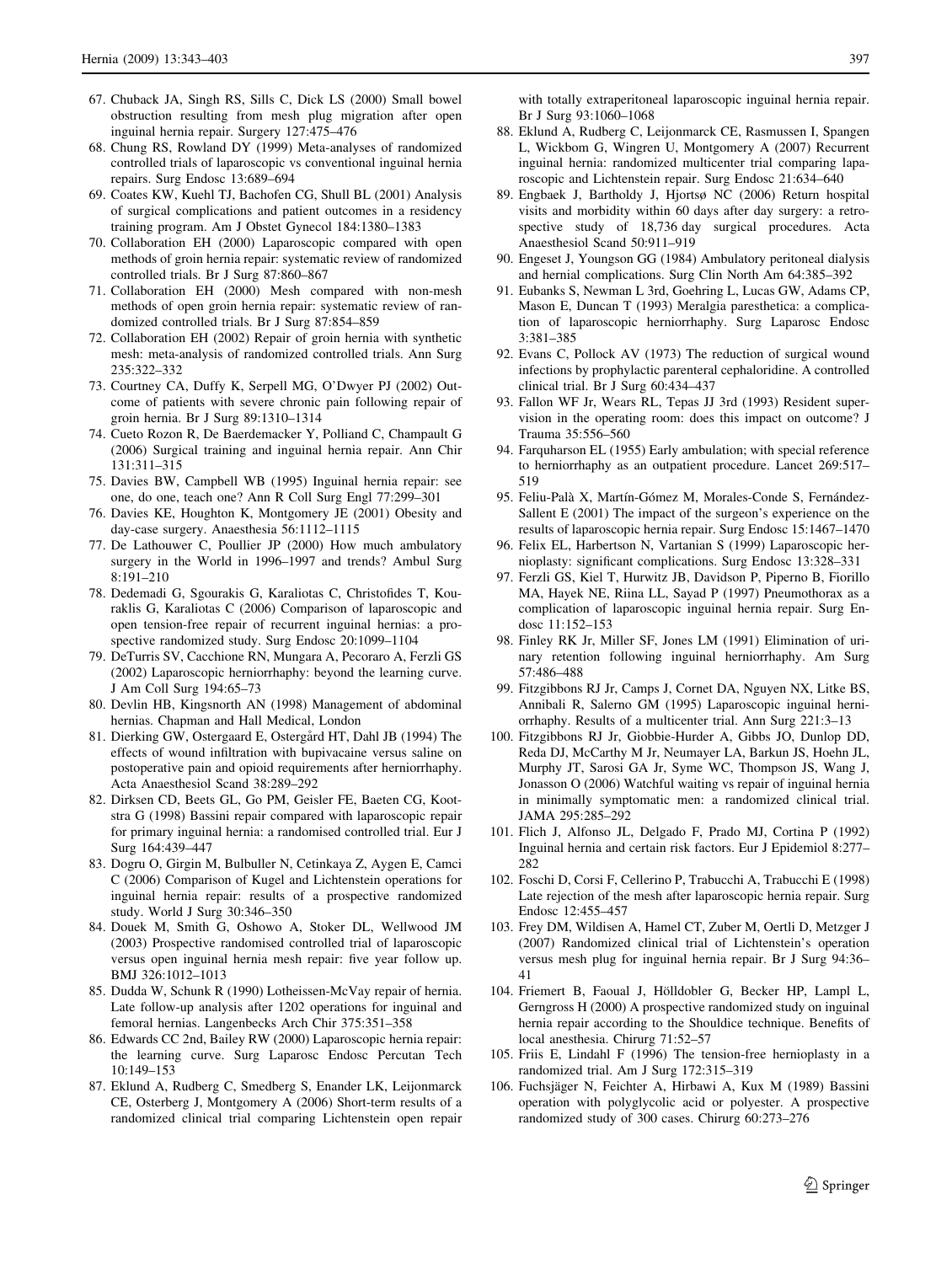67. Chuback JA, Singh RS, Sills C, Dick LS (2000) Small bowel obstruction resulting from mesh plug migration after open inguinal hernia repair. Surgery 127:475–476
68. Chung RS, Rowland DY (1999) Meta-analyses of randomized controlled trials of laparoscopic vs conventional inguinal hernia repairs. Surg Endosc 13:689–694
69. Coates KW, Kuehl TJ, Bachofen CG, Shull BL (2001) Analysis of surgical complications and patient outcomes in a residency training program. Am J Obstet Gynecol 184:1380–1383
70. Collaboration EH (2000) Laparoscopic compared with open methods of groin hernia repair: systematic review of randomized controlled trials. Br J Surg 87:860–867
71. Collaboration EH (2000) Mesh compared with non-mesh methods of open groin hernia repair: systematic review of randomized controlled trials. Br J Surg 87:854–859
72. Collaboration EH (2002) Repair of groin hernia with synthetic mesh: meta-analysis of randomized controlled trials. Ann Surg 235:322–332
73. Courtney CA, Duffy K, Serpell MG, O'Dwyer PJ (2002) Outcome of patients with severe chronic pain following repair of groin hernia. Br J Surg 89:1310–1314
74. Cueto Rozon R, De Baerdemacker Y, Polliand C, Champault G (2006) Surgical training and inguinal hernia repair. Ann Chir 131:311–315
75. Davies BW, Campbell WB (1995) Inguinal hernia repair: see one, do one, teach one? Ann R Coll Surg Engl 77:299–301
76. Davies KE, Houghton K, Montgomery JE (2001) Obesity and day-case surgery. Anaesthesia 56:1112–1115
77. De Lathouwer C, Poullier JP (2000) How much ambulatory surgery in the World in 1996–1997 and trends? Ambul Surg 8:191–210
78. Dedemadi G, Sgourakis G, Karaliotas C, Christofides T, Kouraklis G, Karaliotas C (2006) Comparison of laparoscopic and open tension-free repair of recurrent inguinal hernias: a prospective randomized study. Surg Endosc 20:1099–1104
79. DeTurris SV, Cacchione RN, Mungara A, Pecoraro A, Ferzli GS (2002) Laparoscopic herniorrhaphy: beyond the learning curve. J Am Coll Surg 194:65–73
80. Devlin HB, Kingsnorth AN (1998) Management of abdominal hernias. Chapman and Hall Medical, London
81. Dierking GW, Ostergaard E, Ostergård HT, Dahl JB (1994) The effects of wound infiltration with bupivacaine versus saline on postoperative pain and opioid requirements after herniorrhaphy. Acta Anaesthesiol Scand 38:289–292
82. Dirksen CD, Beets GL, Go PM, Geisler FE, Baeten CG, Kootstra G (1998) Bassini repair compared with laparoscopic repair for primary inguinal hernia: a randomised controlled trial. Eur J Surg 164:439–447
83. Dogru O, Girgin M, Bulbuller N, Cetinkaya Z, Aygen E, Camci C (2006) Comparison of Kugel and Lichtenstein operations for inguinal hernia repair: results of a prospective randomized study. World J Surg 30:346–350
84. Douek M, Smith G, Oshowo A, Stoker DL, Wellwood JM (2003) Prospective randomised controlled trial of laparoscopic versus open inguinal hernia mesh repair: five year follow up. BMJ 326:1012–1013
85. Dudda W, Schunk R (1990) Lotheissen-McVay repair of hernia. Late follow-up analysis after 1202 operations for inguinal and femoral hernias. Langenbecks Arch Chir 375:351–358
86. Edwards CC 2nd, Bailey RW (2000) Laparoscopic hernia repair: the learning curve. Surg Laparosc Endosc Percutan Tech 10:149–153
87. Eklund A, Rudberg C, Smedberg S, Enander LK, Leijonmarck CE, Osterberg J, Montgomery A (2006) Short-term results of a randomized clinical trial comparing Lichtenstein open repair with totally extraperitoneal laparoscopic inguinal hernia repair. Br J Surg 93:1060–1068
88. Eklund A, Rudberg C, Leijonmarck CE, Rasmussen I, Spangen L, Wickbom G, Wingren U, Montgomery A (2007) Recurrent inguinal hernia: randomized multicenter trial comparing laparoscopic and Lichtenstein repair. Surg Endosc 21:634–640
89. Engbaek J, Bartholdy J, Hjortsø NC (2006) Return hospital visits and morbidity within 60 days after day surgery: a retrospective study of 18,736 day surgical procedures. Acta Anaesthesiol Scand 50:911–919
90. Engeset J, Youngson GG (1984) Ambulatory peritoneal dialysis and hernial complications. Surg Clin North Am 64:385–392
91. Eubanks S, Newman L 3rd, Goehring L, Lucas GW, Adams CP, Mason E, Duncan T (1993) Meralgia paresthetica: a complication of laparoscopic herniorrhaphy. Surg Laparosc Endosc 3:381–385
92. Evans C, Pollock AV (1973) The reduction of surgical wound infections by prophylactic parenteral cephaloridine. A controlled clinical trial. Br J Surg 60:434–437
93. Fallon WF Jr, Wears RL, Tepas JJ 3rd (1993) Resident supervision in the operating room: does this impact on outcome? J Trauma 35:556–560
94. Farquharson EL (1955) Early ambulation; with special reference to herniorrhaphy as an outpatient procedure. Lancet 269:517–519
95. Feliu-Palà X, Martín-Gómez M, Morales-Conde S, Fernández-Sallent E (2001) The impact of the surgeon's experience on the results of laparoscopic hernia repair. Surg Endosc 15:1467–1470
96. Felix EL, Harbertson N, Vartanian S (1999) Laparoscopic hernioplasty: significant complications. Surg Endosc 13:328–331
97. Ferzli GS, Kiel T, Hurwitz JB, Davidson P, Piperno B, Fiorillo MA, Hayek NE, Riina LL, Sayad P (1997) Pneumothorax as a complication of laparoscopic inguinal hernia repair. Surg Endosc 11:152–153
98. Finley RK Jr, Miller SF, Jones LM (1991) Elimination of urinary retention following inguinal herniorrhaphy. Am Surg 57:486–488
99. Fitzgibbons RJ Jr, Camps J, Cornet DA, Nguyen NX, Litke BS, Annibali R, Salerno GM (1995) Laparoscopic inguinal herniorrhaphy. Results of a multicenter trial. Ann Surg 221:3–13
100. Fitzgibbons RJ Jr, Giobbie-Hurder A, Gibbs JO, Dunlop DD, Reda DJ, McCarthy M Jr, Neumayer LA, Barkun JS, Hoehn JL, Murphy JT, Sarosi GA Jr, Syme WC, Thompson JS, Wang J, Jonasson O (2006) Watchful waiting vs repair of inguinal hernia in minimally symptomatic men: a randomized clinical trial. JAMA 295:285–292
101. Flich J, Alfonso JL, Delgado F, Prado MJ, Cortina P (1992) Inguinal hernia and certain risk factors. Eur J Epidemiol 8:277–282
102. Foschi D, Corsi F, Cellerino P, Trabucchi A, Trabucchi E (1998) Late rejection of the mesh after laparoscopic hernia repair. Surg Endosc 12:455–457
103. Frey DM, Wildisen A, Hamel CT, Zuber M, Oertli D, Metzger J (2007) Randomized clinical trial of Lichtenstein's operation versus mesh plug for inguinal hernia repair. Br J Surg 94:36–41
104. Friemert B, Faoual J, Hölldobler G, Becker HP, Lampl L, Gerngross H (2000) A prospective randomized study on inguinal hernia repair according to the Shouldice technique. Benefits of local anesthesia. Chirurg 71:52–57
105. Friis E, Lindahl F (1996) The tension-free hernioplasty in a randomized trial. Am J Surg 172:315–319
106. Fuchsjäger N, Feichter A, Hirbawi A, Kux M (1989) Bassini operation with polyglycolic acid or polyester. A prospective randomized study of 300 cases. Chirurg 60:273–276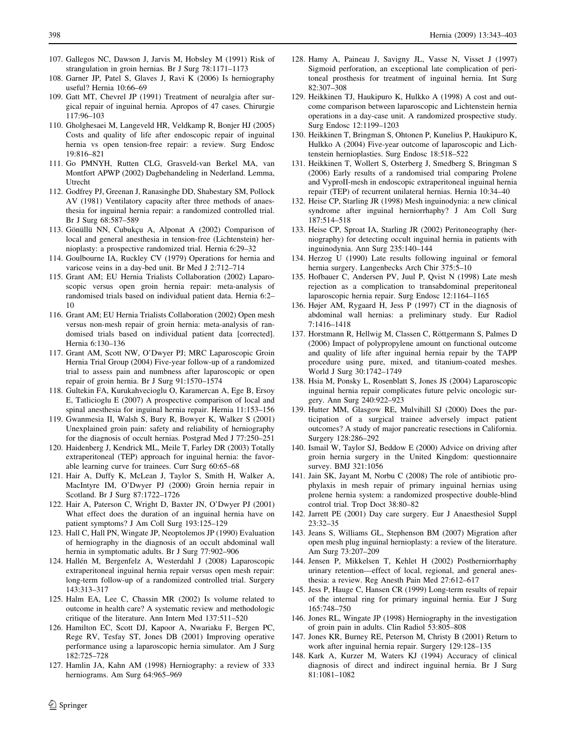107. Gallegos NC, Dawson J, Jarvis M, Hobsley M (1991) Risk of strangulation in groin hernias. Br J Surg 78:1171–1173
108. Garner JP, Patel S, Glaves J, Ravi K (2006) Is herniography useful? Hernia 10:66–69
109. Gatt MT, Chevrel JP (1991) Treatment of neuralgia after surgical repair of inguinal hernia. Apropos of 47 cases. Chirurgie 117:96–103
110. Gholghesaei M, Langeveld HR, Veldkamp R, Bonjer HJ (2005) Costs and quality of life after endoscopic repair of inguinal hernia vs open tension-free repair: a review. Surg Endosc 19:816–821
111. Go PMNYH, Rutten CLG, Grasveld-van Berkel MA, van Montfort APWP (2002) Dagbehandeling in Nederland. Lemma, Utrecht
112. Godfrey PJ, Greenan J, Ranasinghe DD, Shabestary SM, Pollock AV (1981) Ventilatory capacity after three methods of anaesthesia for inguinal hernia repair: a randomized controlled trial. Br J Surg 68:587–589
113. Gönüllü NN, Cubukçu A, Alponat A (2002) Comparison of local and general anesthesia in tension-free (Lichtenstein) hernioplasty: a prospective randomized trial. Hernia 6:29–32
114. Goulbourne IA, Ruckley CV (1979) Operations for hernia and varicose veins in a day-bed unit. Br Med J 2:712–714
115. Grant AM; EU Hernia Trialists Collaboration (2002) Laparoscopic versus open groin hernia repair: meta-analysis of randomised trials based on individual patient data. Hernia 6:2–10
116. Grant AM; EU Hernia Trialists Collaboration (2002) Open mesh versus non-mesh repair of groin hernia: meta-analysis of randomised trials based on individual patient data [corrected]. Hernia 6:130–136
117. Grant AM, Scott NW, O'Dwyer PJ; MRC Laparoscopic Groin Hernia Trial Group (2004) Five-year follow-up of a randomized trial to assess pain and numbness after laparoscopic or open repair of groin hernia. Br J Surg 91:1570–1574
118. Gultekin FA, Kurukahvecioglu O, Karamercan A, Ege B, Ersoy E, Tatlicioglu E (2007) A prospective comparison of local and spinal anesthesia for inguinal hernia repair. Hernia 11:153–156
119. Gwanmesia II, Walsh S, Bury R, Bowyer K, Walker S (2001) Unexplained groin pain: safety and reliability of herniography for the diagnosis of occult hernias. Postgrad Med J 77:250–251
120. Haidenberg J, Kendrick ML, Meile T, Farley DR (2003) Totally extraperitoneal (TEP) approach for inguinal hernia: the favorable learning curve for trainees. Curr Surg 60:65–68
121. Hair A, Duffy K, McLean J, Taylor S, Smith H, Walker A, MacIntyre IM, O'Dwyer PJ (2000) Groin hernia repair in Scotland. Br J Surg 87:1722–1726
122. Hair A, Paterson C, Wright D, Baxter JN, O'Dwyer PJ (2001) What effect does the duration of an inguinal hernia have on patient symptoms? J Am Coll Surg 193:125–129
123. Hall C, Hall PN, Wingate JP, Neoptolemos JP (1990) Evaluation of herniography in the diagnosis of an occult abdominal wall hernia in symptomatic adults. Br J Surg 77:902–906
124. Hallén M, Bergenfelz A, Westerdahl J (2008) Laparoscopic extraperitoneal inguinal hernia repair versus open mesh repair: long-term follow-up of a randomized controlled trial. Surgery 143:313–317
125. Halm EA, Lee C, Chassin MR (2002) Is volume related to outcome in health care? A systematic review and methodologic critique of the literature. Ann Intern Med 137:511–520
126. Hamilton EC, Scott DJ, Kapoor A, Nwariaku F, Bergen PC, Rege RV, Tesfay ST, Jones DB (2001) Improving operative performance using a laparoscopic hernia simulator. Am J Surg 182:725–728
127. Hamlin JA, Kahn AM (1998) Herniography: a review of 333 herniograms. Am Surg 64:965–969
128. Hamy A, Paineau J, Savigny JL, Vasse N, Visset J (1997) Sigmoid perforation, an exceptional late complication of peritoneal prosthesis for treatment of inguinal hernia. Int Surg 82:307–308
129. Heikkinen TJ, Haukipuro K, Hulkko A (1998) A cost and outcome comparison between laparoscopic and Lichtenstein hernia operations in a day-case unit. A randomized prospective study. Surg Endosc 12:1199–1203
130. Heikkinen T, Bringman S, Ohtonen P, Kunelius P, Haukipuro K, Hulkko A (2004) Five-year outcome of laparoscopic and Lichtenstein hernioplasties. Surg Endosc 18:518–522
131. Heikkinen T, Wollert S, Osterberg J, Smedberg S, Bringman S (2006) Early results of a randomised trial comparing Prolene and VyproII-mesh in endoscopic extraperitoneal inguinal hernia repair (TEP) of recurrent unilateral hernias. Hernia 10:34–40
132. Heise CP, Starling JR (1998) Mesh inguinodynia: a new clinical syndrome after inguinal herniorrhaphy? J Am Coll Surg 187:514–518
133. Heise CP, Sproat IA, Starling JR (2002) Peritoneography (herniography) for detecting occult inguinal hernia in patients with inguinodynia. Ann Surg 235:140–144
134. Herzog U (1990) Late results following inguinal or femoral hernia surgery. Langenbecks Arch Chir 375:5–10
135. Hofbauer C, Andersen PV, Juul P, Qvist N (1998) Late mesh rejection as a complication to transabdominal preperitoneal laparoscopic hernia repair. Surg Endosc 12:1164–1165
136. Højer AM, Rygaard H, Jess P (1997) CT in the diagnosis of abdominal wall hernias: a preliminary study. Eur Radiol 7:1416–1418
137. Horstmann R, Hellwig M, Classen C, Röttgermann S, Palmes D (2006) Impact of polypropylene amount on functional outcome and quality of life after inguinal hernia repair by the TAPP procedure using pure, mixed, and titanium-coated meshes. World J Surg 30:1742–1749
138. Hsia M, Ponsky L, Rosenblatt S, Jones JS (2004) Laparoscopic inguinal hernia repair complicates future pelvic oncologic surgery. Ann Surg 240:922–923
139. Hutter MM, Glasgow RE, Mulvihill SJ (2000) Does the participation of a surgical trainee adversely impact patient outcomes? A study of major pancreatic resections in California. Surgery 128:286–292
140. Ismail W, Taylor SJ, Beddow E (2000) Advice on driving after groin hernia surgery in the United Kingdom: questionnaire survey. BMJ 321:1056
141. Jain SK, Jayant M, Norbu C (2008) The role of antibiotic prophylaxis in mesh repair of primary inguinal hernias using prolene hernia system: a randomized prospective double-blind control trial. Trop Doct 38:80–82
142. Jarrett PE (2001) Day care surgery. Eur J Anaesthesiol Suppl 23:32–35
143. Jeans S, Williams GL, Stephenson BM (2007) Migration after open mesh plug inguinal hernioplasty: a review of the literature. Am Surg 73:207–209
144. Jensen P, Mikkelsen T, Kehlet H (2002) Postherniorrhaphy urinary retention—effect of local, regional, and general anesthesia: a review. Reg Anesth Pain Med 27:612–617
145. Jess P, Hauge C, Hansen CR (1999) Long-term results of repair of the internal ring for primary inguinal hernia. Eur J Surg 165:748–750
146. Jones RL, Wingate JP (1998) Herniography in the investigation of groin pain in adults. Clin Radiol 53:805–808
147. Jones KR, Burney RE, Peterson M, Christy B (2001) Return to work after inguinal hernia repair. Surgery 129:128–135
148. Kark A, Kurzer M, Waters KJ (1994) Accuracy of clinical diagnosis of direct and indirect inguinal hernia. Br J Surg 81:1081–1082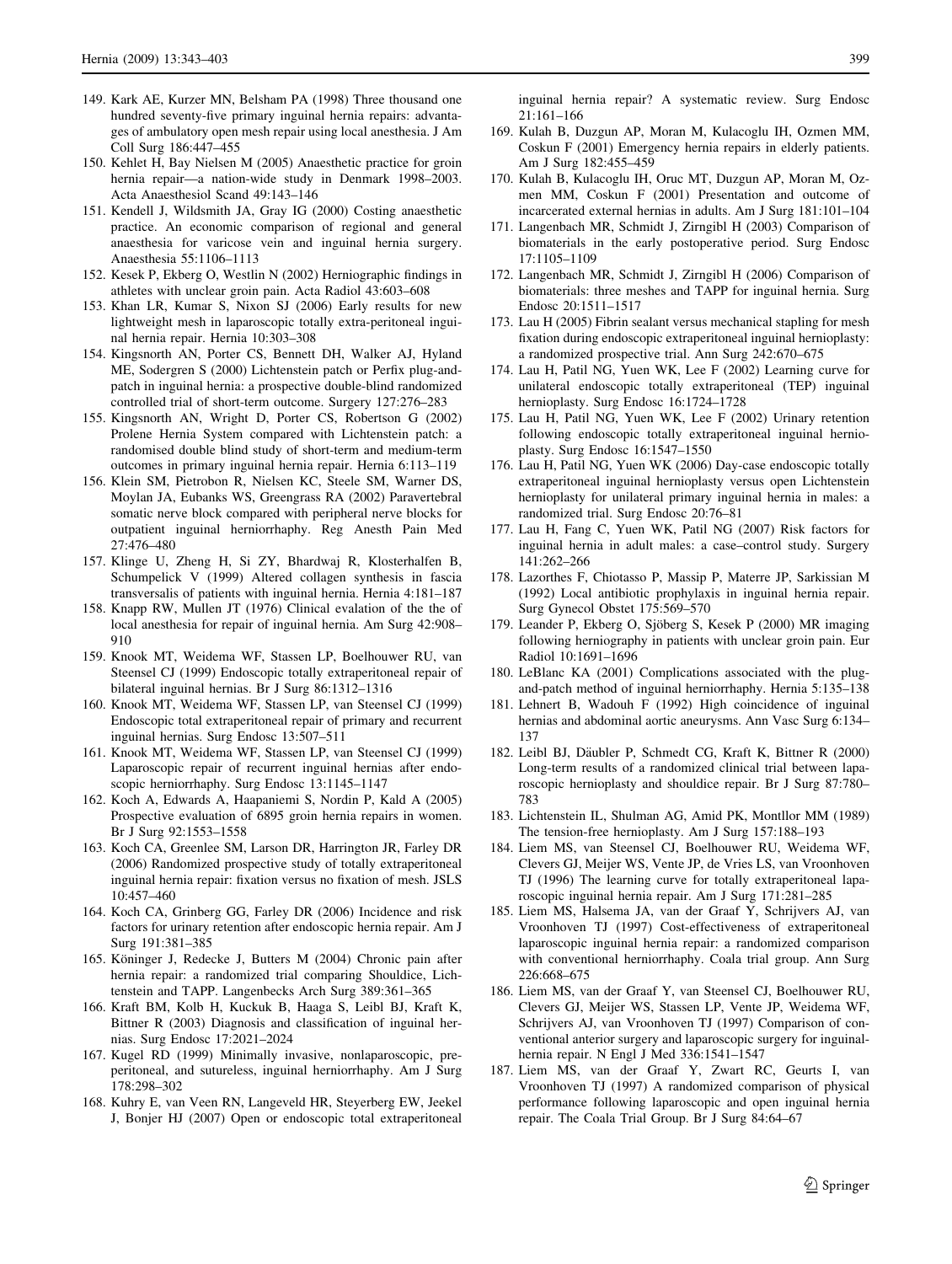149. Kark AE, Kurzer MN, Belsham PA (1998) Three thousand one hundred seventy-five primary inguinal hernia repairs: advantages of ambulatory open mesh repair using local anesthesia. J Am Coll Surg 186:447–455
150. Kehlet H, Bay Nielsen M (2005) Anaesthetic practice for groin hernia repair—a nation-wide study in Denmark 1998–2003. Acta Anaesthesiol Scand 49:143–146
151. Kendell J, Wildsmith JA, Gray IG (2000) Costing anaesthetic practice. An economic comparison of regional and general anaesthesia for varicose vein and inguinal hernia surgery. Anaesthesia 55:1106–1113
152. Kesek P, Ekberg O, Westlin N (2002) Herniographic findings in athletes with unclear groin pain. Acta Radiol 43:603–608
153. Khan LR, Kumar S, Nixon SJ (2006) Early results for new lightweight mesh in laparoscopic totally extra-peritoneal inguinal hernia repair. Hernia 10:303–308
154. Kingsnorth AN, Porter CS, Bennett DH, Walker AJ, Hyland ME, Sodergren S (2000) Lichtenstein patch or Perfix plug-and-patch in inguinal hernia: a prospective double-blind randomized controlled trial of short-term outcome. Surgery 127:276–283
155. Kingsnorth AN, Wright D, Porter CS, Robertson G (2002) Prolene Hernia System compared with Lichtenstein patch: a randomised double blind study of short-term and medium-term outcomes in primary inguinal hernia repair. Hernia 6:113–119
156. Klein SM, Pietrobon R, Nielsen KC, Steele SM, Warner DS, Moylan JA, Eubanks WS, Greengrass RA (2002) Paravertebral somatic nerve block compared with peripheral nerve blocks for outpatient inguinal herniorrhaphy. Reg Anesth Pain Med 27:476–480
157. Klinge U, Zheng H, Si ZY, Bhardwaj R, Klosterhalfen B, Schumpelick V (1999) Altered collagen synthesis in fascia transversalis of patients with inguinal hernia. Hernia 4:181–187
158. Knapp RW, Mullen JT (1976) Clinical evalation of the the of local anesthesia for repair of inguinal hernia. Am Surg 42:908–910
159. Knook MT, Weidema WF, Stassen LP, Boelhouwer RU, van Steensel CJ (1999) Endoscopic totally extraperitoneal repair of bilateral inguinal hernias. Br J Surg 86:1312–1316
160. Knook MT, Weidema WF, Stassen LP, van Steensel CJ (1999) Endoscopic total extraperitoneal repair of primary and recurrent inguinal hernias. Surg Endosc 13:507–511
161. Knook MT, Weidema WF, Stassen LP, van Steensel CJ (1999) Laparoscopic repair of recurrent inguinal hernias after endoscopic herniorrhaphy. Surg Endosc 13:1145–1147
162. Koch A, Edwards A, Haapaniemi S, Nordin P, Kald A (2005) Prospective evaluation of 6895 groin hernia repairs in women. Br J Surg 92:1553–1558
163. Koch CA, Greenlee SM, Larson DR, Harrington JR, Farley DR (2006) Randomized prospective study of totally extraperitoneal inguinal hernia repair: fixation versus no fixation of mesh. JSLS 10:457–460
164. Koch CA, Grinberg GG, Farley DR (2006) Incidence and risk factors for urinary retention after endoscopic hernia repair. Am J Surg 191:381–385
165. Köninger J, Redecke J, Butters M (2004) Chronic pain after hernia repair: a randomized trial comparing Shouldice, Lichtenstein and TAPP. Langenbecks Arch Surg 389:361–365
166. Kraft BM, Kolb H, Kuckuk B, Haaga S, Leibl BJ, Kraft K, Bittner R (2003) Diagnosis and classification of inguinal hernias. Surg Endosc 17:2021–2024
167. Kugel RD (1999) Minimally invasive, nonlaparoscopic, preperitoneal, and sutureless, inguinal herniorrhaphy. Am J Surg 178:298–302
168. Kuhry E, van Veen RN, Langeveld HR, Steyerberg EW, Jeekel J, Bonjer HJ (2007) Open or endoscopic total extraperitoneal inguinal hernia repair? A systematic review. Surg Endosc 21:161–166
169. Kulah B, Duzgun AP, Moran M, Kulacoglu IH, Ozmen MM, Coskun F (2001) Emergency hernia repairs in elderly patients. Am J Surg 182:455–459
170. Kulah B, Kulacoglu IH, Oruc MT, Duzgun AP, Moran M, Ozmen MM, Coskun F (2001) Presentation and outcome of incarcerated external hernias in adults. Am J Surg 181:101–104
171. Langenbach MR, Schmidt J, Zirngibl H (2003) Comparison of biomaterials in the early postoperative period. Surg Endosc 17:1105–1109
172. Langenbach MR, Schmidt J, Zirngibl H (2006) Comparison of biomaterials: three meshes and TAPP for inguinal hernia. Surg Endosc 20:1511–1517
173. Lau H (2005) Fibrin sealant versus mechanical stapling for mesh fixation during endoscopic extraperitoneal inguinal hernioplasty: a randomized prospective trial. Ann Surg 242:670–675
174. Lau H, Patil NG, Yuen WK, Lee F (2002) Learning curve for unilateral endoscopic totally extraperitoneal (TEP) inguinal hernioplasty. Surg Endosc 16:1724–1728
175. Lau H, Patil NG, Yuen WK, Lee F (2002) Urinary retention following endoscopic totally extraperitoneal inguinal hernioplasty. Surg Endosc 16:1547–1550
176. Lau H, Patil NG, Yuen WK (2006) Day-case endoscopic totally extraperitoneal inguinal hernioplasty versus open Lichtenstein hernioplasty for unilateral primary inguinal hernia in males: a randomized trial. Surg Endosc 20:76–81
177. Lau H, Fang C, Yuen WK, Patil NG (2007) Risk factors for inguinal hernia in adult males: a case–control study. Surgery 141:262–266
178. Lazorthes F, Chiotasso P, Massip P, Materre JP, Sarkissian M (1992) Local antibiotic prophylaxis in inguinal hernia repair. Surg Gynecol Obstet 175:569–570
179. Leander P, Ekberg O, Sjöberg S, Kesek P (2000) MR imaging following herniography in patients with unclear groin pain. Eur Radiol 10:1691–1696
180. LeBlanc KA (2001) Complications associated with the plug-and-patch method of inguinal herniorrhaphy. Hernia 5:135–138
181. Lehnert B, Wadouh F (1992) High coincidence of inguinal hernias and abdominal aortic aneurysms. Ann Vasc Surg 6:134–137
182. Leibl BJ, Däubler P, Schmedt CG, Kraft K, Bittner R (2000) Long-term results of a randomized clinical trial between laparoscopic hernioplasty and shouldice repair. Br J Surg 87:780–783
183. Lichtenstein IL, Shulman AG, Amid PK, Montllor MM (1989) The tension-free hernioplasty. Am J Surg 157:188–193
184. Liem MS, van Steensel CJ, Boelhouwer RU, Weidema WF, Clevers GJ, Meijer WS, Vente JP, de Vries LS, van Vroonhoven TJ (1996) The learning curve for totally extraperitoneal laparoscopic inguinal hernia repair. Am J Surg 171:281–285
185. Liem MS, Halsema JA, van der Graaf Y, Schrijvers AJ, van Vroonhoven TJ (1997) Cost-effectiveness of extraperitoneal laparoscopic inguinal hernia repair: a randomized comparison with conventional herniorrhaphy. Coala trial group. Ann Surg 226:668–675
186. Liem MS, van der Graaf Y, van Steensel CJ, Boelhouwer RU, Clevers GJ, Meijer WS, Stassen LP, Vente JP, Weidema WF, Schrijvers AJ, van Vroonhoven TJ (1997) Comparison of conventional anterior surgery and laparoscopic surgery for inguinal-hernia repair. N Engl J Med 336:1541–1547
187. Liem MS, van der Graaf Y, Zwart RC, Geurts I, van Vroonhoven TJ (1997) A randomized comparison of physical performance following laparoscopic and open inguinal hernia repair. The Coala Trial Group. Br J Surg 84:64–67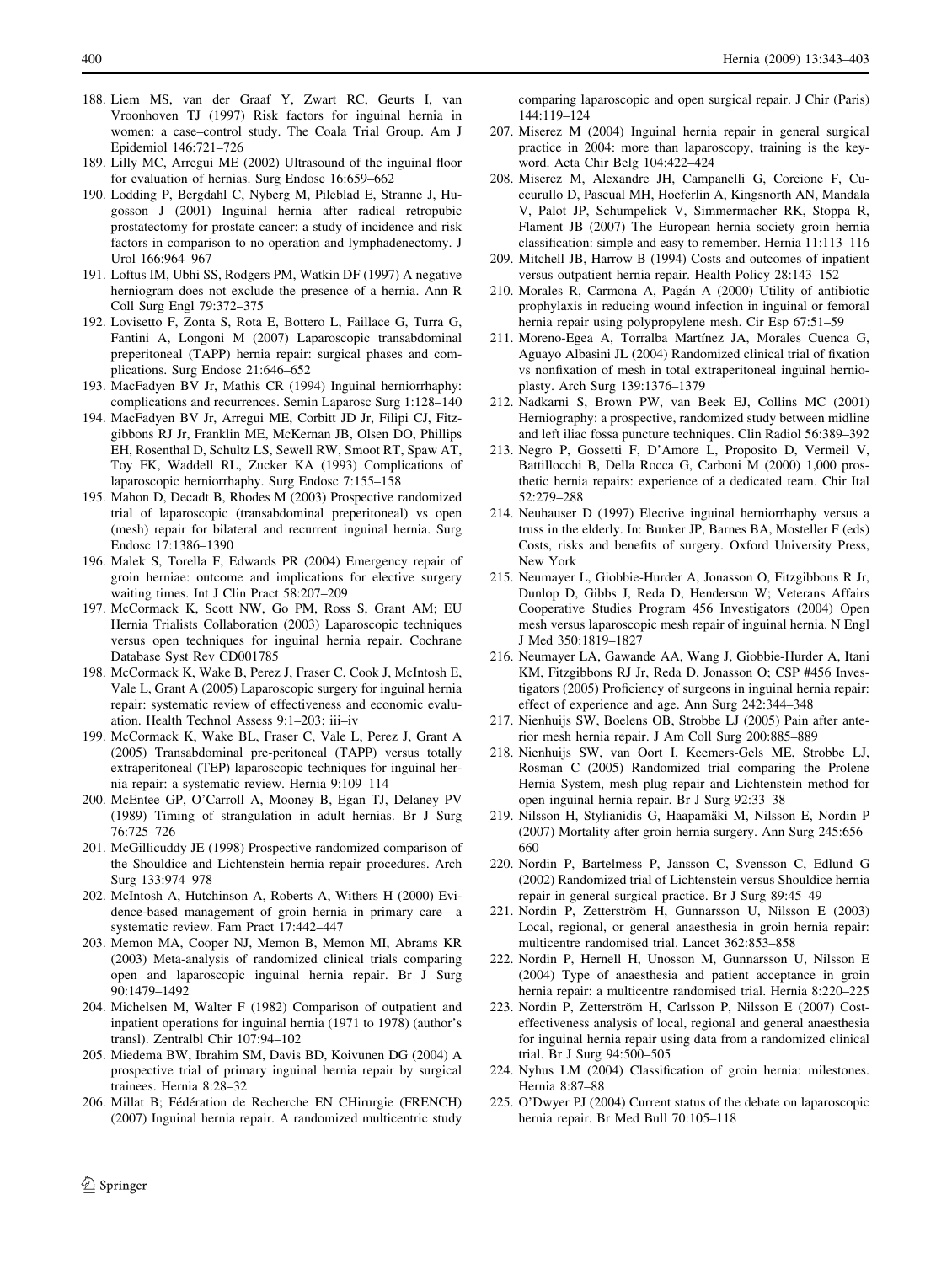188. Liem MS, van der Graaf Y, Zwart RC, Geurts I, van Vroonhoven TJ (1997) Risk factors for inguinal hernia in women: a case–control study. The Coala Trial Group. Am J Epidemiol 146:721–726
189. Lilly MC, Arregui ME (2002) Ultrasound of the inguinal floor for evaluation of hernias. Surg Endosc 16:659–662
190. Lodding P, Bergdahl C, Nyberg M, Pileblad E, Stranne J, Hugosson J (2001) Inguinal hernia after radical retropubic prostatectomy for prostate cancer: a study of incidence and risk factors in comparison to no operation and lymphadenectomy. J Urol 166:964–967
191. Loftus IM, Ubhi SS, Rodgers PM, Watkin DF (1997) A negative herniogram does not exclude the presence of a hernia. Ann R Coll Surg Engl 79:372–375
192. Lovisetto F, Zonta S, Rota E, Bottero L, Faillace G, Turra G, Fantini A, Longoni M (2007) Laparoscopic transabdominal preperitoneal (TAPP) hernia repair: surgical phases and complications. Surg Endosc 21:646–652
193. MacFadyen BV Jr, Mathis CR (1994) Inguinal herniorrhaphy: complications and recurrences. Semin Laparosc Surg 1:128–140
194. MacFadyen BV Jr, Arregui ME, Corbitt JD Jr, Filipi CJ, Fitzgibbons RJ Jr, Franklin ME, McKernan JB, Olsen DO, Phillips EH, Rosenthal D, Schultz LS, Sewell RW, Smoot RT, Spaw AT, Toy FK, Waddell RL, Zucker KA (1993) Complications of laparoscopic herniorrhaphy. Surg Endosc 7:155–158
195. Mahon D, Decadt B, Rhodes M (2003) Prospective randomized trial of laparoscopic (transabdominal preperitoneal) vs open (mesh) repair for bilateral and recurrent inguinal hernia. Surg Endosc 17:1386–1390
196. Malek S, Torella F, Edwards PR (2004) Emergency repair of groin herniae: outcome and implications for elective surgery waiting times. Int J Clin Pract 58:207–209
197. McCormack K, Scott NW, Go PM, Ross S, Grant AM; EU Hernia Trialists Collaboration (2003) Laparoscopic techniques versus open techniques for inguinal hernia repair. Cochrane Database Syst Rev CD001785
198. McCormack K, Wake B, Perez J, Fraser C, Cook J, McIntosh E, Vale L, Grant A (2005) Laparoscopic surgery for inguinal hernia repair: systematic review of effectiveness and economic evaluation. Health Technol Assess 9:1–203; iii–iv
199. McCormack K, Wake BL, Fraser C, Vale L, Perez J, Grant A (2005) Transabdominal pre-peritoneal (TAPP) versus totally extraperitoneal (TEP) laparoscopic techniques for inguinal hernia repair: a systematic review. Hernia 9:109–114
200. McEntee GP, O'Carroll A, Mooney B, Egan TJ, Delaney PV (1989) Timing of strangulation in adult hernias. Br J Surg 76:725–726
201. McGillicuddy JE (1998) Prospective randomized comparison of the Shouldice and Lichtenstein hernia repair procedures. Arch Surg 133:974–978
202. McIntosh A, Hutchinson A, Roberts A, Withers H (2000) Evidence-based management of groin hernia in primary care—a systematic review. Fam Pract 17:442–447
203. Memon MA, Cooper NJ, Memon B, Memon MI, Abrams KR (2003) Meta-analysis of randomized clinical trials comparing open and laparoscopic inguinal hernia repair. Br J Surg 90:1479–1492
204. Michelsen M, Walter F (1982) Comparison of outpatient and inpatient operations for inguinal hernia (1971 to 1978) (author's transl). Zentralbl Chir 107:94–102
205. Miedema BW, Ibrahim SM, Davis BD, Koivunen DG (2004) A prospective trial of primary inguinal hernia repair by surgical trainees. Hernia 8:28–32
206. Millat B; Fédération de Recherche EN CHirurgie (FRENCH) (2007) Inguinal hernia repair. A randomized multicentric study comparing laparoscopic and open surgical repair. J Chir (Paris) 144:119–124
207. Miserez M (2004) Inguinal hernia repair in general surgical practice in 2004: more than laparoscopy, training is the keyword. Acta Chir Belg 104:422–424
208. Miserez M, Alexandre JH, Campanelli G, Corcione F, Cuccurullo D, Pascual MH, Hoeferlin A, Kingsnorth AN, Mandala V, Palot JP, Schumpelick V, Simmermacher RK, Stoppa R, Flament JB (2007) The European hernia society groin hernia classification: simple and easy to remember. Hernia 11:113–116
209. Mitchell JB, Harrow B (1994) Costs and outcomes of inpatient versus outpatient hernia repair. Health Policy 28:143–152
210. Morales R, Carmona A, Pagán A (2000) Utility of antibiotic prophylaxis in reducing wound infection in inguinal or femoral hernia repair using polypropylene mesh. Cir Esp 67:51–59
211. Moreno-Egea A, Torralba Martínez JA, Morales Cuenca G, Aguayo Albasini JL (2004) Randomized clinical trial of fixation vs nonfixation of mesh in total extraperitoneal inguinal hernioplasty. Arch Surg 139:1376–1379
212. Nadkarni S, Brown PW, van Beek EJ, Collins MC (2001) Herniography: a prospective, randomized study between midline and left iliac fossa puncture techniques. Clin Radiol 56:389–392
213. Negro P, Gossetti F, D'Amore L, Proposito D, Vermeil V, Battillocchi B, Della Rocca G, Carboni M (2000) 1,000 prosthetic hernia repairs: experience of a dedicated team. Chir Ital 52:279–288
214. Neuhauser D (1997) Elective inguinal herniorrhaphy versus a truss in the elderly. In: Bunker JP, Barnes BA, Mosteller F (eds) Costs, risks and benefits of surgery. Oxford University Press, New York
215. Neumayer L, Giobbie-Hurder A, Jonasson O, Fitzgibbons R Jr, Dunlop D, Gibbs J, Reda D, Henderson W; Veterans Affairs Cooperative Studies Program 456 Investigators (2004) Open mesh versus laparoscopic mesh repair of inguinal hernia. N Engl J Med 350:1819–1827
216. Neumayer LA, Gawande AA, Wang J, Giobbie-Hurder A, Itani KM, Fitzgibbons RJ Jr, Reda D, Jonasson O; CSP #456 Investigators (2005) Proficiency of surgeons in inguinal hernia repair: effect of experience and age. Ann Surg 242:344–348
217. Nienhuijs SW, Boelens OB, Strobbe LJ (2005) Pain after anterior mesh hernia repair. J Am Coll Surg 200:885–889
218. Nienhuijs SW, van Oort I, Keemers-Gels ME, Strobbe LJ, Rosman C (2005) Randomized trial comparing the Prolene Hernia System, mesh plug repair and Lichtenstein method for open inguinal hernia repair. Br J Surg 92:33–38
219. Nilsson H, Stylianidis G, Haapamäki M, Nilsson E, Nordin P (2007) Mortality after groin hernia surgery. Ann Surg 245:656–660
220. Nordin P, Bartelmess P, Jansson C, Svensson C, Edlund G (2002) Randomized trial of Lichtenstein versus Shouldice hernia repair in general surgical practice. Br J Surg 89:45–49
221. Nordin P, Zetterström H, Gunnarsson U, Nilsson E (2003) Local, regional, or general anaesthesia in groin hernia repair: multicentre randomised trial. Lancet 362:853–858
222. Nordin P, Hernell H, Unosson M, Gunnarsson U, Nilsson E (2004) Type of anaesthesia and patient acceptance in groin hernia repair: a multicentre randomised trial. Hernia 8:220–225
223. Nordin P, Zetterström H, Carlsson P, Nilsson E (2007) Cost-effectiveness analysis of local, regional and general anaesthesia for inguinal hernia repair using data from a randomized clinical trial. Br J Surg 94:500–505
224. Nyhus LM (2004) Classification of groin hernia: milestones. Hernia 8:87–88
225. O'Dwyer PJ (2004) Current status of the debate on laparoscopic hernia repair. Br Med Bull 70:105–118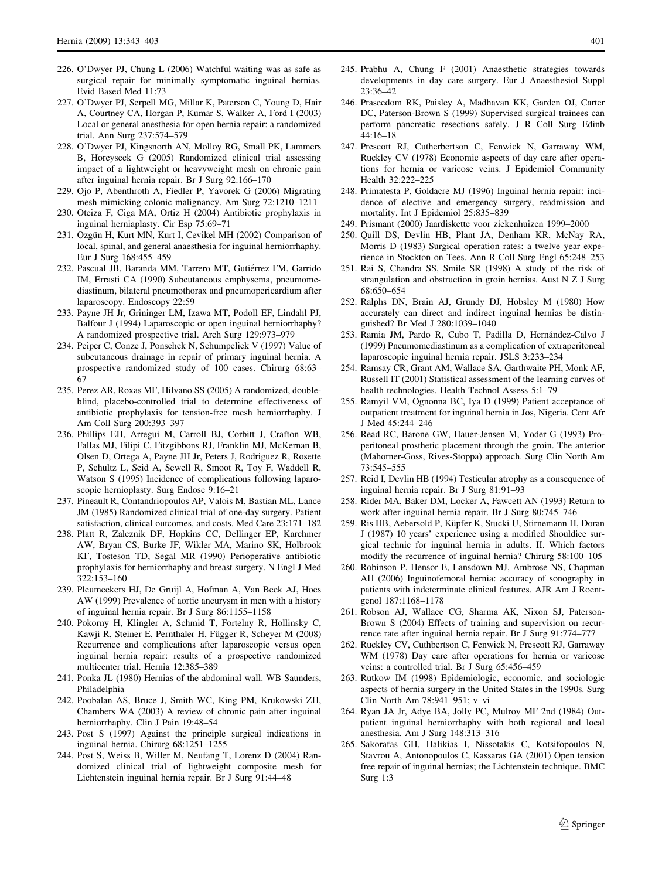226. O'Dwyer PJ, Chung L (2006) Watchful waiting was as safe as surgical repair for minimally symptomatic inguinal hernias. Evid Based Med 11:73
227. O'Dwyer PJ, Serpell MG, Millar K, Paterson C, Young D, Hair A, Courtney CA, Horgan P, Kumar S, Walker A, Ford I (2003) Local or general anesthesia for open hernia repair: a randomized trial. Ann Surg 237:574–579
228. O'Dwyer PJ, Kingsnorth AN, Molloy RG, Small PK, Lammers B, Horeyseck G (2005) Randomized clinical trial assessing impact of a lightweight or heavyweight mesh on chronic pain after inguinal hernia repair. Br J Surg 92:166–170
229. Ojo P, Abenthroth A, Fiedler P, Yavorek G (2006) Migrating mesh mimicking colonic malignancy. Am Surg 72:1210–1211
230. Oteiza F, Ciga MA, Ortiz H (2004) Antibiotic prophylaxis in inguinal herniaplasty. Cir Esp 75:69–71
231. Ozgün H, Kurt MN, Kurt I, Cevikel MH (2002) Comparison of local, spinal, and general anaesthesia for inguinal herniorrhaphy. Eur J Surg 168:455–459
232. Pascual JB, Baranda MM, Tarrero MT, Gutiérrez FM, Garrido IM, Errasti CA (1990) Subcutaneous emphysema, pneumomediastinum, bilateral pneumothorax and pneumopericardium after laparoscopy. Endoscopy 22:59
233. Payne JH Jr, Grininger LM, Izawa MT, Podoll EF, Lindahl PJ, Balfour J (1994) Laparoscopic or open inguinal herniorrhaphy? A randomized prospective trial. Arch Surg 129:973–979
234. Peiper C, Conze J, Ponschek N, Schumpelick V (1997) Value of subcutaneous drainage in repair of primary inguinal hernia. A prospective randomized study of 100 cases. Chirurg 68:63–67
235. Perez AR, Roxas MF, Hilvano SS (2005) A randomized, double-blind, placebo-controlled trial to determine effectiveness of antibiotic prophylaxis for tension-free mesh herniorrhaphy. J Am Coll Surg 200:393–397
236. Phillips EH, Arregui M, Carroll BJ, Corbitt J, Crafton WB, Fallas MJ, Filipi C, Fitzgibbons RJ, Franklin MJ, McKernan B, Olsen D, Ortega A, Payne JH Jr, Peters J, Rodriguez R, Rosette P, Schultz L, Seid A, Sewell R, Smoot R, Toy F, Waddell R, Watson S (1995) Incidence of complications following laparoscopic hernioplasty. Surg Endosc 9:16–21
237. Pineault R, Contandriopoulos AP, Valois M, Bastian ML, Lance JM (1985) Randomized clinical trial of one-day surgery. Patient satisfaction, clinical outcomes, and costs. Med Care 23:171–182
238. Platt R, Zaleznik DF, Hopkins CC, Dellinger EP, Karchmer AW, Bryan CS, Burke JF, Wikler MA, Marino SK, Holbrook KF, Tosteson TD, Segal MR (1990) Perioperative antibiotic prophylaxis for herniorrhaphy and breast surgery. N Engl J Med 322:153–160
239. Pleumeekers HJ, De Gruijl A, Hofman A, Van Beek AJ, Hoes AW (1999) Prevalence of aortic aneurysm in men with a history of inguinal hernia repair. Br J Surg 86:1155–1158
240. Pokorny H, Klingler A, Schmid T, Fortelny R, Hollinsky C, Kawji R, Steiner E, Pernthaler H, Függer R, Scheyer M (2008) Recurrence and complications after laparoscopic versus open inguinal hernia repair: results of a prospective randomized multicenter trial. Hernia 12:385–389
241. Ponka JL (1980) Hernias of the abdominal wall. WB Saunders, Philadelphia
242. Poobalan AS, Bruce J, Smith WC, King PM, Krukowski ZH, Chambers WA (2003) A review of chronic pain after inguinal herniorrhaphy. Clin J Pain 19:48–54
243. Post S (1997) Against the principle surgical indications in inguinal hernia. Chirurg 68:1251–1255
244. Post S, Weiss B, Willer M, Neufang T, Lorenz D (2004) Randomized clinical trial of lightweight composite mesh for Lichtenstein inguinal hernia repair. Br J Surg 91:44–48
245. Prabhu A, Chung F (2001) Anaesthetic strategies towards developments in day care surgery. Eur J Anaesthesiol Suppl 23:36–42
246. Praseedom RK, Paisley A, Madhavan KK, Garden OJ, Carter DC, Paterson-Brown S (1999) Supervised surgical trainees can perform pancreatic resections safely. J R Coll Surg Edinb 44:16–18
247. Prescott RJ, Cutherbertson C, Fenwick N, Garraway WM, Ruckley CV (1978) Economic aspects of day care after operations for hernia or varicose veins. J Epidemiol Community Health 32:222–225
248. Primatesta P, Goldacre MJ (1996) Inguinal hernia repair: incidence of elective and emergency surgery, readmission and mortality. Int J Epidemiol 25:835–839
249. Prismant (2000) Jaardiskette voor ziekenhuizen 1999–2000
250. Quill DS, Devlin HB, Plant JA, Denham KR, McNay RA, Morris D (1983) Surgical operation rates: a twelve year experience in Stockton on Tees. Ann R Coll Surg Engl 65:248–253
251. Rai S, Chandra SS, Smile SR (1998) A study of the risk of strangulation and obstruction in groin hernias. Aust N Z J Surg 68:650–654
252. Ralphs DN, Brain AJ, Grundy DJ, Hobsley M (1980) How accurately can direct and indirect inguinal hernias be distinguished? Br Med J 280:1039–1040
253. Ramia JM, Pardo R, Cubo T, Padilla D, Hernández-Calvo J (1999) Pneumomediastinum as a complication of extraperitoneal laparoscopic inguinal hernia repair. JSLS 3:233–234
254. Ramsay CR, Grant AM, Wallace SA, Garthwaite PH, Monk AF, Russell IT (2001) Statistical assessment of the learning curves of health technologies. Health Technol Assess 5:1–79
255. Ramyil VM, Ognonna BC, Iya D (1999) Patient acceptance of outpatient treatment for inguinal hernia in Jos, Nigeria. Cent Afr J Med 45:244–246
256. Read RC, Barone GW, Hauer-Jensen M, Yoder G (1993) Properitoneal prosthetic placement through the groin. The anterior (Mahorner-Goss, Rives-Stoppa) approach. Surg Clin North Am 73:545–555
257. Reid I, Devlin HB (1994) Testicular atrophy as a consequence of inguinal hernia repair. Br J Surg 81:91–93
258. Rider MA, Baker DM, Locker A, Fawcett AN (1993) Return to work after inguinal hernia repair. Br J Surg 80:745–746
259. Ris HB, Aebersold P, Küpfer K, Stucki U, Stirnemann H, Doran J (1987) 10 years' experience using a modified Shouldice surgical technic for inguinal hernia in adults. II. Which factors modify the recurrence of inguinal hernia? Chirurg 58:100–105
260. Robinson P, Hensor E, Lansdown MJ, Ambrose NS, Chapman AH (2006) Inguinofemoral hernia: accuracy of sonography in patients with indeterminate clinical features. AJR Am J Roentgenol 187:1168–1178
261. Robson AJ, Wallace CG, Sharma AK, Nixon SJ, Paterson-Brown S (2004) Effects of training and supervision on recurrence rate after inguinal hernia repair. Br J Surg 91:774–777
262. Ruckley CV, Cuthbertson C, Fenwick N, Prescott RJ, Garraway WM (1978) Day care after operations for hernia or varicose veins: a controlled trial. Br J Surg 65:456–459
263. Rutkow IM (1998) Epidemiologic, economic, and sociologic aspects of hernia surgery in the United States in the 1990s. Surg Clin North Am 78:941–951; v–vi
264. Ryan JA Jr, Adye BA, Jolly PC, Mulroy MF 2nd (1984) Outpatient inguinal herniorrhaphy with both regional and local anesthesia. Am J Surg 148:313–316
265. Sakorafas GH, Halikias I, Nissotakis C, Kotsifopoulos N, Stavrou A, Antonopoulos C, Kassaras GA (2001) Open tension free repair of inguinal hernias; the Lichtenstein technique. BMC Surg 1:3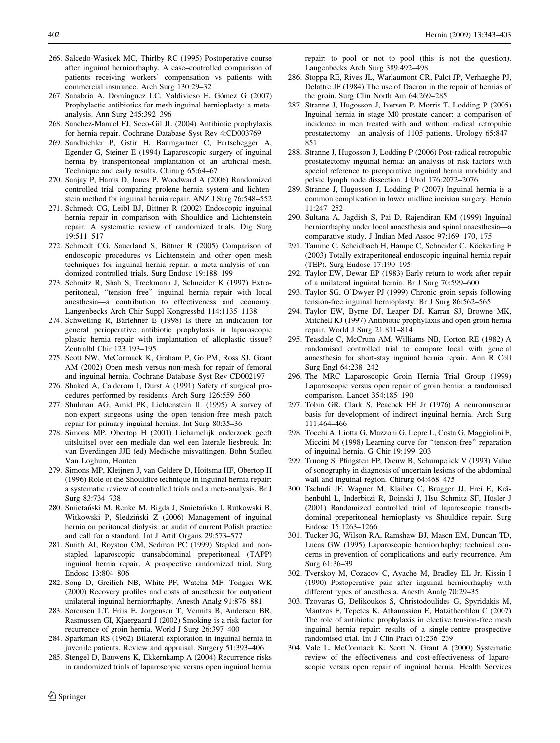266. Salcedo-Wasicek MC, Thirlby RC (1995) Postoperative course after inguinal herniorrhaphy. A case–controlled comparison of patients receiving workers' compensation vs patients with commercial insurance. Arch Surg 130:29–32
267. Sanabria A, Domínguez LC, Valdivieso E, Gómez G (2007) Prophylactic antibiotics for mesh inguinal hernioplasty: a meta-analysis. Ann Surg 245:392–396
268. Sanchez-Manuel FJ, Seco-Gil JL (2004) Antibiotic prophylaxis for hernia repair. Cochrane Database Syst Rev 4:CD003769
269. Sandbichler P, Gstir H, Baumgartner C, Furtschegger A, Egender G, Steiner E (1994) Laparoscopic surgery of inguinal hernia by transperitoneal implantation of an artificial mesh. Technique and early results. Chirurg 65:64–67
270. Sanjay P, Harris D, Jones P, Woodward A (2006) Randomized controlled trial comparing prolene hernia system and lichtenstein method for inguinal hernia repair. ANZ J Surg 76:548–552
271. Schmedt CG, Leibl BJ, Bittner R (2002) Endoscopic inguinal hernia repair in comparison with Shouldice and Lichtenstein repair. A systematic review of randomized trials. Dig Surg 19:511–517
272. Schmedt CG, Sauerland S, Bittner R (2005) Comparison of endoscopic procedures vs Lichtenstein and other open mesh techniques for inguinal hernia repair: a meta-analysis of randomized controlled trials. Surg Endosc 19:188–199
273. Schmitz R, Shah S, Treckmann J, Schneider K (1997) Extraperitoneal, "tension free" inguinal hernia repair with local anesthesia—a contribution to effectiveness and economy. Langenbecks Arch Chir Suppl Kongressbd 114:1135–1138
274. Schwetling R, Bärlehner E (1998) Is there an indication for general perioperative antibiotic prophylaxis in laparoscopic plastic hernia repair with implantation of alloplastic tissue? Zentralbl Chir 123:193–195
275. Scott NW, McCormack K, Graham P, Go PM, Ross SJ, Grant AM (2002) Open mesh versus non-mesh for repair of femoral and inguinal hernia. Cochrane Database Syst Rev CD002197
276. Shaked A, Calderom I, Durst A (1991) Safety of surgical procedures performed by residents. Arch Surg 126:559–560
277. Shulman AG, Amid PK, Lichtenstein IL (1995) A survey of non-expert surgeons using the open tension-free mesh patch repair for primary inguinal hernias. Int Surg 80:35–36
278. Simons MP, Obertop H (2001) Lichamelijk onderzoek geeft uitsluitsel over een mediale dan wel een laterale liesbreuk. In: van Everdingen JJE (ed) Medische misvattingen. Bohn Stafleu Van Loghum, Houten
279. Simons MP, Kleijnen J, van Geldere D, Hoitsma HF, Obertop H (1996) Role of the Shouldice technique in inguinal hernia repair: a systematic review of controlled trials and a meta-analysis. Br J Surg 83:734–738
280. Smietański M, Renke M, Bigda J, Smietańska I, Rutkowski B, Witkowski P, Sledziński Z (2006) Management of inguinal hernia on peritoneal dialysis: an audit of current Polish practice and call for a standard. Int J Artif Organs 29:573–577
281. Smith AI, Royston CM, Sedman PC (1999) Stapled and non-stapled laparoscopic transabdominal preperitoneal (TAPP) inguinal hernia repair. A prospective randomized trial. Surg Endosc 13:804–806
282. Song D, Greilich NB, White PF, Watcha MF, Tongier WK (2000) Recovery profiles and costs of anesthesia for outpatient unilateral inguinal herniorrhaphy. Anesth Analg 91:876–881
283. Sorensen LT, Friis E, Jorgensen T, Vennits B, Andersen BR, Rasmussen GI, Kjaergaard J (2002) Smoking is a risk factor for recurrence of groin hernia. World J Surg 26:397–400
284. Sparkman RS (1962) Bilateral exploration in inguinal hernia in juvenile patients. Review and appraisal. Surgery 51:393–406
285. Stengel D, Bauwens K, Ekkernkamp A (2004) Recurrence risks in randomized trials of laparoscopic versus open inguinal hernia repair: to pool or not to pool (this is not the question). Langenbecks Arch Surg 389:492–498
286. Stoppa RE, Rives JL, Warlaumont CR, Palot JP, Verhaeghe PJ, Delattre JF (1984) The use of Dacron in the repair of hernias of the groin. Surg Clin North Am 64:269–285
287. Stranne J, Hugosson J, Iversen P, Morris T, Lodding P (2005) Inguinal hernia in stage M0 prostate cancer: a comparison of incidence in men treated with and without radical retropubic prostatectomy—an analysis of 1105 patients. Urology 65:847–851
288. Stranne J, Hugosson J, Lodding P (2006) Post-radical retropubic prostatectomy inguinal hernia: an analysis of risk factors with special reference to preoperative inguinal hernia morbidity and pelvic lymph node dissection. J Urol 176:2072–2076
289. Stranne J, Hugosson J, Lodding P (2007) Inguinal hernia is a common complication in lower midline incision surgery. Hernia 11:247–252
290. Sultana A, Jagdish S, Pai D, Rajendiran KM (1999) Inguinal herniorrhaphy under local anaesthesia and spinal anaesthesia—a comparative study. J Indian Med Assoc 97:169–170, 175
291. Tamme C, Scheidbach H, Hampe C, Schneider C, Köckerling F (2003) Totally extraperitoneal endoscopic inguinal hernia repair (TEP). Surg Endosc 17:190–195
292. Taylor EW, Dewar EP (1983) Early return to work after repair of a unilateral inguinal hernia. Br J Surg 70:599–600
293. Taylor SG, O'Dwyer PJ (1999) Chronic groin sepsis following tension-free inguinal hernioplasty. Br J Surg 86:562–565
294. Taylor EW, Byrne DJ, Leaper DJ, Karran SJ, Browne MK, Mitchell KJ (1997) Antibiotic prophylaxis and open groin hernia repair. World J Surg 21:811–814
295. Teasdale C, McCrum AM, Williams NB, Horton RE (1982) A randomised controlled trial to compare local with general anaesthesia for short-stay inguinal hernia repair. Ann R Coll Surg Engl 64:238–242
296. The MRC Laparoscopic Groin Hernia Trial Group (1999) Laparoscopic versus open repair of groin hernia: a randomised comparison. Lancet 354:185–190
297. Tobin GR, Clark S, Peacock EE Jr (1976) A neuromuscular basis for development of indirect inguinal hernia. Arch Surg 111:464–466
298. Tocchi A, Liotta G, Mazzoni G, Lepre L, Costa G, Maggiolini F, Miccini M (1998) Learning curve for "tension-free" reparation of inguinal hernia. G Chir 19:199–203
299. Truong S, Pfingsten FP, Dreuw B, Schumpelick V (1993) Value of sonography in diagnosis of uncertain lesions of the abdominal wall and inguinal region. Chirurg 64:468–475
300. Tschudi JF, Wagner M, Klaiber C, Brugger JJ, Frei E, Krähenbühl L, Inderbitzi R, Boinski J, Hsu Schmitz SF, Hüsler J (2001) Randomized controlled trial of laparoscopic transabdominal preperitoneal hernioplasty vs Shouldice repair. Surg Endosc 15:1263–1266
301. Tucker JG, Wilson RA, Ramshaw BJ, Mason EM, Duncan TD, Lucas GW (1995) Laparoscopic herniorrhaphy: technical concerns in prevention of complications and early recurrence. Am Surg 61:36–39
302. Tverskoy M, Cozacov C, Ayache M, Bradley EL Jr, Kissin I (1990) Postoperative pain after inguinal herniorrhaphy with different types of anesthesia. Anesth Analg 70:29–35
303. Tzovaras G, Delikoukos S, Christodoulides G, Spyridakis M, Mantzos F, Tepetes K, Athanassiou E, Hatzitheofilou C (2007) The role of antibiotic prophylaxis in elective tension-free mesh inguinal hernia repair: results of a single-centre prospective randomised trial. Int J Clin Pract 61:236–239
304. Vale L, McCormack K, Scott N, Grant A (2000) Systematic review of the effectiveness and cost-effectiveness of laparoscopic versus open repair of inguinal hernia. Health Services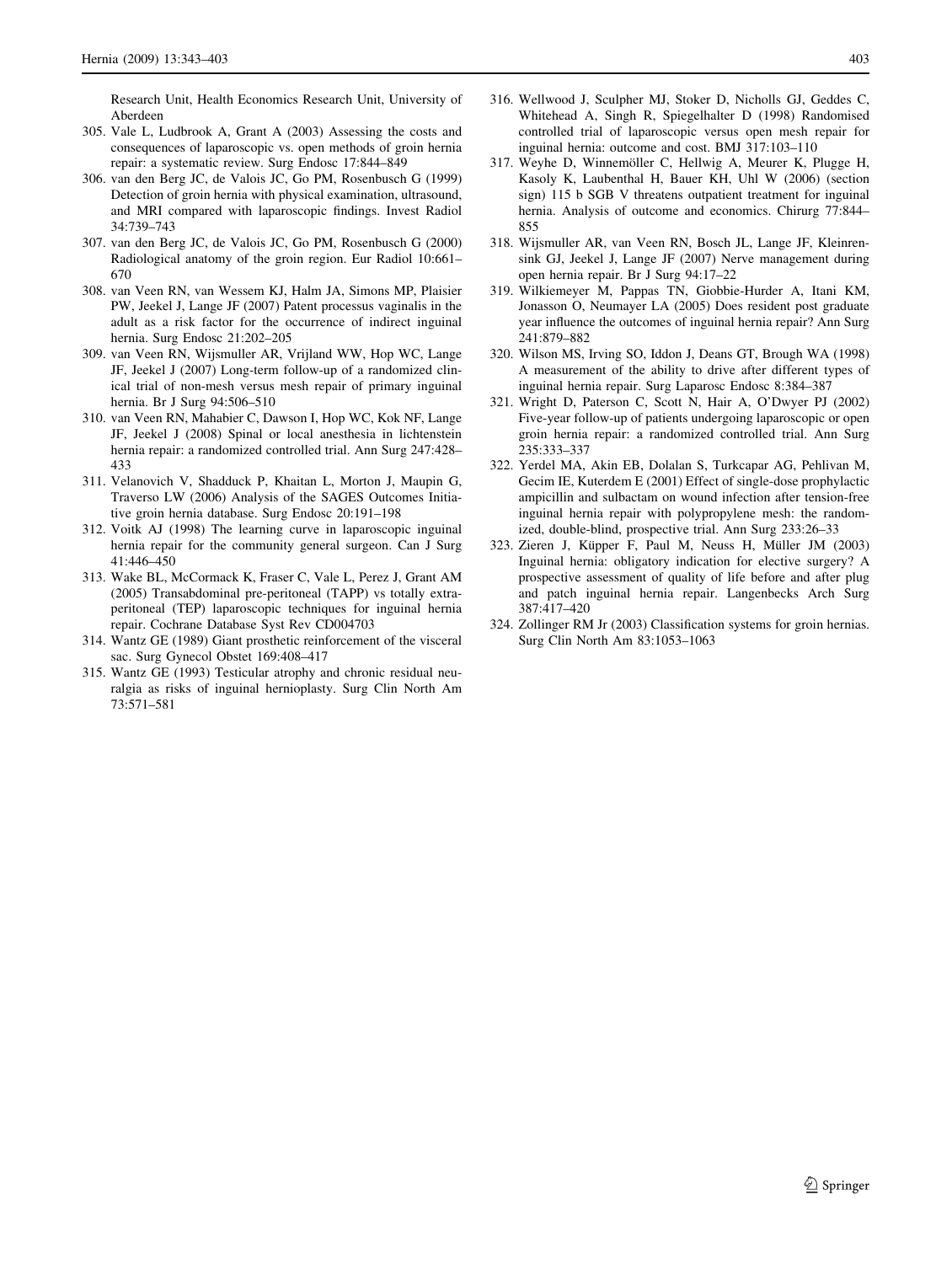Research Unit, Health Economics Research Unit, University of Aberdeen

305. Vale L, Ludbrook A, Grant A (2003) Assessing the costs and consequences of laparoscopic vs. open methods of groin hernia repair: a systematic review. Surg Endosc 17:844–849
306. van den Berg JC, de Valois JC, Go PM, Rosenbusch G (1999) Detection of groin hernia with physical examination, ultrasound, and MRI compared with laparoscopic findings. Invest Radiol 34:739–743
307. van den Berg JC, de Valois JC, Go PM, Rosenbusch G (2000) Radiological anatomy of the groin region. Eur Radiol 10:661–670
308. van Veen RN, van Wessem KJ, Halm JA, Simons MP, Plaisier PW, Jeekel J, Lange JF (2007) Patent processus vaginalis in the adult as a risk factor for the occurrence of indirect inguinal hernia. Surg Endosc 21:202–205
309. van Veen RN, Wijsmuller AR, Vrijland WW, Hop WC, Lange JF, Jeekel J (2007) Long-term follow-up of a randomized clinical trial of non-mesh versus mesh repair of primary inguinal hernia. Br J Surg 94:506–510
310. van Veen RN, Mahabier C, Dawson I, Hop WC, Kok NF, Lange JF, Jeekel J (2008) Spinal or local anesthesia in lichtenstein hernia repair: a randomized controlled trial. Ann Surg 247:428–433
311. Velanovich V, Shadduck P, Khaitan L, Morton J, Maupin G, Traverso LW (2006) Analysis of the SAGES Outcomes Initiative groin hernia database. Surg Endosc 20:191–198
312. Voitk AJ (1998) The learning curve in laparoscopic inguinal hernia repair for the community general surgeon. Can J Surg 41:446–450
313. Wake BL, McCormack K, Fraser C, Vale L, Perez J, Grant AM (2005) Transabdominal pre-peritoneal (TAPP) vs totally extraperitoneal (TEP) laparoscopic techniques for inguinal hernia repair. Cochrane Database Syst Rev CD004703
314. Wantz GE (1989) Giant prosthetic reinforcement of the visceral sac. Surg Gynecol Obstet 169:408–417
315. Wantz GE (1993) Testicular atrophy and chronic residual neuralgia as risks of inguinal hernioplasty. Surg Clin North Am 73:571–581
316. Wellwood J, Sculpher MJ, Stoker D, Nicholls GJ, Geddes C, Whitehead A, Singh R, Spiegelhalter D (1998) Randomised controlled trial of laparoscopic versus open mesh repair for inguinal hernia: outcome and cost. BMJ 317:103–110
317. Weyhe D, Winnemöller C, Hellwig A, Meurer K, Plugge H, Kasoly K, Laubenthal H, Bauer KH, Uhl W (2006) (section sign) 115 b SGB V threatens outpatient treatment for inguinal hernia. Analysis of outcome and economics. Chirurg 77:844–855
318. Wijsmuller AR, van Veen RN, Bosch JL, Lange JF, Kleinrensink GJ, Jeekel J, Lange JF (2007) Nerve management during open hernia repair. Br J Surg 94:17–22
319. Wilkiemeyer M, Pappas TN, Giobbie-Hurder A, Itani KM, Jonasson O, Neumayer LA (2005) Does resident post graduate year influence the outcomes of inguinal hernia repair? Ann Surg 241:879–882
320. Wilson MS, Irving SO, Iddon J, Deans GT, Brough WA (1998) A measurement of the ability to drive after different types of inguinal hernia repair. Surg Laparosc Endosc 8:384–387
321. Wright D, Paterson C, Scott N, Hair A, O'Dwyer PJ (2002) Five-year follow-up of patients undergoing laparoscopic or open groin hernia repair: a randomized controlled trial. Ann Surg 235:333–337
322. Yerdel MA, Akin EB, Dolalan S, Turkcapar AG, Pehlivan M, Gecim IE, Kuterdem E (2001) Effect of single-dose prophylactic ampicillin and sulbactam on wound infection after tension-free inguinal hernia repair with polypropylene mesh: the randomized, double-blind, prospective trial. Ann Surg 233:26–33
323. Zieren J, Küpper F, Paul M, Neuss H, Müller JM (2003) Inguinal hernia: obligatory indication for elective surgery? A prospective assessment of quality of life before and after plug and patch inguinal hernia repair. Langenbecks Arch Surg 387:417–420
324. Zollinger RM Jr (2003) Classification systems for groin hernias. Surg Clin North Am 83:1053–1063